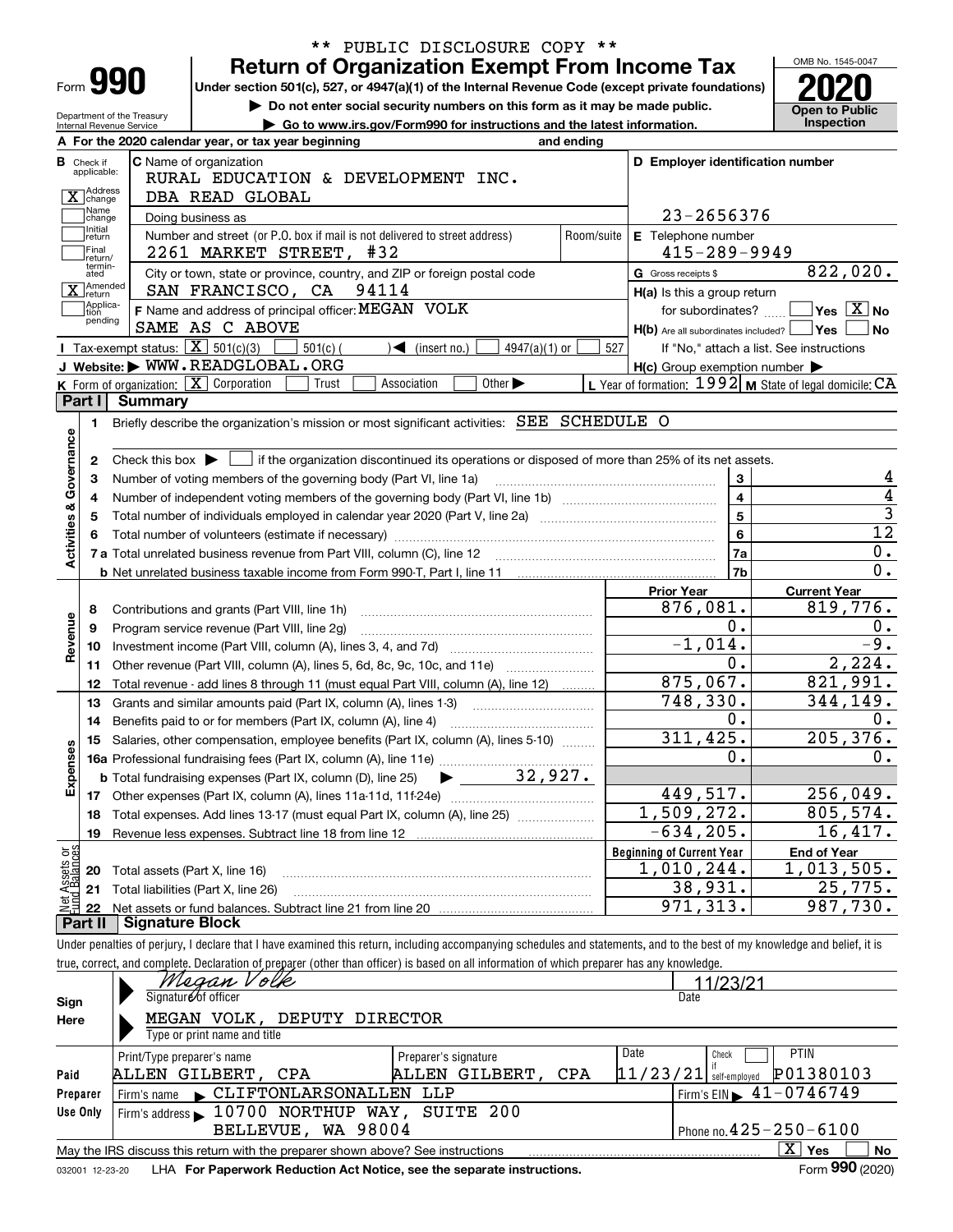\*\* PUBLIC DISCLOSURE COPY \*\*

# Form 990 — Return of Organization Exempt From Income Tax (2020)

Under section 501(c), 527, or 4947(a)(1) of the Internal Revenue Code (except private foundations)

▶ Do not enter social security numbers on this form as it may be made public.

▶ Go to www.irs.gov/Form990 for instructions and the latest information.

Department of the Treasury, Internal Revenue Service — OMB No. 1545-0047 — **Open to Public Inspection**

**A** For the 2020 calendar year, or tax year beginning and ending

**B** Check if applicable: [X] Address change; [ ] Name change; [ ] Initial return; [ ] Final return/terminated; [X] Amended return; [ ] Application pending

**C** Name of organization: RURAL EDUCATION & DEVELOPMENT INC. DBA READ GLOBAL

Doing business as

Number and street (or P.O. box if mail is not delivered to street address): 2261 MARKET STREET, #32 — Room/suite

City or town, state or province, country, and ZIP or foreign postal code: SAN FRANCISCO, CA 94114

**D** Employer identification number: 23-2656376

**E** Telephone number: 415-289-9949

**G** Gross receipts $ 822,020.

**F** Name and address of principal officer: MEGAN VOLK, SAME AS C ABOVE

**H(a)** Is this a group return for subordinates? [ ] Yes [X] No

**H(b)** Are all subordinates included? [ ] Yes [ ] No — If "No," attach a list. See instructions

**H(c)** Group exemption number ▶

**I** Tax-exempt status: [X] 501(c)(3) [ ] 501(c) ( ) ◀ (insert no.) [ ] 4947(a)(1) or [ ] 527

**J** Website: ▶ WWW.READGLOBAL.ORG

**K** Form of organization: [X] Corporation [ ] Trust [ ] Association [ ] Other ▶

**L** Year of formation: 1992 **M** State of legal domicile: CA

## Part I Summary

**Activities & Governance**

1. Briefly describe the organization's mission or most significant activities: SEE SCHEDULE O
2. Check this box ▶ [ ] if the organization discontinued its operations or disposed of more than 25% of its net assets.

| | | | |
|---|---|---|---|
| 3 | Number of voting members of the governing body (Part VI, line 1a) | 3 | 4 |
| 4 | Number of independent voting members of the governing body (Part VI, line 1b) | 4 | 4 |
| 5 | Total number of individuals employed in calendar year 2020 (Part V, line 2a) | 5 | 3 |
| 6 | Total number of volunteers (estimate if necessary) | 6 | 12 |
| 7a | Total unrelated business revenue from Part VIII, column (C), line 12 | 7a | 0. |
| b | Net unrelated business taxable income from Form 990-T, Part I, line 11 | 7b | 0. |

| | | Prior Year | Current Year |
|---|---|---|---|
| **Revenue** | | | |
| 8 | Contributions and grants (Part VIII, line 1h) | 876,081. | 819,776. |
| 9 | Program service revenue (Part VIII, line 2g) | 0. | 0. |
| 10 | Investment income (Part VIII, column (A), lines 3, 4, and 7d) | -1,014. | -9. |
| 11 | Other revenue (Part VIII, column (A), lines 5, 6d, 8c, 9c, 10c, and 11e) | 0. | 2,224. |
| 12 | Total revenue - add lines 8 through 11 (must equal Part VIII, column (A), line 12) | 875,067. | 821,991. |
| **Expenses** | | | |
| 13 | Grants and similar amounts paid (Part IX, column (A), lines 1-3) | 748,330. | 344,149. |
| 14 | Benefits paid to or for members (Part IX, column (A), line 4) | 0. | 0. |
| 15 | Salaries, other compensation, employee benefits (Part IX, column (A), lines 5-10) | 311,425. | 205,376. |
| 16a | Professional fundraising fees (Part IX, column (A), line 11e) | 0. | 0. |
| b | Total fundraising expenses (Part IX, column (D), line 25) ▶ 32,927. | | |
| 17 | Other expenses (Part IX, column (A), lines 11a-11d, 11f-24e) | 449,517. | 256,049. |
| 18 | Total expenses. Add lines 13-17 (must equal Part IX, column (A), line 25) | 1,509,272. | 805,574. |
| 19 | Revenue less expenses. Subtract line 18 from line 12 | -634,205. | 16,417. |

| **Net Assets or Fund Balances** | | Beginning of Current Year | End of Year |
|---|---|---|---|
| 20 | Total assets (Part X, line 16) | 1,010,244. | 1,013,505. |
| 21 | Total liabilities (Part X, line 26) | 38,931. | 25,775. |
| 22 | Net assets or fund balances. Subtract line 21 from line 20 | 971,313. | 987,730. |

## Part II Signature Block

Under penalties of perjury, I declare that I have examined this return, including accompanying schedules and statements, and to the best of my knowledge and belief, it is true, correct, and complete. Declaration of preparer (other than officer) is based on all information of which preparer has any knowledge.

**Sign Here**

Signature of officer: Megan Volk — Date: 11/23/21

Type or print name and title: MEGAN VOLK, DEPUTY DIRECTOR

**Paid Preparer Use Only**

| Print/Type preparer's name | Preparer's signature | Date | Check [ ] if self-employed | PTIN |
|---|---|---|---|---|
| ALLEN GILBERT, CPA | ALLEN GILBERT, CPA | 11/23/21 | | P01380103 |

Firm's name ▶ CLIFTONLARSONALLEN LLP — Firm's EIN ▶ 41-0746749

Firm's address ▶ 10700 NORTHUP WAY, SUITE 200, BELLEVUE, WA 98004 — Phone no. 425-250-6100

May the IRS discuss this return with the preparer shown above? See instructions [X] Yes [ ] No

032001 12-23-20 LHA For Paperwork Reduction Act Notice, see the separate instructions. Form **990** (2020)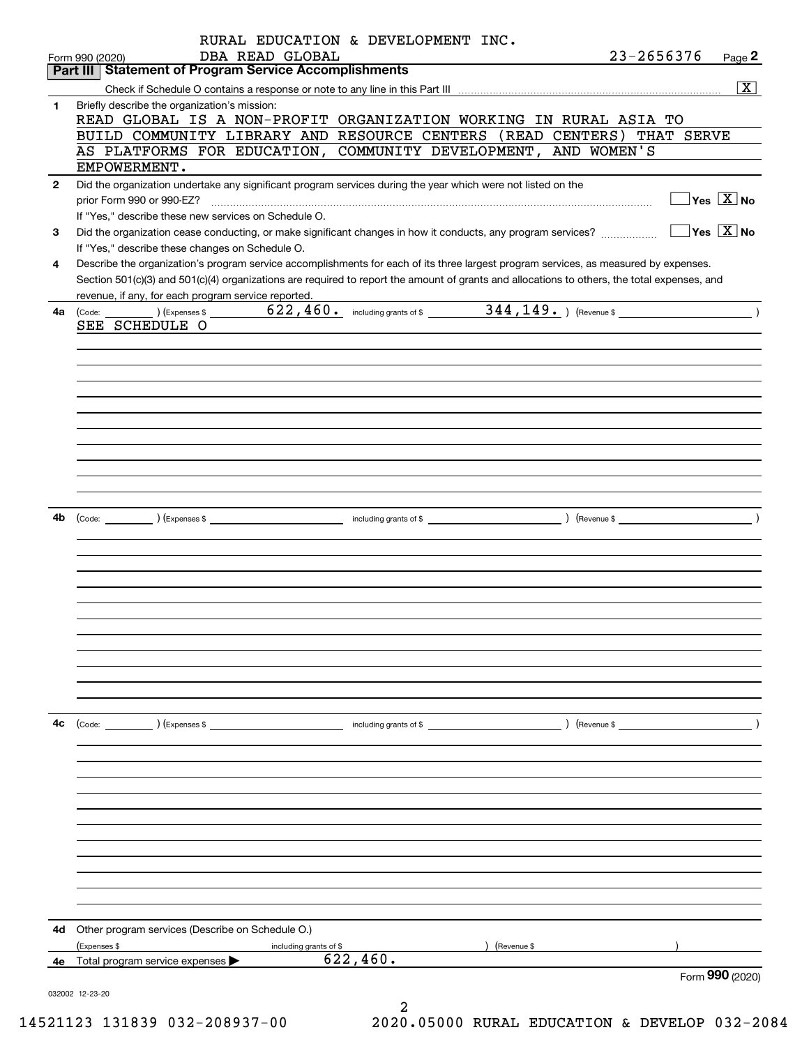RURAL EDUCATION & DEVELOPMENT INC.
DBA READ GLOBAL

Form 990 (2020) 23-2656376 Page **2**

## Part III Statement of Program Service Accomplishments

Check if Schedule O contains a response or note to any line in this Part III ..... [X]

**1** Briefly describe the organization's mission:

READ GLOBAL IS A NON-PROFIT ORGANIZATION WORKING IN RURAL ASIA TO BUILD COMMUNITY LIBRARY AND RESOURCE CENTERS (READ CENTERS) THAT SERVE AS PLATFORMS FOR EDUCATION, COMMUNITY DEVELOPMENT, AND WOMEN'S EMPOWERMENT.

**2** Did the organization undertake any significant program services during the year which were not listed on the prior Form 990 or 990-EZ? ..... [ ] Yes [X] No

If "Yes," describe these new services on Schedule O.

**3** Did the organization cease conducting, or make significant changes in how it conducts, any program services? ..... [ ] Yes [X] No

If "Yes," describe these changes on Schedule O.

**4** Describe the organization's program service accomplishments for each of its three largest program services, as measured by expenses. Section 501(c)(3) and 501(c)(4) organizations are required to report the amount of grants and allocations to others, the total expenses, and revenue, if any, for each program service reported.

**4a** (Code: ) (Expenses $ 622,460. including grants of $ 344,149. ) (Revenue $ )

SEE SCHEDULE O

**4b** (Code: ) (Expenses $ including grants of $ ) (Revenue $ )

**4c** (Code: ) (Expenses $ including grants of $ ) (Revenue $ )

**4d** Other program services (Describe on Schedule O.)

(Expenses $ including grants of $ ) (Revenue $ )

**4e** Total program service expenses ▶ 622,460.

Form **990** (2020)

032002 12-23-20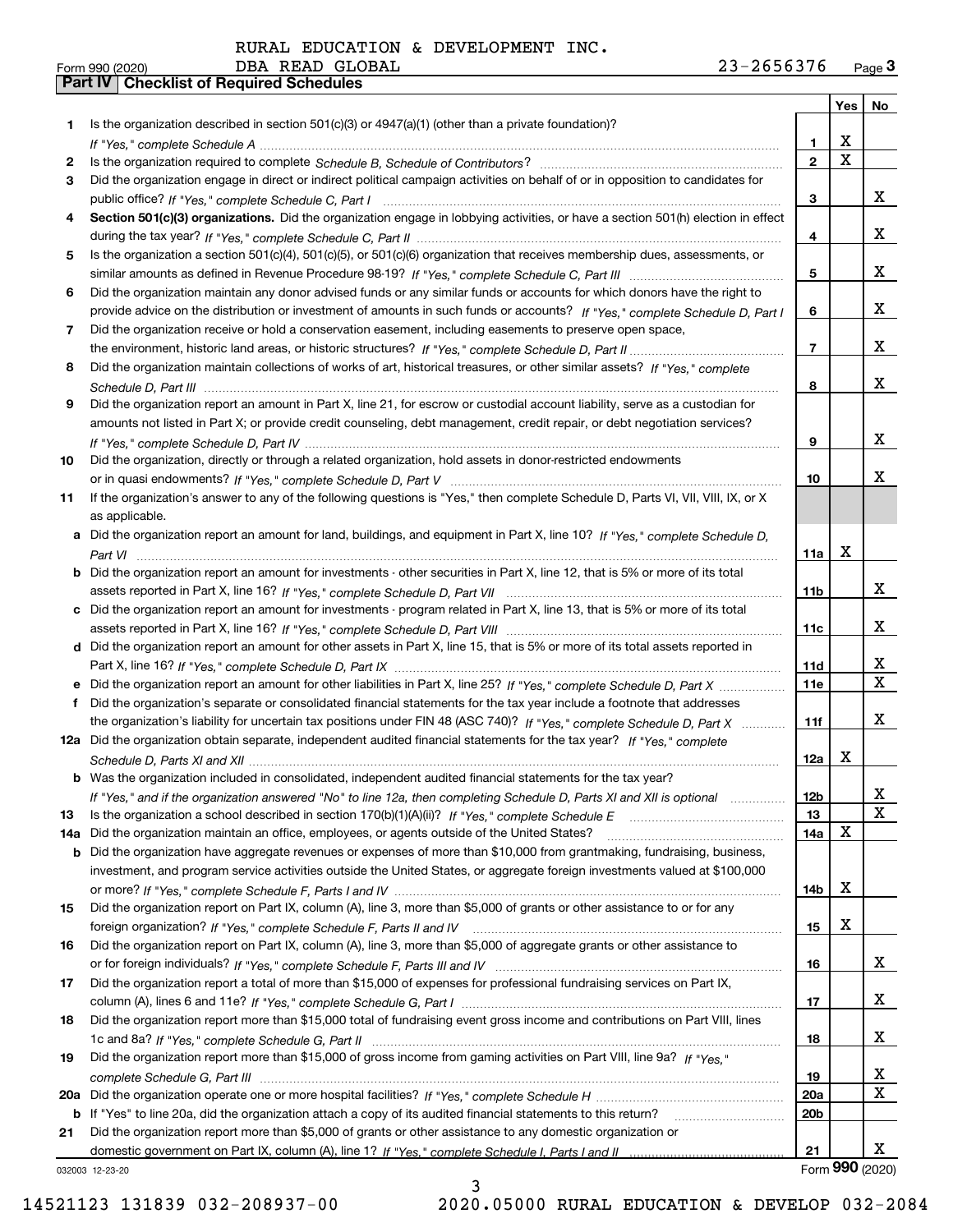RURAL EDUCATION & DEVELOPMENT INC.

Form 990 (2020) DBA READ GLOBAL 23-2656376 Page 3

**Part IV Checklist of Required Schedules**

| | | | Yes | No |
|---|---|---|---|---|
| 1 | Is the organization described in section 501(c)(3) or 4947(a)(1) (other than a private foundation)? *If "Yes," complete Schedule A* | 1 | X | |
| 2 | Is the organization required to complete *Schedule B, Schedule of Contributors*? | 2 | X | |
| 3 | Did the organization engage in direct or indirect political campaign activities on behalf of or in opposition to candidates for public office? *If "Yes," complete Schedule C, Part I* | 3 | | X |
| 4 | **Section 501(c)(3) organizations.** Did the organization engage in lobbying activities, or have a section 501(h) election in effect during the tax year? *If "Yes," complete Schedule C, Part II* | 4 | | X |
| 5 | Is the organization a section 501(c)(4), 501(c)(5), or 501(c)(6) organization that receives membership dues, assessments, or similar amounts as defined in Revenue Procedure 98-19? *If "Yes," complete Schedule C, Part III* | 5 | | X |
| 6 | Did the organization maintain any donor advised funds or any similar funds or accounts for which donors have the right to provide advice on the distribution or investment of amounts in such funds or accounts? *If "Yes," complete Schedule D, Part I* | 6 | | X |
| 7 | Did the organization receive or hold a conservation easement, including easements to preserve open space, the environment, historic land areas, or historic structures? *If "Yes," complete Schedule D, Part II* | 7 | | X |
| 8 | Did the organization maintain collections of works of art, historical treasures, or other similar assets? *If "Yes," complete Schedule D, Part III* | 8 | | X |
| 9 | Did the organization report an amount in Part X, line 21, for escrow or custodial account liability, serve as a custodian for amounts not listed in Part X; or provide credit counseling, debt management, credit repair, or debt negotiation services? *If "Yes," complete Schedule D, Part IV* | 9 | | X |
| 10 | Did the organization, directly or through a related organization, hold assets in donor-restricted endowments or in quasi endowments? *If "Yes," complete Schedule D, Part V* | 10 | | X |
| 11 | If the organization's answer to any of the following questions is "Yes," then complete Schedule D, Parts VI, VII, VIII, IX, or X as applicable. | | | |
| a | Did the organization report an amount for land, buildings, and equipment in Part X, line 10? *If "Yes," complete Schedule D, Part VI* | 11a | X | |
| b | Did the organization report an amount for investments - other securities in Part X, line 12, that is 5% or more of its total assets reported in Part X, line 16? *If "Yes," complete Schedule D, Part VII* | 11b | | X |
| c | Did the organization report an amount for investments - program related in Part X, line 13, that is 5% or more of its total assets reported in Part X, line 16? *If "Yes," complete Schedule D, Part VIII* | 11c | | X |
| d | Did the organization report an amount for other assets in Part X, line 15, that is 5% or more of its total assets reported in Part X, line 16? *If "Yes," complete Schedule D, Part IX* | 11d | | X |
| e | Did the organization report an amount for other liabilities in Part X, line 25? *If "Yes," complete Schedule D, Part X* | 11e | | X |
| f | Did the organization's separate or consolidated financial statements for the tax year include a footnote that addresses the organization's liability for uncertain tax positions under FIN 48 (ASC 740)? *If "Yes," complete Schedule D, Part X* | 11f | | X |
| 12a | Did the organization obtain separate, independent audited financial statements for the tax year? *If "Yes," complete Schedule D, Parts XI and XII* | 12a | X | |
| b | Was the organization included in consolidated, independent audited financial statements for the tax year? *If "Yes," and if the organization answered "No" to line 12a, then completing Schedule D, Parts XI and XII is optional* | 12b | | X |
| 13 | Is the organization a school described in section 170(b)(1)(A)(ii)? *If "Yes," complete Schedule E* | 13 | | X |
| 14a | Did the organization maintain an office, employees, or agents outside of the United States? | 14a | X | |
| b | Did the organization have aggregate revenues or expenses of more than $10,000 from grantmaking, fundraising, business, investment, and program service activities outside the United States, or aggregate foreign investments valued at $100,000 or more? *If "Yes," complete Schedule F, Parts I and IV* | 14b | X | |
| 15 | Did the organization report on Part IX, column (A), line 3, more than $5,000 of grants or other assistance to or for any foreign organization? *If "Yes," complete Schedule F, Parts II and IV* | 15 | X | |
| 16 | Did the organization report on Part IX, column (A), line 3, more than $5,000 of aggregate grants or other assistance to or for foreign individuals? *If "Yes," complete Schedule F, Parts III and IV* | 16 | | X |
| 17 | Did the organization report a total of more than $15,000 of expenses for professional fundraising services on Part IX, column (A), lines 6 and 11e? *If "Yes," complete Schedule G, Part I* | 17 | | X |
| 18 | Did the organization report more than $15,000 total of fundraising event gross income and contributions on Part VIII, lines 1c and 8a? *If "Yes," complete Schedule G, Part II* | 18 | | X |
| 19 | Did the organization report more than $15,000 of gross income from gaming activities on Part VIII, line 9a? *If "Yes," complete Schedule G, Part III* | 19 | | X |
| 20a | Did the organization operate one or more hospital facilities? *If "Yes," complete Schedule H* | 20a | | X |
| b | If "Yes" to line 20a, did the organization attach a copy of its audited financial statements to this return? | 20b | | |
| 21 | Did the organization report more than $5,000 of grants or other assistance to any domestic organization or domestic government on Part IX, column (A), line 1? *If "Yes," complete Schedule I, Parts I and II* | 21 | | X |

032003 12-23-20 Form 990 (2020)

14521123 131839 032-208937-00 2020.05000 RURAL EDUCATION & DEVELOP 032-2084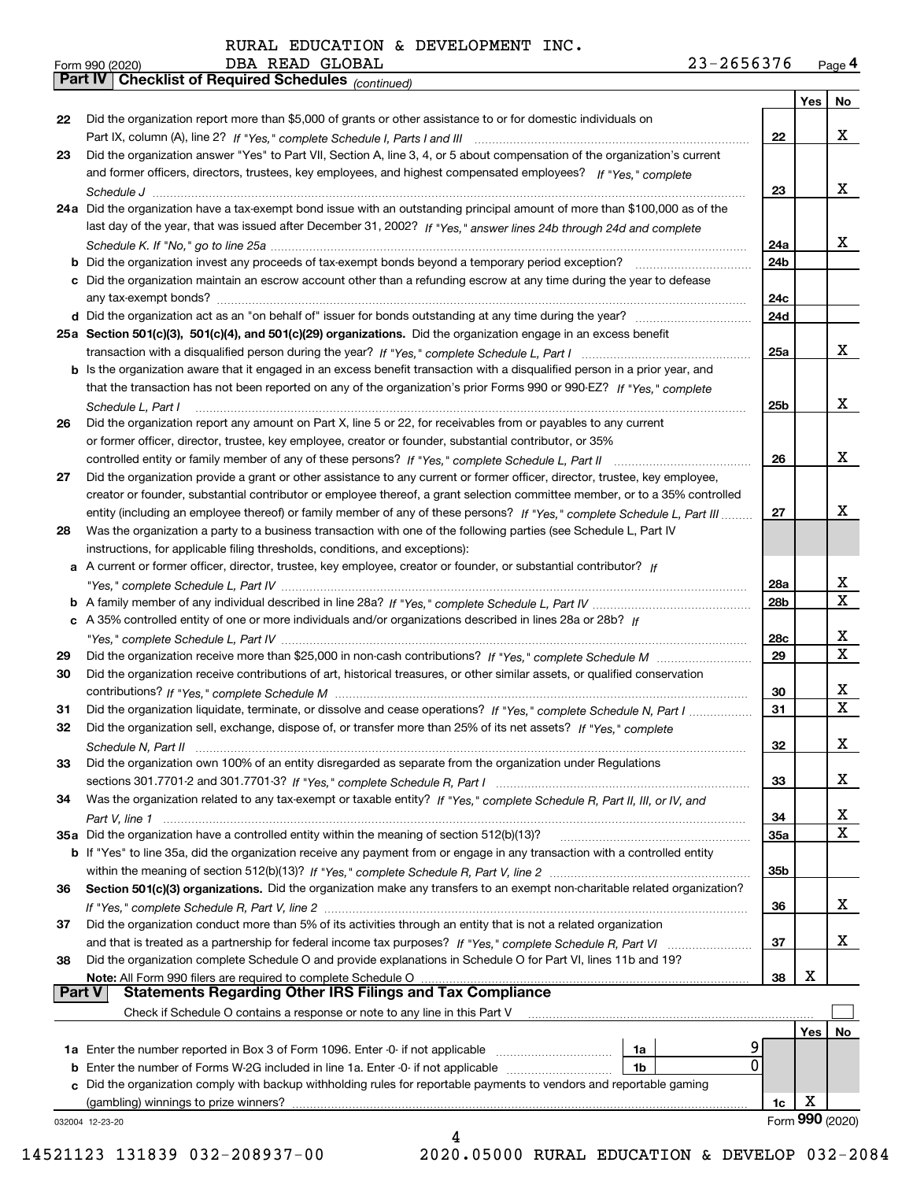RURAL EDUCATION & DEVELOPMENT INC.
DBA READ GLOBAL

Form 990 (2020) 23-2656376 Page 4

## Part IV Checklist of Required Schedules *(continued)*

| | | | Yes | No |
|---|---|---|---|---|
| 22 | Did the organization report more than $5,000 of grants or other assistance to or for domestic individuals on Part IX, column (A), line 2? *If "Yes," complete Schedule I, Parts I and III* | 22 | | X |
| 23 | Did the organization answer "Yes" to Part VII, Section A, line 3, 4, or 5 about compensation of the organization's current and former officers, directors, trustees, key employees, and highest compensated employees? *If "Yes," complete Schedule J* | 23 | | X |
| 24a | Did the organization have a tax-exempt bond issue with an outstanding principal amount of more than $100,000 as of the last day of the year, that was issued after December 31, 2002? *If "Yes," answer lines 24b through 24d and complete Schedule K. If "No," go to line 25a* | 24a | | X |
| b | Did the organization invest any proceeds of tax-exempt bonds beyond a temporary period exception? | 24b | | |
| c | Did the organization maintain an escrow account other than a refunding escrow at any time during the year to defease any tax-exempt bonds? | 24c | | |
| d | Did the organization act as an "on behalf of" issuer for bonds outstanding at any time during the year? | 24d | | |
| 25a | **Section 501(c)(3), 501(c)(4), and 501(c)(29) organizations.** Did the organization engage in an excess benefit transaction with a disqualified person during the year? *If "Yes," complete Schedule L, Part I* | 25a | | X |
| b | Is the organization aware that it engaged in an excess benefit transaction with a disqualified person in a prior year, and that the transaction has not been reported on any of the organization's prior Forms 990 or 990-EZ? *If "Yes," complete Schedule L, Part I* | 25b | | X |
| 26 | Did the organization report any amount on Part X, line 5 or 22, for receivables from or payables to any current or former officer, director, trustee, key employee, creator or founder, substantial contributor, or 35% controlled entity or family member of any of these persons? *If "Yes," complete Schedule L, Part II* | 26 | | X |
| 27 | Did the organization provide a grant or other assistance to any current or former officer, director, trustee, key employee, creator or founder, substantial contributor or employee thereof, a grant selection committee member, or to a 35% controlled entity (including an employee thereof) or family member of any of these persons? *If "Yes," complete Schedule L, Part III* | 27 | | X |
| 28 | Was the organization a party to a business transaction with one of the following parties (see Schedule L, Part IV instructions, for applicable filing thresholds, conditions, and exceptions): | | | |
| a | A current or former officer, director, trustee, key employee, creator or founder, or substantial contributor? *If "Yes," complete Schedule L, Part IV* | 28a | | X |
| b | A family member of any individual described in line 28a? *If "Yes," complete Schedule L, Part IV* | 28b | | X |
| c | A 35% controlled entity of one or more individuals and/or organizations described in lines 28a or 28b? *If "Yes," complete Schedule L, Part IV* | 28c | | X |
| 29 | Did the organization receive more than $25,000 in non-cash contributions? *If "Yes," complete Schedule M* | 29 | | X |
| 30 | Did the organization receive contributions of art, historical treasures, or other similar assets, or qualified conservation contributions? *If "Yes," complete Schedule M* | 30 | | X |
| 31 | Did the organization liquidate, terminate, or dissolve and cease operations? *If "Yes," complete Schedule N, Part I* | 31 | | X |
| 32 | Did the organization sell, exchange, dispose of, or transfer more than 25% of its net assets? *If "Yes," complete Schedule N, Part II* | 32 | | X |
| 33 | Did the organization own 100% of an entity disregarded as separate from the organization under Regulations sections 301.7701-2 and 301.7701-3? *If "Yes," complete Schedule R, Part I* | 33 | | X |
| 34 | Was the organization related to any tax-exempt or taxable entity? *If "Yes," complete Schedule R, Part II, III, or IV, and Part V, line 1* | 34 | | X |
| 35a | Did the organization have a controlled entity within the meaning of section 512(b)(13)? | 35a | | X |
| b | If "Yes" to line 35a, did the organization receive any payment from or engage in any transaction with a controlled entity within the meaning of section 512(b)(13)? *If "Yes," complete Schedule R, Part V, line 2* | 35b | | |
| 36 | **Section 501(c)(3) organizations.** Did the organization make any transfers to an exempt non-charitable related organization? *If "Yes," complete Schedule R, Part V, line 2* | 36 | | X |
| 37 | Did the organization conduct more than 5% of its activities through an entity that is not a related organization and that is treated as a partnership for federal income tax purposes? *If "Yes," complete Schedule R, Part VI* | 37 | | X |
| 38 | Did the organization complete Schedule O and provide explanations in Schedule O for Part VI, lines 11b and 19? **Note:** All Form 990 filers are required to complete Schedule O | 38 | X | |

## Part V Statements Regarding Other IRS Filings and Tax Compliance

Check if Schedule O contains a response or note to any line in this Part V ☐

| | | | | | Yes | No |
|---|---|---|---|---|---|---|
| 1a | Enter the number reported in Box 3 of Form 1096. Enter -0- if not applicable | 1a | 9 | | | |
| b | Enter the number of Forms W-2G included in line 1a. Enter -0- if not applicable | 1b | 0 | | | |
| c | Did the organization comply with backup withholding rules for reportable payments to vendors and reportable gaming (gambling) winnings to prize winners? | | | 1c | X | |

032004 12-23-20

Form **990** (2020)

14521123 131839 032-208937-00 2020.05000 RURAL EDUCATION & DEVELOP 032-2084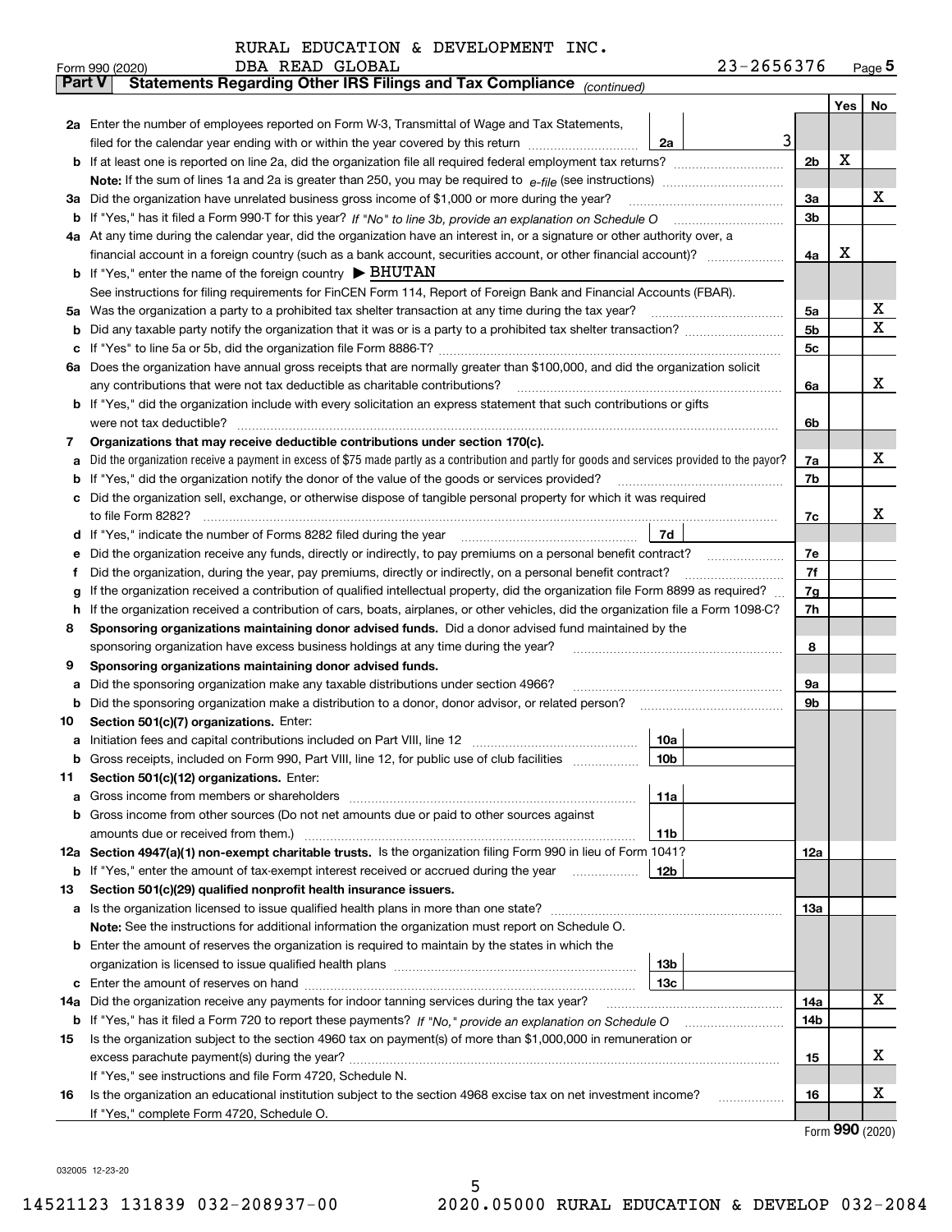RURAL EDUCATION & DEVELOPMENT INC.

Form 990 (2020) DBA READ GLOBAL 23-2656376 Page **5**

## Part V Statements Regarding Other IRS Filings and Tax Compliance *(continued)*

| | | | | | Yes | No |
|---|---|---|---|---|---|---|
| **2a** | Enter the number of employees reported on Form W-3, Transmittal of Wage and Tax Statements, filed for the calendar year ending with or within the year covered by this return | 2a | 3 | | | |
| **b** | If at least one is reported on line 2a, did the organization file all required federal employment tax returns? | | | 2b | X | |
| | **Note:** If the sum of lines 1a and 2a is greater than 250, you may be required to *e-file* (see instructions) | | | | | |
| **3a** | Did the organization have unrelated business gross income of $1,000 or more during the year? | | | 3a | | X |
| **b** | If "Yes," has it filed a Form 990-T for this year? *If "No" to line 3b, provide an explanation on Schedule O* | | | 3b | | |
| **4a** | At any time during the calendar year, did the organization have an interest in, or a signature or other authority over, a financial account in a foreign country (such as a bank account, securities account, or other financial account)? | | | 4a | X | |
| **b** | If "Yes," enter the name of the foreign country ▶ BHUTAN | | | | | |
| | See instructions for filing requirements for FinCEN Form 114, Report of Foreign Bank and Financial Accounts (FBAR). | | | | | |
| **5a** | Was the organization a party to a prohibited tax shelter transaction at any time during the tax year? | | | 5a | | X |
| **b** | Did any taxable party notify the organization that it was or is a party to a prohibited tax shelter transaction? | | | 5b | | X |
| **c** | If "Yes" to line 5a or 5b, did the organization file Form 8886-T? | | | 5c | | |
| **6a** | Does the organization have annual gross receipts that are normally greater than $100,000, and did the organization solicit any contributions that were not tax deductible as charitable contributions? | | | 6a | | X |
| **b** | If "Yes," did the organization include with every solicitation an express statement that such contributions or gifts were not tax deductible? | | | 6b | | |
| **7** | **Organizations that may receive deductible contributions under section 170(c).** | | | | | |
| **a** | Did the organization receive a payment in excess of $75 made partly as a contribution and partly for goods and services provided to the payor? | | | 7a | | X |
| **b** | If "Yes," did the organization notify the donor of the value of the goods or services provided? | | | 7b | | |
| **c** | Did the organization sell, exchange, or otherwise dispose of tangible personal property for which it was required to file Form 8282? | | | 7c | | X |
| **d** | If "Yes," indicate the number of Forms 8282 filed during the year | 7d | | | | |
| **e** | Did the organization receive any funds, directly or indirectly, to pay premiums on a personal benefit contract? | | | 7e | | |
| **f** | Did the organization, during the year, pay premiums, directly or indirectly, on a personal benefit contract? | | | 7f | | |
| **g** | If the organization received a contribution of qualified intellectual property, did the organization file Form 8899 as required? | | | 7g | | |
| **h** | If the organization received a contribution of cars, boats, airplanes, or other vehicles, did the organization file a Form 1098-C? | | | 7h | | |
| **8** | **Sponsoring organizations maintaining donor advised funds.** Did a donor advised fund maintained by the sponsoring organization have excess business holdings at any time during the year? | | | 8 | | |
| **9** | **Sponsoring organizations maintaining donor advised funds.** | | | | | |
| **a** | Did the sponsoring organization make any taxable distributions under section 4966? | | | 9a | | |
| **b** | Did the sponsoring organization make a distribution to a donor, donor advisor, or related person? | | | 9b | | |
| **10** | **Section 501(c)(7) organizations.** Enter: | | | | | |
| **a** | Initiation fees and capital contributions included on Part VIII, line 12 | 10a | | | | |
| **b** | Gross receipts, included on Form 990, Part VIII, line 12, for public use of club facilities | 10b | | | | |
| **11** | **Section 501(c)(12) organizations.** Enter: | | | | | |
| **a** | Gross income from members or shareholders | 11a | | | | |
| **b** | Gross income from other sources (Do not net amounts due or paid to other sources against amounts due or received from them.) | 11b | | | | |
| **12a** | **Section 4947(a)(1) non-exempt charitable trusts.** Is the organization filing Form 990 in lieu of Form 1041? | | | 12a | | |
| **b** | If "Yes," enter the amount of tax-exempt interest received or accrued during the year | 12b | | | | |
| **13** | **Section 501(c)(29) qualified nonprofit health insurance issuers.** | | | | | |
| **a** | Is the organization licensed to issue qualified health plans in more than one state? | | | 13a | | |
| | **Note:** See the instructions for additional information the organization must report on Schedule O. | | | | | |
| **b** | Enter the amount of reserves the organization is required to maintain by the states in which the organization is licensed to issue qualified health plans | 13b | | | | |
| **c** | Enter the amount of reserves on hand | 13c | | | | |
| **14a** | Did the organization receive any payments for indoor tanning services during the tax year? | | | 14a | | X |
| **b** | If "Yes," has it filed a Form 720 to report these payments? *If "No," provide an explanation on Schedule O* | | | 14b | | |
| **15** | Is the organization subject to the section 4960 tax on payment(s) of more than $1,000,000 in remuneration or excess parachute payment(s) during the year? | | | 15 | | X |
| | If "Yes," see instructions and file Form 4720, Schedule N. | | | | | |
| **16** | Is the organization an educational institution subject to the section 4968 excise tax on net investment income? | | | 16 | | X |
| | If "Yes," complete Form 4720, Schedule O. | | | | | |

Form **990** (2020)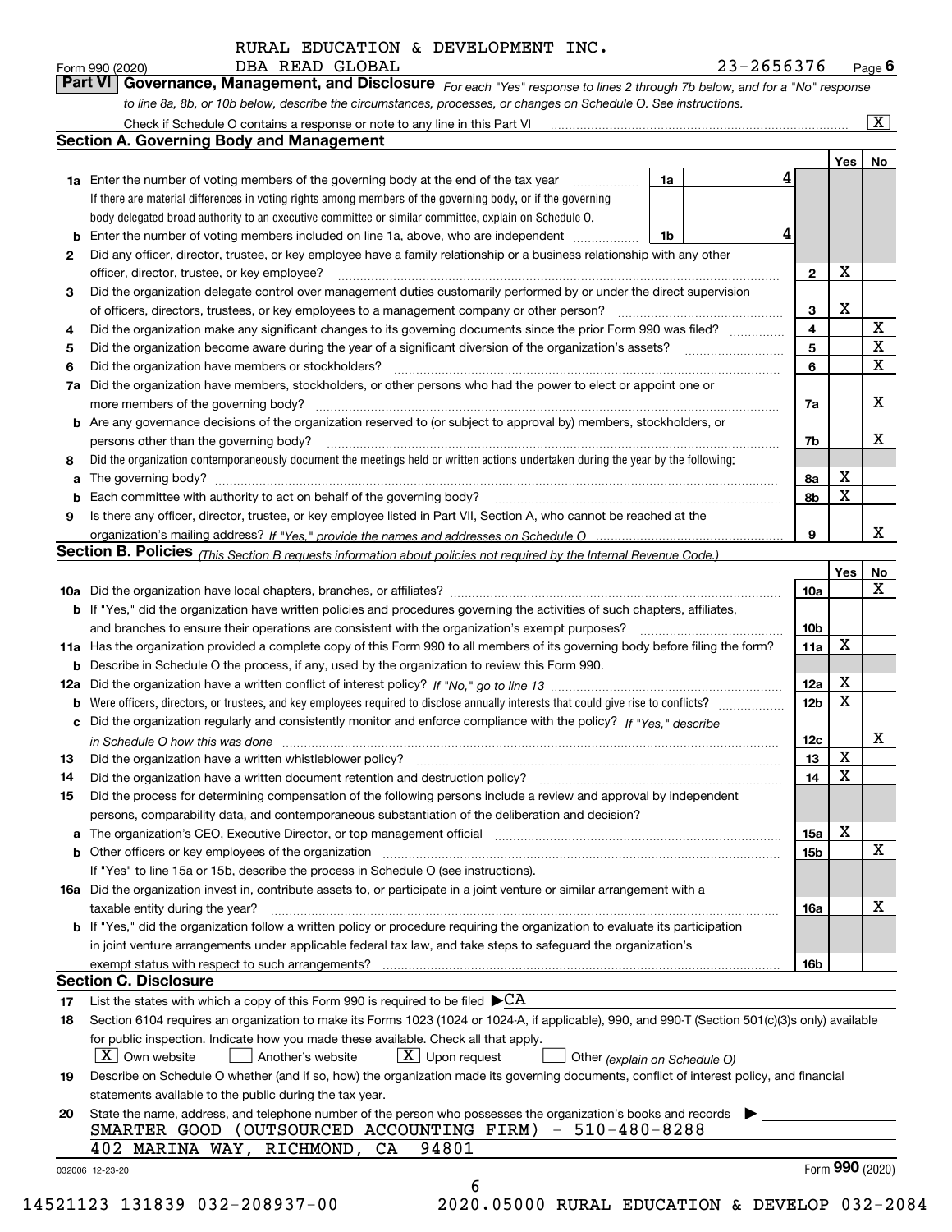RURAL EDUCATION & DEVELOPMENT INC.

Form 990 (2020) DBA READ GLOBAL 23-2656376 Page **6**

## Part VI Governance, Management, and Disclosure

*For each "Yes" response to lines 2 through 7b below, and for a "No" response to line 8a, 8b, or 10b below, describe the circumstances, processes, or changes on Schedule O. See instructions.*

Check if Schedule O contains a response or note to any line in this Part VI ..... [X]

### Section A. Governing Body and Management

| | | | | | Yes | No |
|---|---|---|---|---|---|---|
| 1a | Enter the number of voting members of the governing body at the end of the tax year. If there are material differences in voting rights among members of the governing body, or if the governing body delegated broad authority to an executive committee or similar committee, explain on Schedule O. | 1a | 4 | | | |
| b | Enter the number of voting members included on line 1a, above, who are independent | 1b | 4 | | | |
| 2 | Did any officer, director, trustee, or key employee have a family relationship or a business relationship with any other officer, director, trustee, or key employee? | | | 2 | X | |
| 3 | Did the organization delegate control over management duties customarily performed by or under the direct supervision of officers, directors, trustees, or key employees to a management company or other person? | | | 3 | X | |
| 4 | Did the organization make any significant changes to its governing documents since the prior Form 990 was filed? | | | 4 | | X |
| 5 | Did the organization become aware during the year of a significant diversion of the organization's assets? | | | 5 | | X |
| 6 | Did the organization have members or stockholders? | | | 6 | | X |
| 7a | Did the organization have members, stockholders, or other persons who had the power to elect or appoint one or more members of the governing body? | | | 7a | | X |
| b | Are any governance decisions of the organization reserved to (or subject to approval by) members, stockholders, or persons other than the governing body? | | | 7b | | X |
| 8 | Did the organization contemporaneously document the meetings held or written actions undertaken during the year by the following: | | | | | |
| a | The governing body? | | | 8a | X | |
| b | Each committee with authority to act on behalf of the governing body? | | | 8b | X | |
| 9 | Is there any officer, director, trustee, or key employee listed in Part VII, Section A, who cannot be reached at the organization's mailing address? *If "Yes," provide the names and addresses on Schedule O* | | | 9 | | X |

### Section B. Policies *(This Section B requests information about policies not required by the Internal Revenue Code.)*

| | | | Yes | No |
|---|---|---|---|---|
| 10a | Did the organization have local chapters, branches, or affiliates? | 10a | | X |
| b | If "Yes," did the organization have written policies and procedures governing the activities of such chapters, affiliates, and branches to ensure their operations are consistent with the organization's exempt purposes? | 10b | | |
| 11a | Has the organization provided a complete copy of this Form 990 to all members of its governing body before filing the form? | 11a | X | |
| b | Describe in Schedule O the process, if any, used by the organization to review this Form 990. | | | |
| 12a | Did the organization have a written conflict of interest policy? *If "No," go to line 13* | 12a | X | |
| b | Were officers, directors, or trustees, and key employees required to disclose annually interests that could give rise to conflicts? | 12b | X | |
| c | Did the organization regularly and consistently monitor and enforce compliance with the policy? *If "Yes," describe in Schedule O how this was done* | 12c | | X |
| 13 | Did the organization have a written whistleblower policy? | 13 | X | |
| 14 | Did the organization have a written document retention and destruction policy? | 14 | X | |
| 15 | Did the process for determining compensation of the following persons include a review and approval by independent persons, comparability data, and contemporaneous substantiation of the deliberation and decision? | | | |
| a | The organization's CEO, Executive Director, or top management official | 15a | X | |
| b | Other officers or key employees of the organization | 15b | | X |
| | If "Yes" to line 15a or 15b, describe the process in Schedule O (see instructions). | | | |
| 16a | Did the organization invest in, contribute assets to, or participate in a joint venture or similar arrangement with a taxable entity during the year? | 16a | | X |
| b | If "Yes," did the organization follow a written policy or procedure requiring the organization to evaluate its participation in joint venture arrangements under applicable federal tax law, and take steps to safeguard the organization's exempt status with respect to such arrangements? | 16b | | |

### Section C. Disclosure

17 List the states with which a copy of this Form 990 is required to be filed ▶CA

18 Section 6104 requires an organization to make its Forms 1023 (1024 or 1024-A, if applicable), 990, and 990-T (Section 501(c)(3)s only) available for public inspection. Indicate how you made these available. Check all that apply.

[X] Own website [ ] Another's website [X] Upon request [ ] Other *(explain on Schedule O)*

19 Describe on Schedule O whether (and if so, how) the organization made its governing documents, conflict of interest policy, and financial statements available to the public during the tax year.

20 State the name, address, and telephone number of the person who possesses the organization's books and records ▶

SMARTER GOOD (OUTSOURCED ACCOUNTING FIRM) - 510-480-8288
402 MARINA WAY, RICHMOND, CA 94801

032006 12-23-20 Form **990** (2020)

14521123 131839 032-208937-00 2020.05000 RURAL EDUCATION & DEVELOP 032-2084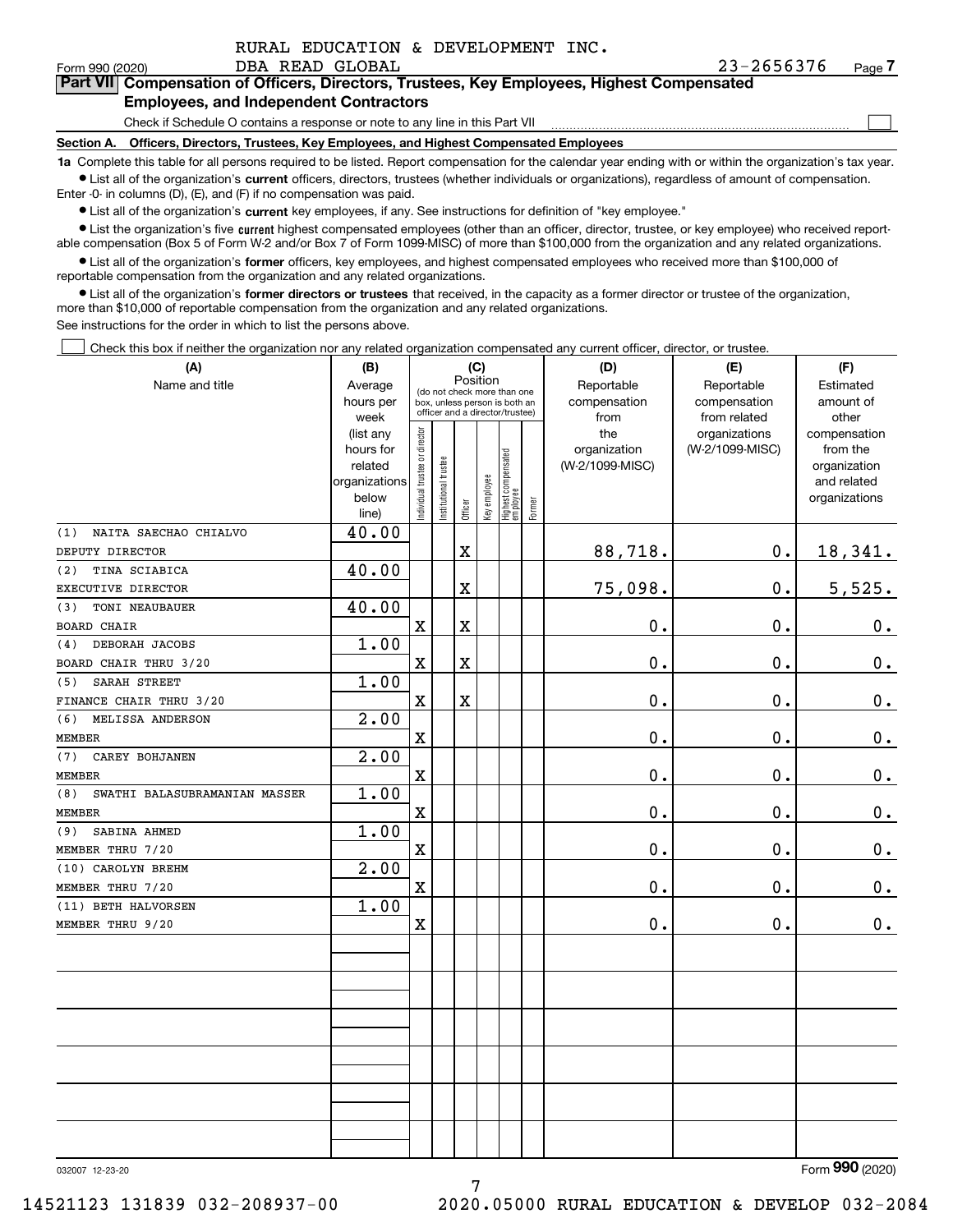RURAL EDUCATION & DEVELOPMENT INC.

Form 990 (2020) DBA READ GLOBAL 23-2656376 Page 7

**Part VII Compensation of Officers, Directors, Trustees, Key Employees, Highest Compensated Employees, and Independent Contractors**

Check if Schedule O contains a response or note to any line in this Part VII ☐

**Section A. Officers, Directors, Trustees, Key Employees, and Highest Compensated Employees**

**1a** Complete this table for all persons required to be listed. Report compensation for the calendar year ending with or within the organization's tax year.

- List all of the organization's **current** officers, directors, trustees (whether individuals or organizations), regardless of amount of compensation. Enter -0- in columns (D), (E), and (F) if no compensation was paid.
- List all of the organization's **current** key employees, if any. See instructions for definition of "key employee."
- List the organization's five **current** highest compensated employees (other than an officer, director, trustee, or key employee) who received reportable compensation (Box 5 of Form W-2 and/or Box 7 of Form 1099-MISC) of more than $100,000 from the organization and any related organizations.
- List all of the organization's **former** officers, key employees, and highest compensated employees who received more than $100,000 of reportable compensation from the organization and any related organizations.
- List all of the organization's **former directors or trustees** that received, in the capacity as a former director or trustee of the organization, more than $10,000 of reportable compensation from the organization and any related organizations.

See instructions for the order in which to list the persons above.

☐ Check this box if neither the organization nor any related organization compensated any current officer, director, or trustee.

| (A) Name and title | (B) Average hours per week (list any hours for related organizations below line) | (C) Position: Individual trustee or director | Institutional trustee | Officer | Key employee | Highest compensated employee | Former | (D) Reportable compensation from the organization (W-2/1099-MISC) | (E) Reportable compensation from related organizations (W-2/1099-MISC) | (F) Estimated amount of other compensation from the organization and related organizations |
|---|---|---|---|---|---|---|---|---|---|---|
| (1) NAITA SAECHAO CHIALVO<br>DEPUTY DIRECTOR | 40.00 | | | X | | | | 88,718. | 0. | 18,341. |
| (2) TINA SCIABICA<br>EXECUTIVE DIRECTOR | 40.00 | | | X | | | | 75,098. | 0. | 5,525. |
| (3) TONI NEAUBAUER<br>BOARD CHAIR | 40.00 | X | | X | | | | 0. | 0. | 0. |
| (4) DEBORAH JACOBS<br>BOARD CHAIR THRU 3/20 | 1.00 | X | | X | | | | 0. | 0. | 0. |
| (5) SARAH STREET<br>FINANCE CHAIR THRU 3/20 | 1.00 | X | | X | | | | 0. | 0. | 0. |
| (6) MELISSA ANDERSON<br>MEMBER | 2.00 | X | | | | | | 0. | 0. | 0. |
| (7) CAREY BOHJANEN<br>MEMBER | 2.00 | X | | | | | | 0. | 0. | 0. |
| (8) SWATHI BALASUBRAMANIAN MASSER<br>MEMBER | 1.00 | X | | | | | | 0. | 0. | 0. |
| (9) SABINA AHMED<br>MEMBER THRU 7/20 | 1.00 | X | | | | | | 0. | 0. | 0. |
| (10) CAROLYN BREHM<br>MEMBER THRU 7/20 | 2.00 | X | | | | | | 0. | 0. | 0. |
| (11) BETH HALVORSEN<br>MEMBER THRU 9/20 | 1.00 | X | | | | | | 0. | 0. | 0. |

032007 12-23-20 Form **990** (2020)

14521123 131839 032-208937-00 2020.05000 RURAL EDUCATION & DEVELOP 032-2084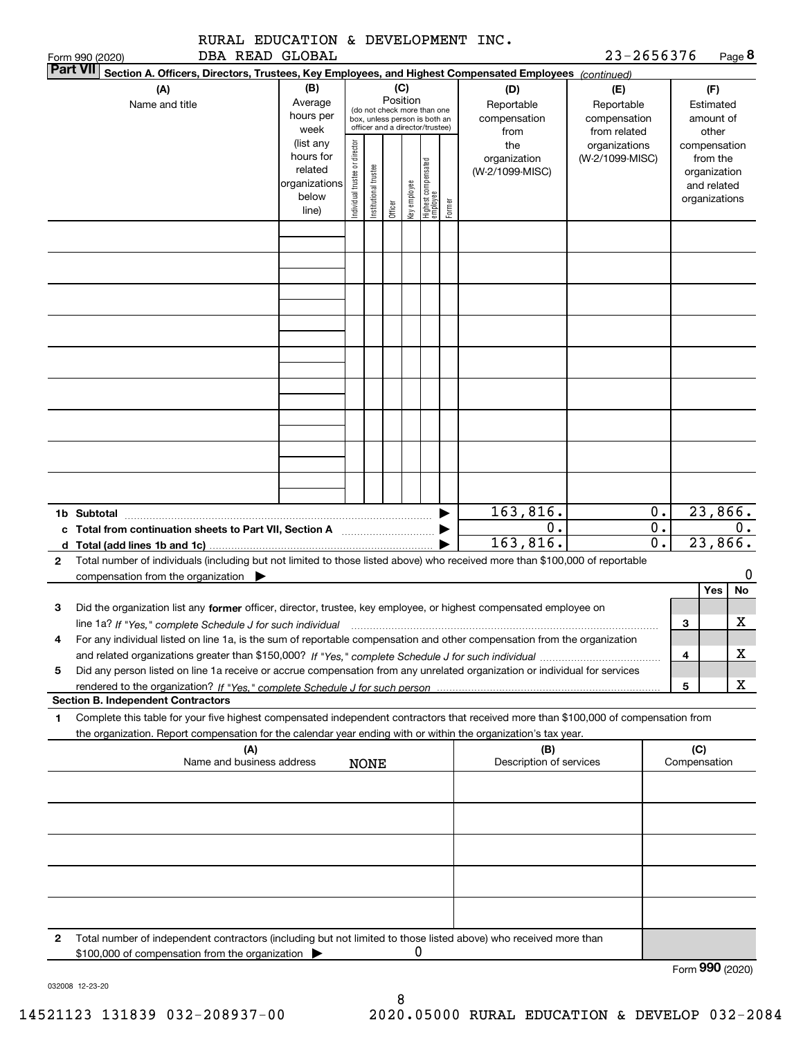RURAL EDUCATION & DEVELOPMENT INC.
DBA READ GLOBAL

Form 990 (2020) 23-2656376

**Part VII** Section A. Officers, Directors, Trustees, Key Employees, and Highest Compensated Employees *(continued)*

| (A) Name and title | (B) Average hours per week (list any hours for related organizations below line) | (C) Position (do not check more than one box, unless person is both an officer and a director/trustee): Individual trustee or director | Institutional trustee | Officer | Key employee | Highest compensated employee | Former | (D) Reportable compensation from the organization (W-2/1099-MISC) | (E) Reportable compensation from related organizations (W-2/1099-MISC) | (F) Estimated amount of other compensation from the organization and related organizations |
|---|---|---|---|---|---|---|---|---|---|---|
| | | | | | | | | | | |
| | | | | | | | | | | |
| | | | | | | | | | | |
| | | | | | | | | | | |
| | | | | | | | | | | |
| | | | | | | | | | | |
| | | | | | | | | | | |
| | | | | | | | | | | |
| | | | | | | | | | | |
| **1b Subtotal** | | | | | | | | 163,816. | 0. | 23,866. |
| **c Total from continuation sheets to Part VII, Section A** | | | | | | | | 0. | 0. | 0. |
| **d Total (add lines 1b and 1c)** | | | | | | | | 163,816. | 0. | 23,866. |

**2** Total number of individuals (including but not limited to those listed above) who received more than $100,000 of reportable compensation from the organization ▶ 0

| | | Yes | No |
|---|---|---|---|
| **3** Did the organization list any **former** officer, director, trustee, key employee, or highest compensated employee on line 1a? *If "Yes," complete Schedule J for such individual* | 3 | | X |
| **4** For any individual listed on line 1a, is the sum of reportable compensation and other compensation from the organization and related organizations greater than $150,000? *If "Yes," complete Schedule J for such individual* | 4 | | X |
| **5** Did any person listed on line 1a receive or accrue compensation from any unrelated organization or individual for services rendered to the organization? *If "Yes," complete Schedule J for such person* | 5 | | X |

**Section B. Independent Contractors**

**1** Complete this table for your five highest compensated independent contractors that received more than $100,000 of compensation from the organization. Report compensation for the calendar year ending with or within the organization's tax year.

| (A) Name and business address | (B) Description of services | (C) Compensation |
|---|---|---|
| NONE | | |
| | | |
| | | |
| | | |
| | | |

**2** Total number of independent contractors (including but not limited to those listed above) who received more than $100,000 of compensation from the organization ▶ 0

Form **990** (2020)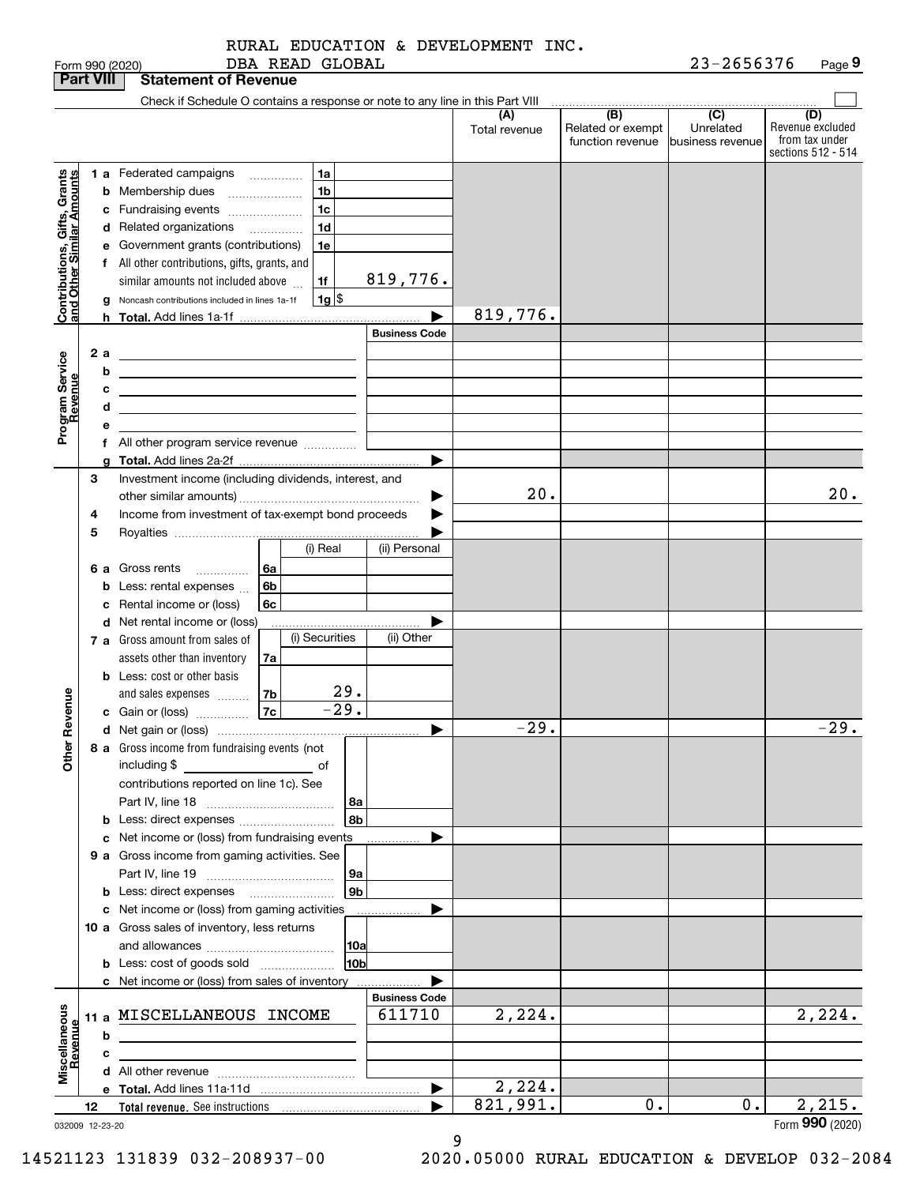RURAL EDUCATION & DEVELOPMENT INC.
DBA READ GLOBAL

Form 990 (2020) 23-2656376

## Part VIII Statement of Revenue

Check if Schedule O contains a response or note to any line in this Part VIII

| | | | (A) Total revenue | (B) Related or exempt function revenue | (C) Unrelated business revenue | (D) Revenue excluded from tax under sections 512 - 514 |
|---|---|---|---|---|---|---|
| **Contributions, Gifts, Grants and Other Similar Amounts** | 1 a Federated campaigns | 1a | | | | |
| | b Membership dues | 1b | | | | |
| | c Fundraising events | 1c | | | | |
| | d Related organizations | 1d | | | | |
| | e Government grants (contributions) | 1e | | | | |
| | f All other contributions, gifts, grants, and similar amounts not included above | 1f 819,776. | | | | |
| | g Noncash contributions included in lines 1a-1f | 1g $ | | | | |
| | h Total. Add lines 1a-1f | | 819,776. | | | |
| **Program Service Revenue** | | Business Code | | | | |
| | 2 a | | | | | |
| | b | | | | | |
| | c | | | | | |
| | d | | | | | |
| | e | | | | | |
| | f All other program service revenue | | | | | |
| | g Total. Add lines 2a-2f | | | | | |
| **Other Revenue** | 3 Investment income (including dividends, interest, and other similar amounts) | | 20. | | | 20. |
| | 4 Income from investment of tax-exempt bond proceeds | | | | | |
| | 5 Royalties | | | | | |
| | | (i) Real / (ii) Personal | | | | |
| | 6 a Gross rents | 6a | | | | |
| | b Less: rental expenses | 6b | | | | |
| | c Rental income or (loss) | 6c | | | | |
| | d Net rental income or (loss) | | | | | |
| | | (i) Securities / (ii) Other | | | | |
| | 7 a Gross amount from sales of assets other than inventory | 7a | | | | |
| | b Less: cost or other basis and sales expenses | 7b (i) 29. | | | | |
| | c Gain or (loss) | 7c (i) -29. | | | | |
| | d Net gain or (loss) | | -29. | | | -29. |
| | 8 a Gross income from fundraising events (not including $ of contributions reported on line 1c). See Part IV, line 18 | 8a | | | | |
| | b Less: direct expenses | 8b | | | | |
| | c Net income or (loss) from fundraising events | | | | | |
| | 9 a Gross income from gaming activities. See Part IV, line 19 | 9a | | | | |
| | b Less: direct expenses | 9b | | | | |
| | c Net income or (loss) from gaming activities | | | | | |
| | 10 a Gross sales of inventory, less returns and allowances | 10a | | | | |
| | b Less: cost of goods sold | 10b | | | | |
| | c Net income or (loss) from sales of inventory | | | | | |
| **Miscellaneous Revenue** | | Business Code | | | | |
| | 11 a MISCELLANEOUS INCOME | 611710 | 2,224. | | | 2,224. |
| | b | | | | | |
| | c | | | | | |
| | d All other revenue | | | | | |
| | e Total. Add lines 11a-11d | | 2,224. | | | |
| | 12 Total revenue. See instructions | | 821,991. | 0. | 0. | 2,215. |

032009 12-23-20 Form 990 (2020)

14521123 131839 032-208937-00 2020.05000 RURAL EDUCATION & DEVELOP 032-2084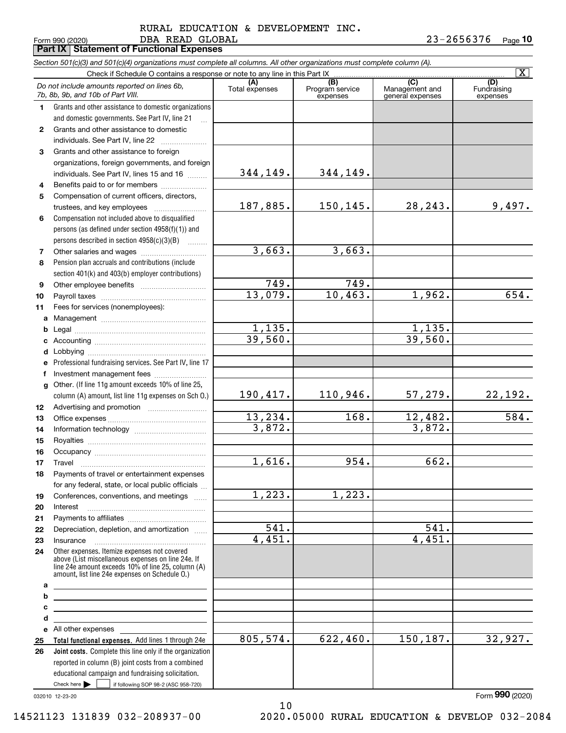RURAL EDUCATION & DEVELOPMENT INC.
DBA READ GLOBAL

Form 990 (2020) 23-2656376 Page **10**

## Part IX Statement of Functional Expenses

*Section 501(c)(3) and 501(c)(4) organizations must complete all columns. All other organizations must complete column (A).*

Check if Schedule O contains a response or note to any line in this Part IX [X]

| | *Do not include amounts reported on lines 6b, 7b, 8b, 9b, and 10b of Part VIII.* | (A) Total expenses | (B) Program service expenses | (C) Management and general expenses | (D) Fundraising expenses |
|---|---|---|---|---|---|
| 1 | Grants and other assistance to domestic organizations and domestic governments. See Part IV, line 21 | | | | |
| 2 | Grants and other assistance to domestic individuals. See Part IV, line 22 | | | | |
| 3 | Grants and other assistance to foreign organizations, foreign governments, and foreign individuals. See Part IV, lines 15 and 16 | 344,149. | 344,149. | | |
| 4 | Benefits paid to or for members | | | | |
| 5 | Compensation of current officers, directors, trustees, and key employees | 187,885. | 150,145. | 28,243. | 9,497. |
| 6 | Compensation not included above to disqualified persons (as defined under section 4958(f)(1)) and persons described in section 4958(c)(3)(B) | | | | |
| 7 | Other salaries and wages | 3,663. | 3,663. | | |
| 8 | Pension plan accruals and contributions (include section 401(k) and 403(b) employer contributions) | | | | |
| 9 | Other employee benefits | 749. | 749. | | |
| 10 | Payroll taxes | 13,079. | 10,463. | 1,962. | 654. |
| 11 | Fees for services (nonemployees): | | | | |
| a | Management | | | | |
| b | Legal | 1,135. | | 1,135. | |
| c | Accounting | 39,560. | | 39,560. | |
| d | Lobbying | | | | |
| e | Professional fundraising services. See Part IV, line 17 | | | | |
| f | Investment management fees | | | | |
| g | Other. (If line 11g amount exceeds 10% of line 25, column (A) amount, list line 11g expenses on Sch O.) | 190,417. | 110,946. | 57,279. | 22,192. |
| 12 | Advertising and promotion | | | | |
| 13 | Office expenses | 13,234. | 168. | 12,482. | 584. |
| 14 | Information technology | 3,872. | | 3,872. | |
| 15 | Royalties | | | | |
| 16 | Occupancy | | | | |
| 17 | Travel | 1,616. | 954. | 662. | |
| 18 | Payments of travel or entertainment expenses for any federal, state, or local public officials | | | | |
| 19 | Conferences, conventions, and meetings | 1,223. | 1,223. | | |
| 20 | Interest | | | | |
| 21 | Payments to affiliates | | | | |
| 22 | Depreciation, depletion, and amortization | 541. | | 541. | |
| 23 | Insurance | 4,451. | | 4,451. | |
| 24 | Other expenses. Itemize expenses not covered above (List miscellaneous expenses on line 24e. If line 24e amount exceeds 10% of line 25, column (A) amount, list line 24e expenses on Schedule O.) | | | | |
| a | | | | | |
| b | | | | | |
| c | | | | | |
| d | | | | | |
| e | All other expenses | | | | |
| 25 | **Total functional expenses.** Add lines 1 through 24e | 805,574. | 622,460. | 150,187. | 32,927. |
| 26 | **Joint costs.** Complete this line only if the organization reported in column (B) joint costs from a combined educational campaign and fundraising solicitation. Check here [ ] if following SOP 98-2 (ASC 958-720) | | | | |

032010 12-23-20 Form **990** (2020)

14521123 131839 032-208937-00 2020.05000 RURAL EDUCATION & DEVELOP 032-2084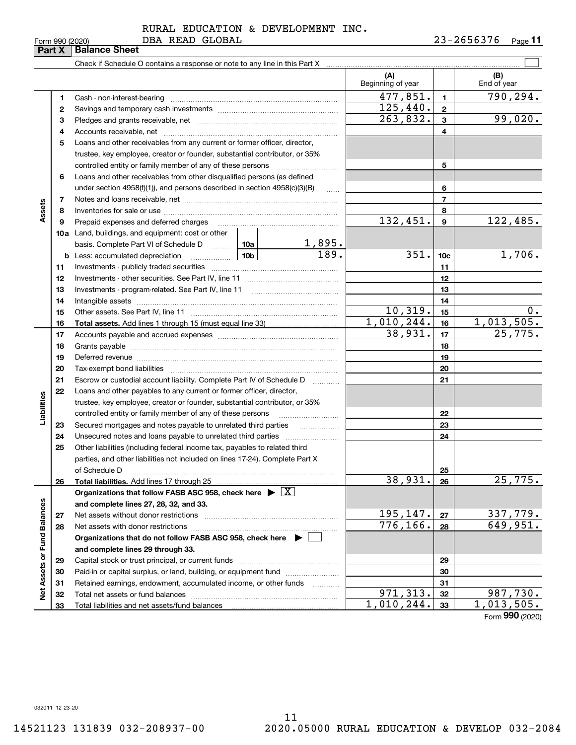Form 990 (2020) RURAL EDUCATION & DEVELOPMENT INC. DBA READ GLOBAL 23-2656376 Page 11

**Part X | Balance Sheet**

Check if Schedule O contains a response or note to any line in this Part X ☐

| Section | Line | Description | | | (A) Beginning of year | Line | (B) End of year |
|---|---|---|---|---|---|---|---|
| Assets | 1 | Cash - non-interest-bearing | | | 477,851. | 1 | 790,294. |
| | 2 | Savings and temporary cash investments | | | 125,440. | 2 | |
| | 3 | Pledges and grants receivable, net | | | 263,832. | 3 | 99,020. |
| | 4 | Accounts receivable, net | | | | 4 | |
| | 5 | Loans and other receivables from any current or former officer, director, trustee, key employee, creator or founder, substantial contributor, or 35% controlled entity or family member of any of these persons | | | | 5 | |
| | 6 | Loans and other receivables from other disqualified persons (as defined under section 4958(f)(1)), and persons described in section 4958(c)(3)(B) | | | | 6 | |
| | 7 | Notes and loans receivable, net | | | | 7 | |
| | 8 | Inventories for sale or use | | | | 8 | |
| | 9 | Prepaid expenses and deferred charges | | | 132,451. | 9 | 122,485. |
| | 10a | Land, buildings, and equipment: cost or other basis. Complete Part VI of Schedule D | 10a | 1,895. | | | |
| | b | Less: accumulated depreciation | 10b | 189. | 351. | 10c | 1,706. |
| | 11 | Investments - publicly traded securities | | | | 11 | |
| | 12 | Investments - other securities. See Part IV, line 11 | | | | 12 | |
| | 13 | Investments - program-related. See Part IV, line 11 | | | | 13 | |
| | 14 | Intangible assets | | | | 14 | |
| | 15 | Other assets. See Part IV, line 11 | | | 10,319. | 15 | 0. |
| | 16 | **Total assets.** Add lines 1 through 15 (must equal line 33) | | | 1,010,244. | 16 | 1,013,505. |
| Liabilities | 17 | Accounts payable and accrued expenses | | | 38,931. | 17 | 25,775. |
| | 18 | Grants payable | | | | 18 | |
| | 19 | Deferred revenue | | | | 19 | |
| | 20 | Tax-exempt bond liabilities | | | | 20 | |
| | 21 | Escrow or custodial account liability. Complete Part IV of Schedule D | | | | 21 | |
| | 22 | Loans and other payables to any current or former officer, director, trustee, key employee, creator or founder, substantial contributor, or 35% controlled entity or family member of any of these persons | | | | 22 | |
| | 23 | Secured mortgages and notes payable to unrelated third parties | | | | 23 | |
| | 24 | Unsecured notes and loans payable to unrelated third parties | | | | 24 | |
| | 25 | Other liabilities (including federal income tax, payables to related third parties, and other liabilities not included on lines 17-24). Complete Part X of Schedule D | | | | 25 | |
| | 26 | **Total liabilities.** Add lines 17 through 25 | | | 38,931. | 26 | 25,775. |
| Net Assets or Fund Balances | | **Organizations that follow FASB ASC 958, check here ▶ ☒ and complete lines 27, 28, 32, and 33.** | | | | | |
| | 27 | Net assets without donor restrictions | | | 195,147. | 27 | 337,779. |
| | 28 | Net assets with donor restrictions | | | 776,166. | 28 | 649,951. |
| | | **Organizations that do not follow FASB ASC 958, check here ▶ ☐ and complete lines 29 through 33.** | | | | | |
| | 29 | Capital stock or trust principal, or current funds | | | | 29 | |
| | 30 | Paid-in or capital surplus, or land, building, or equipment fund | | | | 30 | |
| | 31 | Retained earnings, endowment, accumulated income, or other funds | | | | 31 | |
| | 32 | Total net assets or fund balances | | | 971,313. | 32 | 987,730. |
| | 33 | Total liabilities and net assets/fund balances | | | 1,010,244. | 33 | 1,013,505. |

Form **990** (2020)

032011 12-23-20

14521123 131839 032-208937-00 2020.05000 RURAL EDUCATION & DEVELOP 032-2084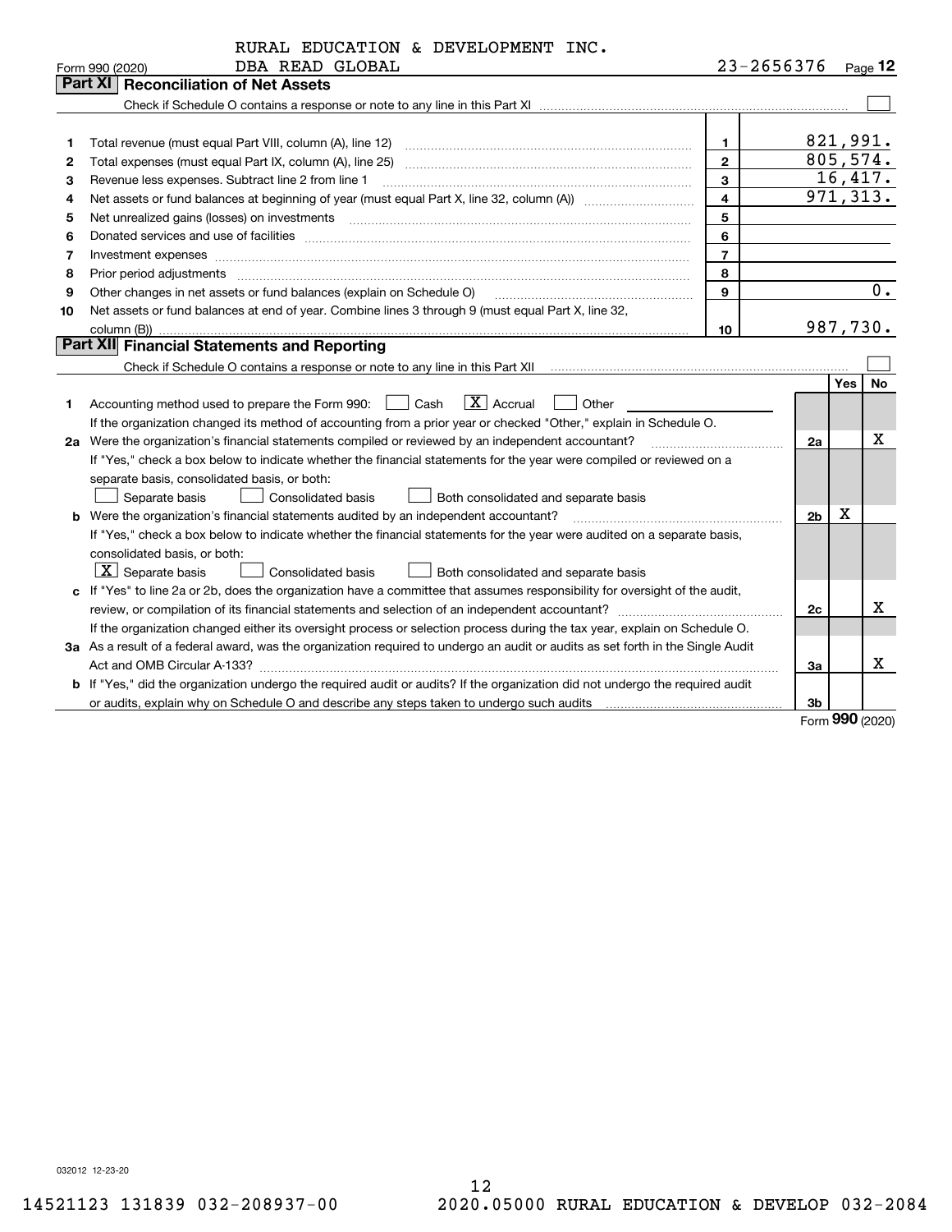RURAL EDUCATION & DEVELOPMENT INC.

Form 990 (2020) DBA READ GLOBAL 23-2656376 Page **12**

## Part XI Reconciliation of Net Assets

Check if Schedule O contains a response or note to any line in this Part XI ☐

| | | | |
|---|---|---|---|
| 1 | Total revenue (must equal Part VIII, column (A), line 12) | 1 | 821,991. |
| 2 | Total expenses (must equal Part IX, column (A), line 25) | 2 | 805,574. |
| 3 | Revenue less expenses. Subtract line 2 from line 1 | 3 | 16,417. |
| 4 | Net assets or fund balances at beginning of year (must equal Part X, line 32, column (A)) | 4 | 971,313. |
| 5 | Net unrealized gains (losses) on investments | 5 | |
| 6 | Donated services and use of facilities | 6 | |
| 7 | Investment expenses | 7 | |
| 8 | Prior period adjustments | 8 | |
| 9 | Other changes in net assets or fund balances (explain on Schedule O) | 9 | 0. |
| 10 | Net assets or fund balances at end of year. Combine lines 3 through 9 (must equal Part X, line 32, column (B)) | 10 | 987,730. |

## Part XII Financial Statements and Reporting

Check if Schedule O contains a response or note to any line in this Part XII ☐

| | | | Yes | No |
|---|---|---|---|---|
| 1 | Accounting method used to prepare the Form 990: ☐ Cash ☒ Accrual ☐ Other<br>If the organization changed its method of accounting from a prior year or checked "Other," explain in Schedule O. | | | |
| 2a | Were the organization's financial statements compiled or reviewed by an independent accountant?<br>If "Yes," check a box below to indicate whether the financial statements for the year were compiled or reviewed on a separate basis, consolidated basis, or both:<br>☐ Separate basis ☐ Consolidated basis ☐ Both consolidated and separate basis | 2a | | X |
| b | Were the organization's financial statements audited by an independent accountant?<br>If "Yes," check a box below to indicate whether the financial statements for the year were audited on a separate basis, consolidated basis, or both:<br>☒ Separate basis ☐ Consolidated basis ☐ Both consolidated and separate basis | 2b | X | |
| c | If "Yes" to line 2a or 2b, does the organization have a committee that assumes responsibility for oversight of the audit, review, or compilation of its financial statements and selection of an independent accountant?<br>If the organization changed either its oversight process or selection process during the tax year, explain on Schedule O. | 2c | | X |
| 3a | As a result of a federal award, was the organization required to undergo an audit or audits as set forth in the Single Audit Act and OMB Circular A-133? | 3a | | X |
| b | If "Yes," did the organization undergo the required audit or audits? If the organization did not undergo the required audit or audits, explain why on Schedule O and describe any steps taken to undergo such audits | 3b | | |

Form **990** (2020)

032012 12-23-20

14521123 131839 032-208937-00 2020.05000 RURAL EDUCATION & DEVELOP 032-2084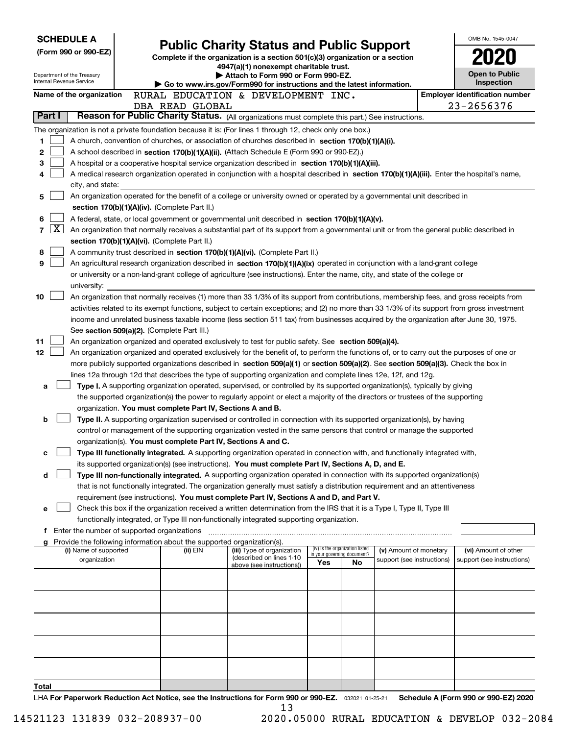**SCHEDULE A**
**(Form 990 or 990-EZ)**

Department of the Treasury
Internal Revenue Service

# Public Charity Status and Public Support

**Complete if the organization is a section 501(c)(3) organization or a section 4947(a)(1) nonexempt charitable trust.**
**▶ Attach to Form 990 or Form 990-EZ.**
**▶ Go to www.irs.gov/Form990 for instructions and the latest information.**

OMB No. 1545-0047

**2020**

**Open to Public Inspection**

**Name of the organization** RURAL EDUCATION & DEVELOPMENT INC. DBA READ GLOBAL

**Employer identification number** 23-2656376

**Part I** **Reason for Public Charity Status.** (All organizations must complete this part.) See instructions.

The organization is not a private foundation because it is: (For lines 1 through 12, check only one box.)

1. ☐ A church, convention of churches, or association of churches described in **section 170(b)(1)(A)(i).**
2. ☐ A school described in **section 170(b)(1)(A)(ii).** (Attach Schedule E (Form 990 or 990-EZ).)
3. ☐ A hospital or a cooperative hospital service organization described in **section 170(b)(1)(A)(iii).**
4. ☐ A medical research organization operated in conjunction with a hospital described in **section 170(b)(1)(A)(iii).** Enter the hospital's name, city, and state:
5. ☐ An organization operated for the benefit of a college or university owned or operated by a governmental unit described in **section 170(b)(1)(A)(iv).** (Complete Part II.)
6. ☐ A federal, state, or local government or governmental unit described in **section 170(b)(1)(A)(v).**
7. ☒ An organization that normally receives a substantial part of its support from a governmental unit or from the general public described in **section 170(b)(1)(A)(vi).** (Complete Part II.)
8. ☐ A community trust described in **section 170(b)(1)(A)(vi).** (Complete Part II.)
9. ☐ An agricultural research organization described in **section 170(b)(1)(A)(ix)** operated in conjunction with a land-grant college or university or a non-land-grant college of agriculture (see instructions). Enter the name, city, and state of the college or university:
10. ☐ An organization that normally receives (1) more than 33 1/3% of its support from contributions, membership fees, and gross receipts from activities related to its exempt functions, subject to certain exceptions; and (2) no more than 33 1/3% of its support from gross investment income and unrelated business taxable income (less section 511 tax) from businesses acquired by the organization after June 30, 1975. See **section 509(a)(2).** (Complete Part III.)
11. ☐ An organization organized and operated exclusively to test for public safety. See **section 509(a)(4).**
12. ☐ An organization organized and operated exclusively for the benefit of, to perform the functions of, or to carry out the purposes of one or more publicly supported organizations described in **section 509(a)(1)** or **section 509(a)(2)**. See **section 509(a)(3).** Check the box in lines 12a through 12d that describes the type of supporting organization and complete lines 12e, 12f, and 12g.
   - **a** ☐ **Type I.** A supporting organization operated, supervised, or controlled by its supported organization(s), typically by giving the supported organization(s) the power to regularly appoint or elect a majority of the directors or trustees of the supporting organization. **You must complete Part IV, Sections A and B.**
   - **b** ☐ **Type II.** A supporting organization supervised or controlled in connection with its supported organization(s), by having control or management of the supporting organization vested in the same persons that control or manage the supported organization(s). **You must complete Part IV, Sections A and C.**
   - **c** ☐ **Type III functionally integrated.** A supporting organization operated in connection with, and functionally integrated with, its supported organization(s) (see instructions). **You must complete Part IV, Sections A, D, and E.**
   - **d** ☐ **Type III non-functionally integrated.** A supporting organization operated in connection with its supported organization(s) that is not functionally integrated. The organization generally must satisfy a distribution requirement and an attentiveness requirement (see instructions). **You must complete Part IV, Sections A and D, and Part V.**
   - **e** ☐ Check this box if the organization received a written determination from the IRS that it is a Type I, Type II, Type III functionally integrated, or Type III non-functionally integrated supporting organization.
   - **f** Enter the number of supported organizations
   - **g** Provide the following information about the supported organization(s).

| (i) Name of supported organization | (ii) EIN | (iii) Type of organization (described on lines 1-10 above (see instructions)) | (iv) Is the organization listed in your governing document? Yes | No | (v) Amount of monetary support (see instructions) | (vi) Amount of other support (see instructions) |
|---|---|---|---|---|---|---|
| | | | | | | |
| | | | | | | |
| | | | | | | |
| | | | | | | |
| | | | | | | |
| **Total** | | | | | | |

LHA **For Paperwork Reduction Act Notice, see the Instructions for Form 990 or 990-EZ.** 032021 01-25-21 **Schedule A (Form 990 or 990-EZ) 2020**

14521123 131839 032-208937-00 2020.05000 RURAL EDUCATION & DEVELOP 032-2084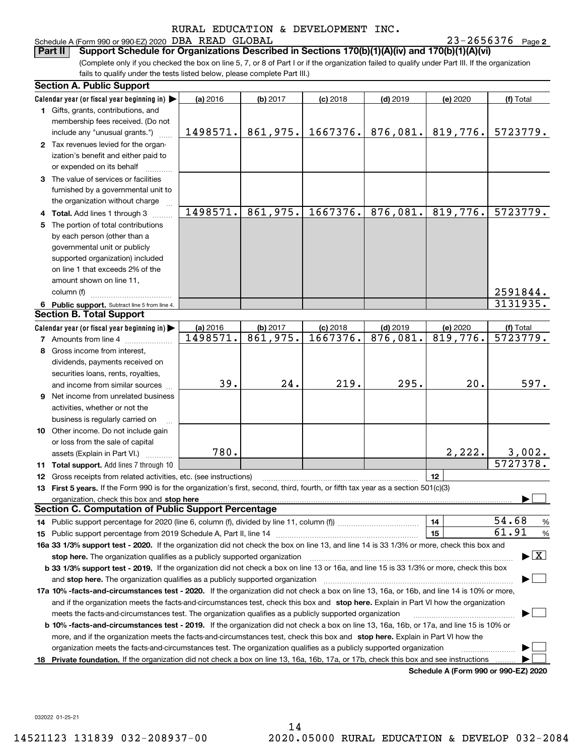RURAL EDUCATION & DEVELOPMENT INC.

Schedule A (Form 990 or 990-EZ) 2020 DBA READ GLOBAL 23-2656376 Page 2

**Part II Support Schedule for Organizations Described in Sections 170(b)(1)(A)(iv) and 170(b)(1)(A)(vi)**

(Complete only if you checked the box on line 5, 7, or 8 of Part I or if the organization failed to qualify under Part III. If the organization fails to qualify under the tests listed below, please complete Part III.)

## Section A. Public Support

| Calendar year (or fiscal year beginning in) ▶ | (a) 2016 | (b) 2017 | (c) 2018 | (d) 2019 | (e) 2020 | (f) Total |
|---|---|---|---|---|---|---|
| 1 Gifts, grants, contributions, and membership fees received. (Do not include any "unusual grants.") | 1498571. | 861,975. | 1667376. | 876,081. | 819,776. | 5723779. |
| 2 Tax revenues levied for the organization's benefit and either paid to or expended on its behalf | | | | | | |
| 3 The value of services or facilities furnished by a governmental unit to the organization without charge | | | | | | |
| 4 Total. Add lines 1 through 3 | 1498571. | 861,975. | 1667376. | 876,081. | 819,776. | 5723779. |
| 5 The portion of total contributions by each person (other than a governmental unit or publicly supported organization) included on line 1 that exceeds 2% of the amount shown on line 11, column (f) | | | | | | 2591844. |
| 6 Public support. Subtract line 5 from line 4. | | | | | | 3131935. |

## Section B. Total Support

| Calendar year (or fiscal year beginning in) ▶ | (a) 2016 | (b) 2017 | (c) 2018 | (d) 2019 | (e) 2020 | (f) Total |
|---|---|---|---|---|---|---|
| 7 Amounts from line 4 | 1498571. | 861,975. | 1667376. | 876,081. | 819,776. | 5723779. |
| 8 Gross income from interest, dividends, payments received on securities loans, rents, royalties, and income from similar sources | 39. | 24. | 219. | 295. | 20. | 597. |
| 9 Net income from unrelated business activities, whether or not the business is regularly carried on | | | | | | |
| 10 Other income. Do not include gain or loss from the sale of capital assets (Explain in Part VI.) | 780. | | | | 2,222. | 3,002. |
| 11 Total support. Add lines 7 through 10 | | | | | | 5727378. |

12 Gross receipts from related activities, etc. (see instructions) | 12 |

13 **First 5 years.** If the Form 990 is for the organization's first, second, third, fourth, or fifth tax year as a section 501(c)(3) organization, check this box and **stop here** ▶ ☐

## Section C. Computation of Public Support Percentage

14 Public support percentage for 2020 (line 6, column (f), divided by line 11, column (f)) | 14 | 54.68 %

15 Public support percentage from 2019 Schedule A, Part II, line 14 | 15 | 61.91 %

**16a 33 1/3% support test - 2020.** If the organization did not check the box on line 13, and line 14 is 33 1/3% or more, check this box and **stop here.** The organization qualifies as a publicly supported organization ▶ ☒

**b 33 1/3% support test - 2019.** If the organization did not check a box on line 13 or 16a, and line 15 is 33 1/3% or more, check this box and **stop here.** The organization qualifies as a publicly supported organization ▶ ☐

**17a 10% -facts-and-circumstances test - 2020.** If the organization did not check a box on line 13, 16a, or 16b, and line 14 is 10% or more, and if the organization meets the facts-and-circumstances test, check this box and **stop here.** Explain in Part VI how the organization meets the facts-and-circumstances test. The organization qualifies as a publicly supported organization ▶ ☐

**b 10% -facts-and-circumstances test - 2019.** If the organization did not check a box on line 13, 16a, 16b, or 17a, and line 15 is 10% or more, and if the organization meets the facts-and-circumstances test, check this box and **stop here.** Explain in Part VI how the organization meets the facts-and-circumstances test. The organization qualifies as a publicly supported organization ▶ ☐

**18 Private foundation.** If the organization did not check a box on line 13, 16a, 16b, 17a, or 17b, check this box and see instructions ▶ ☐

**Schedule A (Form 990 or 990-EZ) 2020**

032022 01-25-21

14521123 131839 032-208937-00 2020.05000 RURAL EDUCATION & DEVELOP 032-2084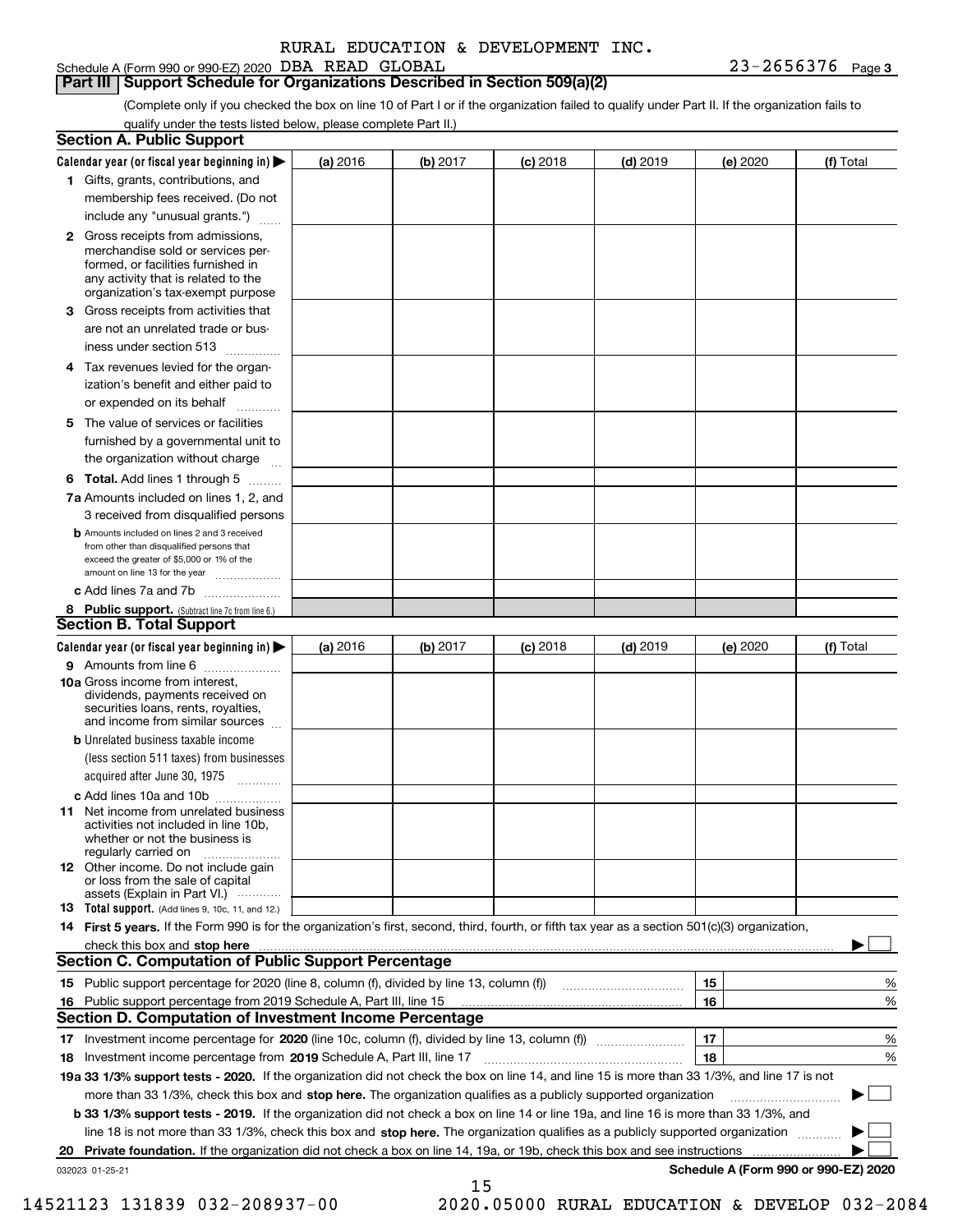RURAL EDUCATION & DEVELOPMENT INC.

Schedule A (Form 990 or 990-EZ) 2020 DBA READ GLOBAL 23-2656376 Page 3

## Part III Support Schedule for Organizations Described in Section 509(a)(2)

(Complete only if you checked the box on line 10 of Part I or if the organization failed to qualify under Part II. If the organization fails to qualify under the tests listed below, please complete Part II.)

### Section A. Public Support

| Calendar year (or fiscal year beginning in) ▶ | (a) 2016 | (b) 2017 | (c) 2018 | (d) 2019 | (e) 2020 | (f) Total |
|---|---|---|---|---|---|---|
| 1 Gifts, grants, contributions, and membership fees received. (Do not include any "unusual grants.") | | | | | | |
| 2 Gross receipts from admissions, merchandise sold or services performed, or facilities furnished in any activity that is related to the organization's tax-exempt purpose | | | | | | |
| 3 Gross receipts from activities that are not an unrelated trade or business under section 513 | | | | | | |
| 4 Tax revenues levied for the organization's benefit and either paid to or expended on its behalf | | | | | | |
| 5 The value of services or facilities furnished by a governmental unit to the organization without charge | | | | | | |
| 6 Total. Add lines 1 through 5 | | | | | | |
| 7a Amounts included on lines 1, 2, and 3 received from disqualified persons | | | | | | |
| b Amounts included on lines 2 and 3 received from other than disqualified persons that exceed the greater of $5,000 or 1% of the amount on line 13 for the year | | | | | | |
| c Add lines 7a and 7b | | | | | | |
| 8 Public support. (Subtract line 7c from line 6.) | | | | | | |

### Section B. Total Support

| Calendar year (or fiscal year beginning in) ▶ | (a) 2016 | (b) 2017 | (c) 2018 | (d) 2019 | (e) 2020 | (f) Total |
|---|---|---|---|---|---|---|
| 9 Amounts from line 6 | | | | | | |
| 10a Gross income from interest, dividends, payments received on securities loans, rents, royalties, and income from similar sources | | | | | | |
| b Unrelated business taxable income (less section 511 taxes) from businesses acquired after June 30, 1975 | | | | | | |
| c Add lines 10a and 10b | | | | | | |
| 11 Net income from unrelated business activities not included in line 10b, whether or not the business is regularly carried on | | | | | | |
| 12 Other income. Do not include gain or loss from the sale of capital assets (Explain in Part VI.) | | | | | | |
| 13 Total support. (Add lines 9, 10c, 11, and 12.) | | | | | | |

14 **First 5 years.** If the Form 990 is for the organization's first, second, third, fourth, or fifth tax year as a section 501(c)(3) organization, check this box and **stop here** ▶ ☐

### Section C. Computation of Public Support Percentage

| | | | |
|---|---|---|---|
| 15 | Public support percentage for 2020 (line 8, column (f), divided by line 13, column (f)) | 15 | % |
| 16 | Public support percentage from 2019 Schedule A, Part III, line 15 | 16 | % |

### Section D. Computation of Investment Income Percentage

| | | | |
|---|---|---|---|
| 17 | Investment income percentage for **2020** (line 10c, column (f), divided by line 13, column (f)) | 17 | % |
| 18 | Investment income percentage from **2019** Schedule A, Part III, line 17 | 18 | % |

**19a 33 1/3% support tests - 2020.** If the organization did not check the box on line 14, and line 15 is more than 33 1/3%, and line 17 is not more than 33 1/3%, check this box and **stop here.** The organization qualifies as a publicly supported organization ▶ ☐

**b 33 1/3% support tests - 2019.** If the organization did not check a box on line 14 or line 19a, and line 16 is more than 33 1/3%, and line 18 is not more than 33 1/3%, check this box and **stop here.** The organization qualifies as a publicly supported organization ▶ ☐

**20 Private foundation.** If the organization did not check a box on line 14, 19a, or 19b, check this box and see instructions ▶ ☐

032023 01-25-21 **Schedule A (Form 990 or 990-EZ) 2020**

14521123 131839 032-208937-00 2020.05000 RURAL EDUCATION & DEVELOP 032-2084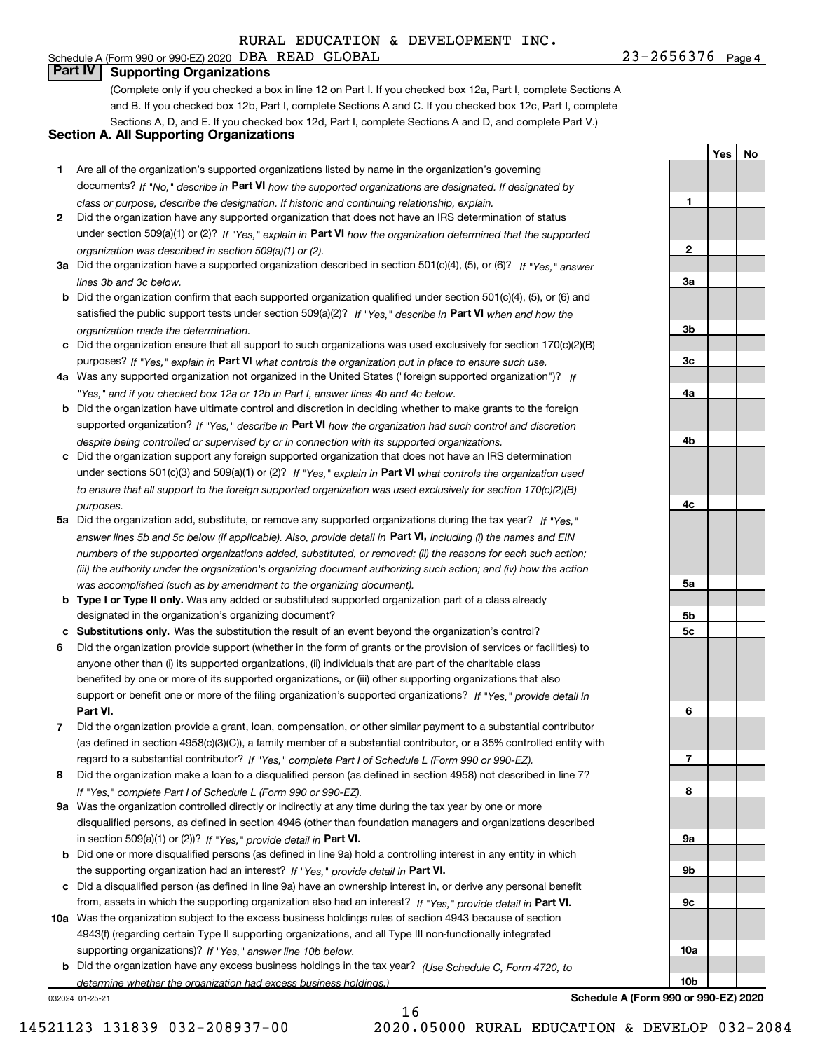RURAL EDUCATION & DEVELOPMENT INC.

Schedule A (Form 990 or 990-EZ) 2020 DBA READ GLOBAL 23-2656376 Page 4

## Part IV Supporting Organizations

(Complete only if you checked a box in line 12 on Part I. If you checked box 12a, Part I, complete Sections A and B. If you checked box 12b, Part I, complete Sections A and C. If you checked box 12c, Part I, complete Sections A, D, and E. If you checked box 12d, Part I, complete Sections A and D, and complete Part V.)

### Section A. All Supporting Organizations

| | | | Yes | No |
|---|---|---|---|---|
| 1 | Are all of the organization's supported organizations listed by name in the organization's governing documents? *If "No," describe in* **Part VI** *how the supported organizations are designated. If designated by class or purpose, describe the designation. If historic and continuing relationship, explain.* | 1 | | |
| 2 | Did the organization have any supported organization that does not have an IRS determination of status under section 509(a)(1) or (2)? *If "Yes," explain in* **Part VI** *how the organization determined that the supported organization was described in section 509(a)(1) or (2).* | 2 | | |
| 3a | Did the organization have a supported organization described in section 501(c)(4), (5), or (6)? *If "Yes," answer lines 3b and 3c below.* | 3a | | |
| b | Did the organization confirm that each supported organization qualified under section 501(c)(4), (5), or (6) and satisfied the public support tests under section 509(a)(2)? *If "Yes," describe in* **Part VI** *when and how the organization made the determination.* | 3b | | |
| c | Did the organization ensure that all support to such organizations was used exclusively for section 170(c)(2)(B) purposes? *If "Yes," explain in* **Part VI** *what controls the organization put in place to ensure such use.* | 3c | | |
| 4a | Was any supported organization not organized in the United States ("foreign supported organization")? *If "Yes," and if you checked box 12a or 12b in Part I, answer lines 4b and 4c below.* | 4a | | |
| b | Did the organization have ultimate control and discretion in deciding whether to make grants to the foreign supported organization? *If "Yes," describe in* **Part VI** *how the organization had such control and discretion despite being controlled or supervised by or in connection with its supported organizations.* | 4b | | |
| c | Did the organization support any foreign supported organization that does not have an IRS determination under sections 501(c)(3) and 509(a)(1) or (2)? *If "Yes," explain in* **Part VI** *what controls the organization used to ensure that all support to the foreign supported organization was used exclusively for section 170(c)(2)(B) purposes.* | 4c | | |
| 5a | Did the organization add, substitute, or remove any supported organizations during the tax year? *If "Yes," answer lines 5b and 5c below (if applicable). Also, provide detail in* **Part VI,** *including (i) the names and EIN numbers of the supported organizations added, substituted, or removed; (ii) the reasons for each such action; (iii) the authority under the organization's organizing document authorizing such action; and (iv) how the action was accomplished (such as by amendment to the organizing document).* | 5a | | |
| b | **Type I or Type II only.** Was any added or substituted supported organization part of a class already designated in the organization's organizing document? | 5b | | |
| c | **Substitutions only.** Was the substitution the result of an event beyond the organization's control? | 5c | | |
| 6 | Did the organization provide support (whether in the form of grants or the provision of services or facilities) to anyone other than (i) its supported organizations, (ii) individuals that are part of the charitable class benefited by one or more of its supported organizations, or (iii) other supporting organizations that also support or benefit one or more of the filing organization's supported organizations? *If "Yes," provide detail in* **Part VI.** | 6 | | |
| 7 | Did the organization provide a grant, loan, compensation, or other similar payment to a substantial contributor (as defined in section 4958(c)(3)(C)), a family member of a substantial contributor, or a 35% controlled entity with regard to a substantial contributor? *If "Yes," complete Part I of Schedule L (Form 990 or 990-EZ).* | 7 | | |
| 8 | Did the organization make a loan to a disqualified person (as defined in section 4958) not described in line 7? *If "Yes," complete Part I of Schedule L (Form 990 or 990-EZ).* | 8 | | |
| 9a | Was the organization controlled directly or indirectly at any time during the tax year by one or more disqualified persons, as defined in section 4946 (other than foundation managers and organizations described in section 509(a)(1) or (2))? *If "Yes," provide detail in* **Part VI.** | 9a | | |
| b | Did one or more disqualified persons (as defined in line 9a) hold a controlling interest in any entity in which the supporting organization had an interest? *If "Yes," provide detail in* **Part VI.** | 9b | | |
| c | Did a disqualified person (as defined in line 9a) have an ownership interest in, or derive any personal benefit from, assets in which the supporting organization also had an interest? *If "Yes," provide detail in* **Part VI.** | 9c | | |
| 10a | Was the organization subject to the excess business holdings rules of section 4943 because of section 4943(f) (regarding certain Type II supporting organizations, and all Type III non-functionally integrated supporting organizations)? *If "Yes," answer line 10b below.* | 10a | | |
| b | Did the organization have any excess business holdings in the tax year? *(Use Schedule C, Form 4720, to determine whether the organization had excess business holdings.)* | 10b | | |

032024 01-25-21 **Schedule A (Form 990 or 990-EZ) 2020**

14521123 131839 032-208937-00 2020.05000 RURAL EDUCATION & DEVELOP 032-2084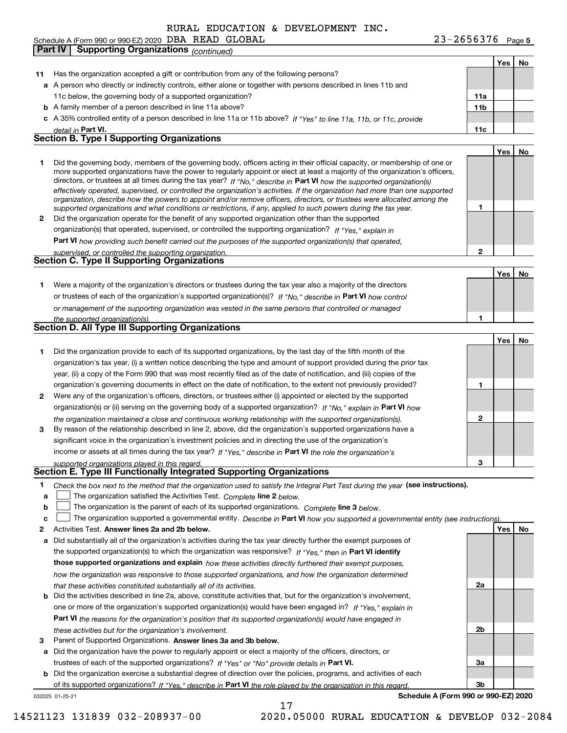RURAL EDUCATION & DEVELOPMENT INC.

Schedule A (Form 990 or 990-EZ) 2020 DBA READ GLOBAL 23-2656376 Page **5**

## Part IV | Supporting Organizations *(continued)*

| | | | Yes | No |
|---|---|---|---|---|
| **11** | Has the organization accepted a gift or contribution from any of the following persons? | | | |
| **a** | A person who directly or indirectly controls, either alone or together with persons described in lines 11b and 11c below, the governing body of a supported organization? | **11a** | | |
| **b** | A family member of a person described in line 11a above? | **11b** | | |
| **c** | A 35% controlled entity of a person described in line 11a or 11b above? *If "Yes" to line 11a, 11b, or 11c, provide detail in* **Part VI.** | **11c** | | |

### Section B. Type I Supporting Organizations

| | | | Yes | No |
|---|---|---|---|---|
| **1** | Did the governing body, members of the governing body, officers acting in their official capacity, or membership of one or more supported organizations have the power to regularly appoint or elect at least a majority of the organization's officers, directors, or trustees at all times during the tax year? *If "No," describe in* **Part VI** *how the supported organization(s) effectively operated, supervised, or controlled the organization's activities. If the organization had more than one supported organization, describe how the powers to appoint and/or remove officers, directors, or trustees were allocated among the supported organizations and what conditions or restrictions, if any, applied to such powers during the tax year.* | **1** | | |
| **2** | Did the organization operate for the benefit of any supported organization other than the supported organization(s) that operated, supervised, or controlled the supporting organization? *If "Yes," explain in* **Part VI** *how providing such benefit carried out the purposes of the supported organization(s) that operated, supervised, or controlled the supporting organization.* | **2** | | |

### Section C. Type II Supporting Organizations

| | | | Yes | No |
|---|---|---|---|---|
| **1** | Were a majority of the organization's directors or trustees during the tax year also a majority of the directors or trustees of each of the organization's supported organization(s)? *If "No," describe in* **Part VI** *how control or management of the supporting organization was vested in the same persons that controlled or managed the supported organization(s).* | **1** | | |

### Section D. All Type III Supporting Organizations

| | | | Yes | No |
|---|---|---|---|---|
| **1** | Did the organization provide to each of its supported organizations, by the last day of the fifth month of the organization's tax year, (i) a written notice describing the type and amount of support provided during the prior tax year, (ii) a copy of the Form 990 that was most recently filed as of the date of notification, and (iii) copies of the organization's governing documents in effect on the date of notification, to the extent not previously provided? | **1** | | |
| **2** | Were any of the organization's officers, directors, or trustees either (i) appointed or elected by the supported organization(s) or (ii) serving on the governing body of a supported organization? *If "No," explain in* **Part VI** *how the organization maintained a close and continuous working relationship with the supported organization(s).* | **2** | | |
| **3** | By reason of the relationship described in line 2, above, did the organization's supported organizations have a significant voice in the organization's investment policies and in directing the use of the organization's income or assets at all times during the tax year? *If "Yes," describe in* **Part VI** *the role the organization's supported organizations played in this regard.* | **3** | | |

### Section E. Type III Functionally Integrated Supporting Organizations

**1** *Check the box next to the method that the organization used to satisfy the Integral Part Test during the year* **(see instructions).**

- **a** ☐ The organization satisfied the Activities Test. *Complete* **line 2** *below.*
- **b** ☐ The organization is the parent of each of its supported organizations. *Complete* **line 3** *below.*
- **c** ☐ The organization supported a governmental entity. *Describe in* **Part VI** *how you supported a governmental entity (see instructions).*

| | | | Yes | No |
|---|---|---|---|---|
| **2** | Activities Test. **Answer lines 2a and 2b below.** | | | |
| **a** | Did substantially all of the organization's activities during the tax year directly further the exempt purposes of the supported organization(s) to which the organization was responsive? *If "Yes," then in* **Part VI identify those supported organizations and explain** *how these activities directly furthered their exempt purposes, how the organization was responsive to those supported organizations, and how the organization determined that these activities constituted substantially all of its activities.* | **2a** | | |
| **b** | Did the activities described in line 2a, above, constitute activities that, but for the organization's involvement, one or more of the organization's supported organization(s) would have been engaged in? *If "Yes," explain in* **Part VI** *the reasons for the organization's position that its supported organization(s) would have engaged in these activities but for the organization's involvement.* | **2b** | | |
| **3** | Parent of Supported Organizations. **Answer lines 3a and 3b below.** | | | |
| **a** | Did the organization have the power to regularly appoint or elect a majority of the officers, directors, or trustees of each of the supported organizations? *If "Yes" or "No" provide details in* **Part VI.** | **3a** | | |
| **b** | Did the organization exercise a substantial degree of direction over the policies, programs, and activities of each of its supported organizations? *If "Yes," describe in* **Part VI** *the role played by the organization in this regard.* | **3b** | | |

032025 01-25-21 **Schedule A (Form 990 or 990-EZ) 2020**

14521123 131839 032-208937-00 2020.05000 RURAL EDUCATION & DEVELOP 032-2084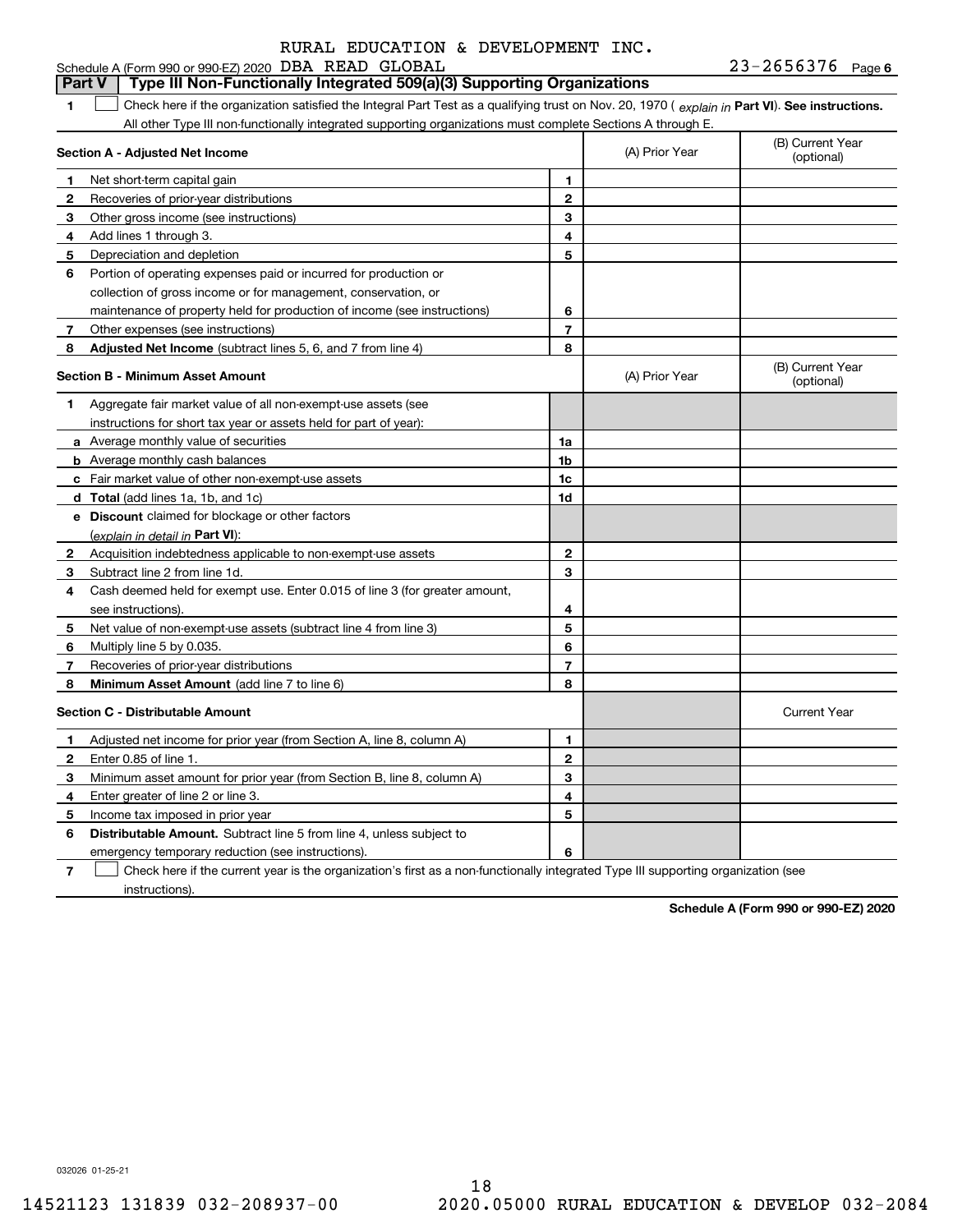RURAL EDUCATION & DEVELOPMENT INC.

Schedule A (Form 990 or 990-EZ) 2020 DBA READ GLOBAL 23-2656376 Page 6

## Part V | Type III Non-Functionally Integrated 509(a)(3) Supporting Organizations

**1** ☐ Check here if the organization satisfied the Integral Part Test as a qualifying trust on Nov. 20, 1970 ( *explain in* **Part VI**). **See instructions.** All other Type III non-functionally integrated supporting organizations must complete Sections A through E.

| **Section A - Adjusted Net Income** | | | (A) Prior Year | (B) Current Year (optional) |
|---|---|---|---|---|
| **1** | Net short-term capital gain | **1** | | |
| **2** | Recoveries of prior-year distributions | **2** | | |
| **3** | Other gross income (see instructions) | **3** | | |
| **4** | Add lines 1 through 3. | **4** | | |
| **5** | Depreciation and depletion | **5** | | |
| **6** | Portion of operating expenses paid or incurred for production or collection of gross income or for management, conservation, or maintenance of property held for production of income (see instructions) | **6** | | |
| **7** | Other expenses (see instructions) | **7** | | |
| **8** | **Adjusted Net Income** (subtract lines 5, 6, and 7 from line 4) | **8** | | |

| **Section B - Minimum Asset Amount** | | | (A) Prior Year | (B) Current Year (optional) |
|---|---|---|---|---|
| **1** | Aggregate fair market value of all non-exempt-use assets (see instructions for short tax year or assets held for part of year): | | | |
| **a** | Average monthly value of securities | **1a** | | |
| **b** | Average monthly cash balances | **1b** | | |
| **c** | Fair market value of other non-exempt-use assets | **1c** | | |
| **d** | **Total** (add lines 1a, 1b, and 1c) | **1d** | | |
| **e** | **Discount** claimed for blockage or other factors (*explain in detail in* **Part VI**): | | | |
| **2** | Acquisition indebtedness applicable to non-exempt-use assets | **2** | | |
| **3** | Subtract line 2 from line 1d. | **3** | | |
| **4** | Cash deemed held for exempt use. Enter 0.015 of line 3 (for greater amount, see instructions). | **4** | | |
| **5** | Net value of non-exempt-use assets (subtract line 4 from line 3) | **5** | | |
| **6** | Multiply line 5 by 0.035. | **6** | | |
| **7** | Recoveries of prior-year distributions | **7** | | |
| **8** | **Minimum Asset Amount** (add line 7 to line 6) | **8** | | |

| **Section C - Distributable Amount** | | | | Current Year |
|---|---|---|---|---|
| **1** | Adjusted net income for prior year (from Section A, line 8, column A) | **1** | | |
| **2** | Enter 0.85 of line 1. | **2** | | |
| **3** | Minimum asset amount for prior year (from Section B, line 8, column A) | **3** | | |
| **4** | Enter greater of line 2 or line 3. | **4** | | |
| **5** | Income tax imposed in prior year | **5** | | |
| **6** | **Distributable Amount.** Subtract line 5 from line 4, unless subject to emergency temporary reduction (see instructions). | **6** | | |

**7** ☐ Check here if the current year is the organization's first as a non-functionally integrated Type III supporting organization (see instructions).

**Schedule A (Form 990 or 990-EZ) 2020**

032026 01-25-21

14521123 131839 032-208937-00 2020.05000 RURAL EDUCATION & DEVELOP 032-2084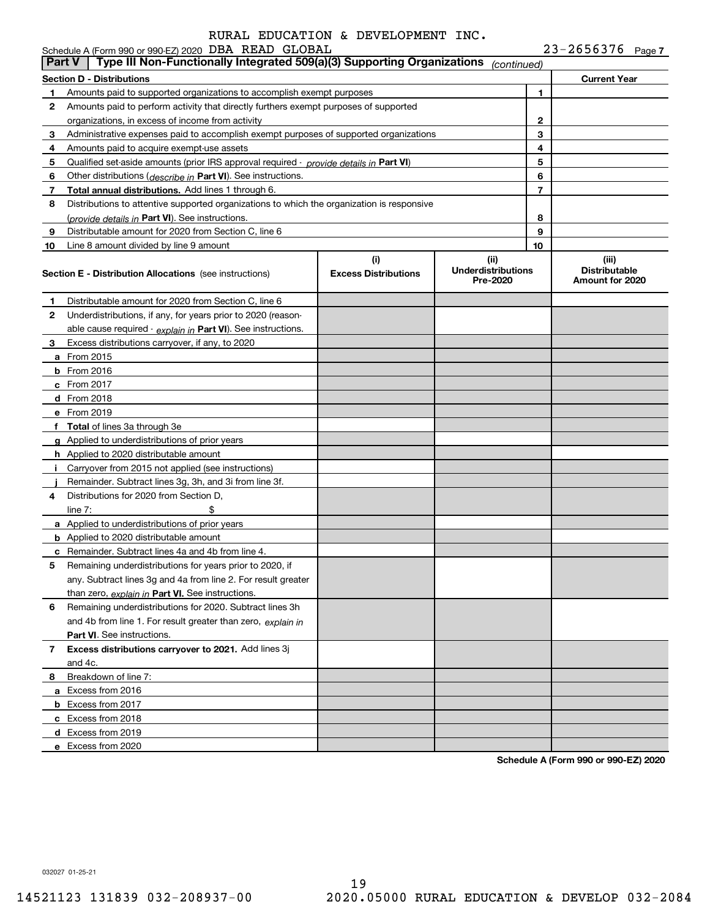RURAL EDUCATION & DEVELOPMENT INC.

Schedule A (Form 990 or 990-EZ) 2020 DBA READ GLOBAL 23-2656376 Page 7

**Part V | Type III Non-Functionally Integrated 509(a)(3) Supporting Organizations** *(continued)*

| Section D - Distributions | | | Current Year |
|---|---|---|---|
| 1 | Amounts paid to supported organizations to accomplish exempt purposes | 1 | |
| 2 | Amounts paid to perform activity that directly furthers exempt purposes of supported organizations, in excess of income from activity | 2 | |
| 3 | Administrative expenses paid to accomplish exempt purposes of supported organizations | 3 | |
| 4 | Amounts paid to acquire exempt-use assets | 4 | |
| 5 | Qualified set-aside amounts (prior IRS approval required - *provide details in* **Part VI**) | 5 | |
| 6 | Other distributions (*describe in* **Part VI**). See instructions. | 6 | |
| 7 | **Total annual distributions.** Add lines 1 through 6. | 7 | |
| 8 | Distributions to attentive supported organizations to which the organization is responsive (*provide details in* **Part VI**). See instructions. | 8 | |
| 9 | Distributable amount for 2020 from Section C, line 6 | 9 | |
| 10 | Line 8 amount divided by line 9 amount | 10 | |

| **Section E - Distribution Allocations** (see instructions) | (i) Excess Distributions | (ii) Underdistributions Pre-2020 | (iii) Distributable Amount for 2020 |
|---|---|---|---|
| **1** Distributable amount for 2020 from Section C, line 6 | | | |
| **2** Underdistributions, if any, for years prior to 2020 (reasonable cause required - *explain in* **Part VI**). See instructions. | | | |
| **3** Excess distributions carryover, if any, to 2020 | | | |
| **a** From 2015 | | | |
| **b** From 2016 | | | |
| **c** From 2017 | | | |
| **d** From 2018 | | | |
| **e** From 2019 | | | |
| **f** **Total** of lines 3a through 3e | | | |
| **g** Applied to underdistributions of prior years | | | |
| **h** Applied to 2020 distributable amount | | | |
| **i** Carryover from 2015 not applied (see instructions) | | | |
| **j** Remainder. Subtract lines 3g, 3h, and 3i from line 3f. | | | |
| **4** Distributions for 2020 from Section D, line 7: $ | | | |
| **a** Applied to underdistributions of prior years | | | |
| **b** Applied to 2020 distributable amount | | | |
| **c** Remainder. Subtract lines 4a and 4b from line 4. | | | |
| **5** Remaining underdistributions for years prior to 2020, if any. Subtract lines 3g and 4a from line 2. For result greater than zero, *explain in* **Part VI.** See instructions. | | | |
| **6** Remaining underdistributions for 2020. Subtract lines 3h and 4b from line 1. For result greater than zero, *explain in* **Part VI**. See instructions. | | | |
| **7** **Excess distributions carryover to 2021.** Add lines 3j and 4c. | | | |
| **8** Breakdown of line 7: | | | |
| **a** Excess from 2016 | | | |
| **b** Excess from 2017 | | | |
| **c** Excess from 2018 | | | |
| **d** Excess from 2019 | | | |
| **e** Excess from 2020 | | | |

**Schedule A (Form 990 or 990-EZ) 2020**

032027 01-25-21

14521123 131839 032-208937-00 2020.05000 RURAL EDUCATION & DEVELOP 032-2084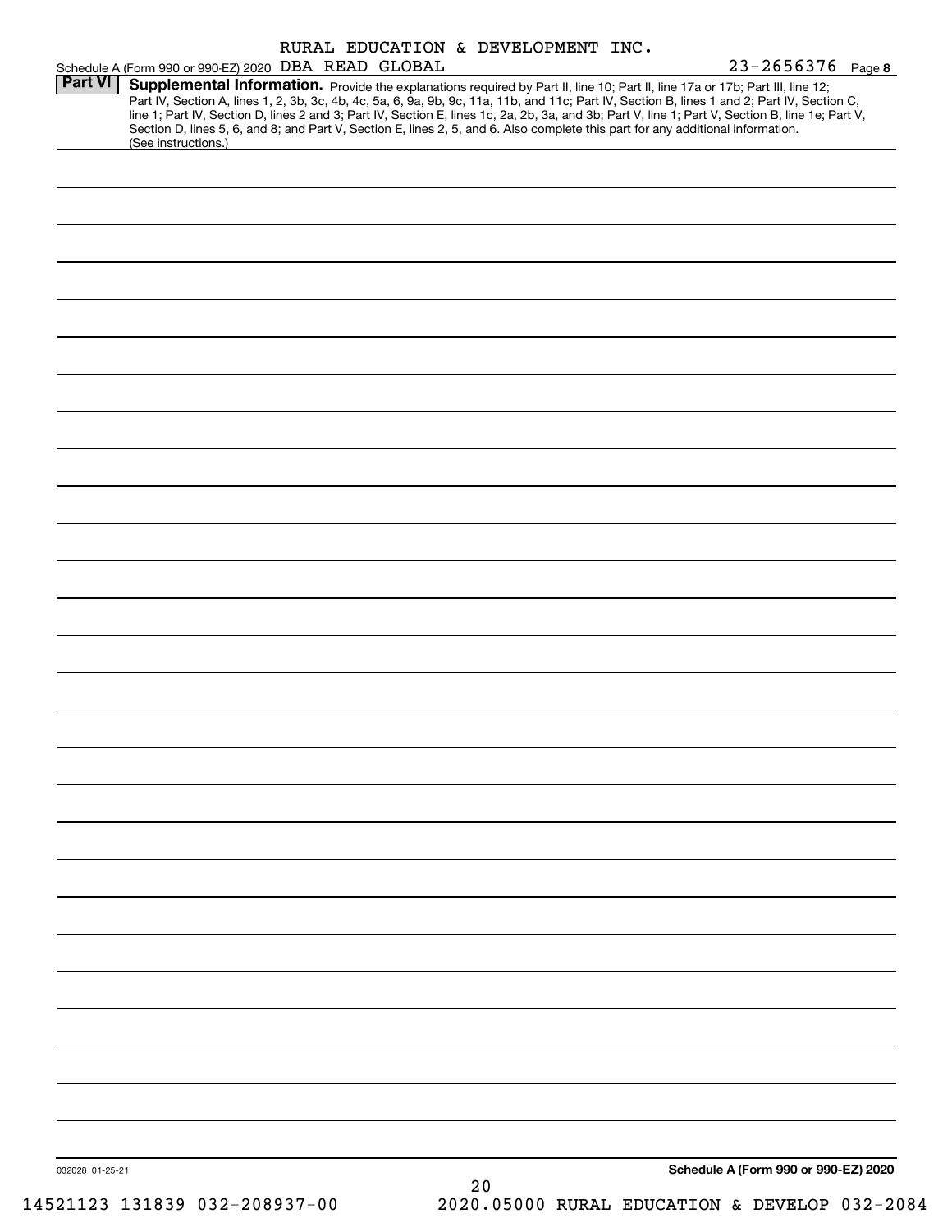RURAL EDUCATION & DEVELOPMENT INC.

Schedule A (Form 990 or 990-EZ) 2020 DBA READ GLOBAL 23-2656376 Page **8**

**Part VI** **Supplemental Information.** Provide the explanations required by Part II, line 10; Part II, line 17a or 17b; Part III, line 12; Part IV, Section A, lines 1, 2, 3b, 3c, 4b, 4c, 5a, 6, 9a, 9b, 9c, 11a, 11b, and 11c; Part IV, Section B, lines 1 and 2; Part IV, Section C, line 1; Part IV, Section D, lines 2 and 3; Part IV, Section E, lines 1c, 2a, 2b, 3a, and 3b; Part V, line 1; Part V, Section B, line 1e; Part V, Section D, lines 5, 6, and 8; and Part V, Section E, lines 2, 5, and 6. Also complete this part for any additional information. (See instructions.)

032028 01-25-21

**Schedule A (Form 990 or 990-EZ) 2020**

14521123 131839 032-208937-00 2020.05000 RURAL EDUCATION & DEVELOP 032-2084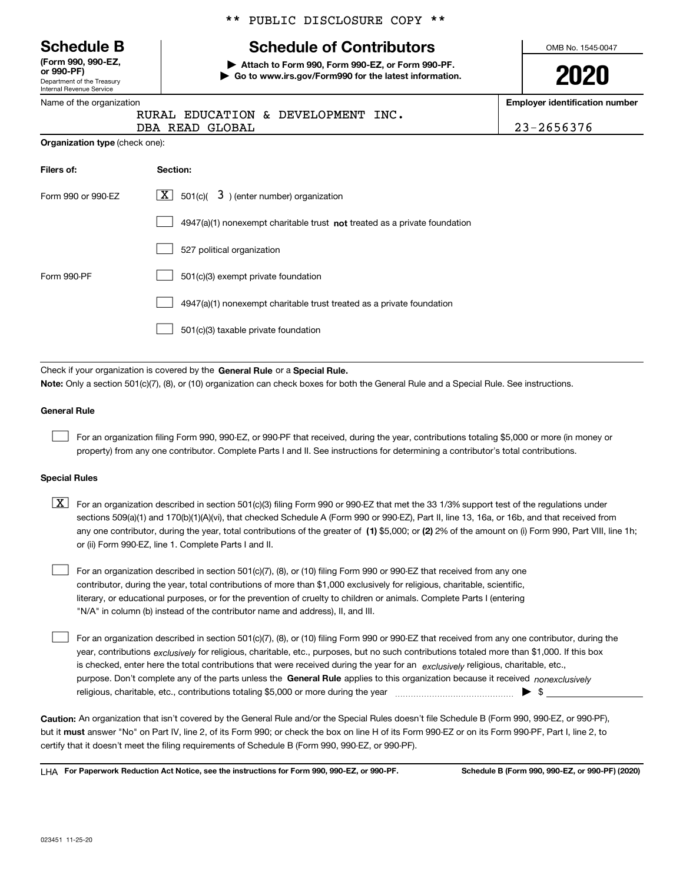** PUBLIC DISCLOSURE COPY **

# Schedule B

**(Form 990, 990-EZ, or 990-PF)**

Department of the Treasury
Internal Revenue Service

## Schedule of Contributors

▶ **Attach to Form 990, Form 990-EZ, or Form 990-PF.**

▶ **Go to www.irs.gov/Form990 for the latest information.**

OMB No. 1545-0047

**2020**

Name of the organization: RURAL EDUCATION & DEVELOPMENT INC. DBA READ GLOBAL

**Employer identification number**: 23-2656376

**Organization type** (check one):

| Filers of: | Section: |
|---|---|
| Form 990 or 990-EZ | [X] 501(c)( 3 ) (enter number) organization |
| | [ ] 4947(a)(1) nonexempt charitable trust **not** treated as a private foundation |
| | [ ] 527 political organization |
| Form 990-PF | [ ] 501(c)(3) exempt private foundation |
| | [ ] 4947(a)(1) nonexempt charitable trust treated as a private foundation |
| | [ ] 501(c)(3) taxable private foundation |

Check if your organization is covered by the **General Rule** or a **Special Rule.**

**Note:** Only a section 501(c)(7), (8), or (10) organization can check boxes for both the General Rule and a Special Rule. See instructions.

### General Rule

[ ] For an organization filing Form 990, 990-EZ, or 990-PF that received, during the year, contributions totaling $5,000 or more (in money or property) from any one contributor. Complete Parts I and II. See instructions for determining a contributor's total contributions.

### Special Rules

[X] For an organization described in section 501(c)(3) filing Form 990 or 990-EZ that met the 33 1/3% support test of the regulations under sections 509(a)(1) and 170(b)(1)(A)(vi), that checked Schedule A (Form 990 or 990-EZ), Part II, line 13, 16a, or 16b, and that received from any one contributor, during the year, total contributions of the greater of **(1)** $5,000; or **(2)** 2% of the amount on (i) Form 990, Part VIII, line 1h; or (ii) Form 990-EZ, line 1. Complete Parts I and II.

[ ] For an organization described in section 501(c)(7), (8), or (10) filing Form 990 or 990-EZ that received from any one contributor, during the year, total contributions of more than $1,000 exclusively for religious, charitable, scientific, literary, or educational purposes, or for the prevention of cruelty to children or animals. Complete Parts I (entering "N/A" in column (b) instead of the contributor name and address), II, and III.

[ ] For an organization described in section 501(c)(7), (8), or (10) filing Form 990 or 990-EZ that received from any one contributor, during the year, contributions *exclusively* for religious, charitable, etc., purposes, but no such contributions totaled more than $1,000. If this box is checked, enter here the total contributions that were received during the year for an *exclusively* religious, charitable, etc., purpose. Don't complete any of the parts unless the **General Rule** applies to this organization because it received *nonexclusively* religious, charitable, etc., contributions totaling $5,000 or more during the year ▶ $ ______

**Caution:** An organization that isn't covered by the General Rule and/or the Special Rules doesn't file Schedule B (Form 990, 990-EZ, or 990-PF), but it **must** answer "No" on Part IV, line 2, of its Form 990; or check the box on line H of its Form 990-EZ or on its Form 990-PF, Part I, line 2, to certify that it doesn't meet the filing requirements of Schedule B (Form 990, 990-EZ, or 990-PF).

LHA **For Paperwork Reduction Act Notice, see the instructions for Form 990, 990-EZ, or 990-PF.** **Schedule B (Form 990, 990-EZ, or 990-PF) (2020)**

023451 11-25-20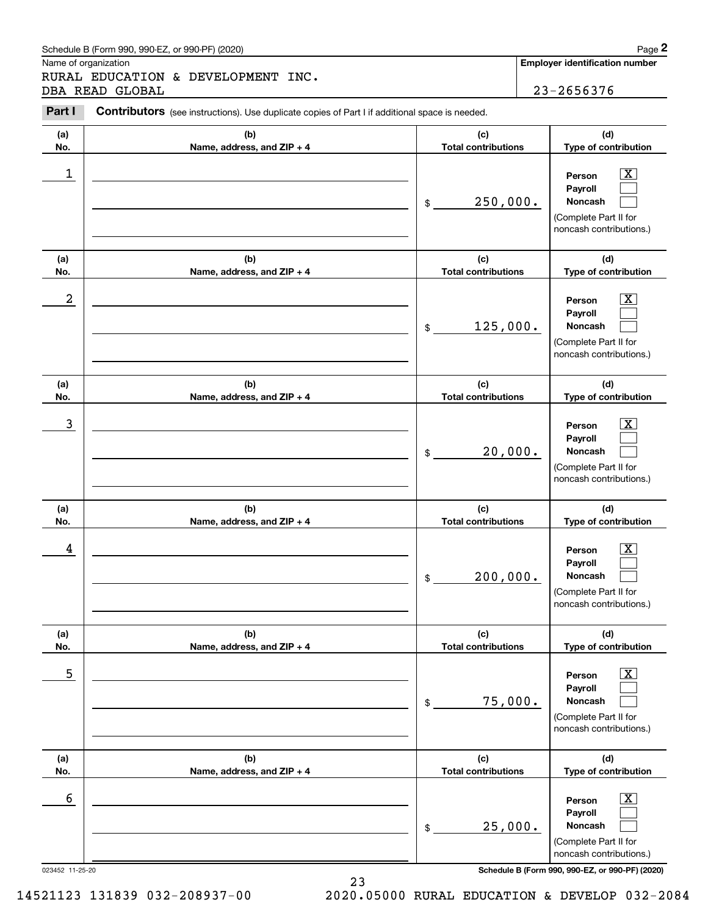Schedule B (Form 990, 990-EZ, or 990-PF) (2020)

Name of organization

RURAL EDUCATION & DEVELOPMENT INC.
DBA READ GLOBAL

**Employer identification number**

23-2656376

**Part I** **Contributors** (see instructions). Use duplicate copies of Part I if additional space is needed.

| (a) No. | (b) Name, address, and ZIP + 4 | (c) Total contributions | (d) Type of contribution |
|---|---|---|---|
| 1 | | $ 250,000. | Person [X] Payroll [ ] Noncash [ ] (Complete Part II for noncash contributions.) |
| 2 | | $ 125,000. | Person [X] Payroll [ ] Noncash [ ] (Complete Part II for noncash contributions.) |
| 3 | | $ 20,000. | Person [X] Payroll [ ] Noncash [ ] (Complete Part II for noncash contributions.) |
| 4 | | $ 200,000. | Person [X] Payroll [ ] Noncash [ ] (Complete Part II for noncash contributions.) |
| 5 | | $ 75,000. | Person [X] Payroll [ ] Noncash [ ] (Complete Part II for noncash contributions.) |
| 6 | | $ 25,000. | Person [X] Payroll [ ] Noncash [ ] (Complete Part II for noncash contributions.) |

023452 11-25-20

Schedule B (Form 990, 990-EZ, or 990-PF) (2020)

14521123 131839 032-208937-00 2020.05000 RURAL EDUCATION & DEVELOP 032-2084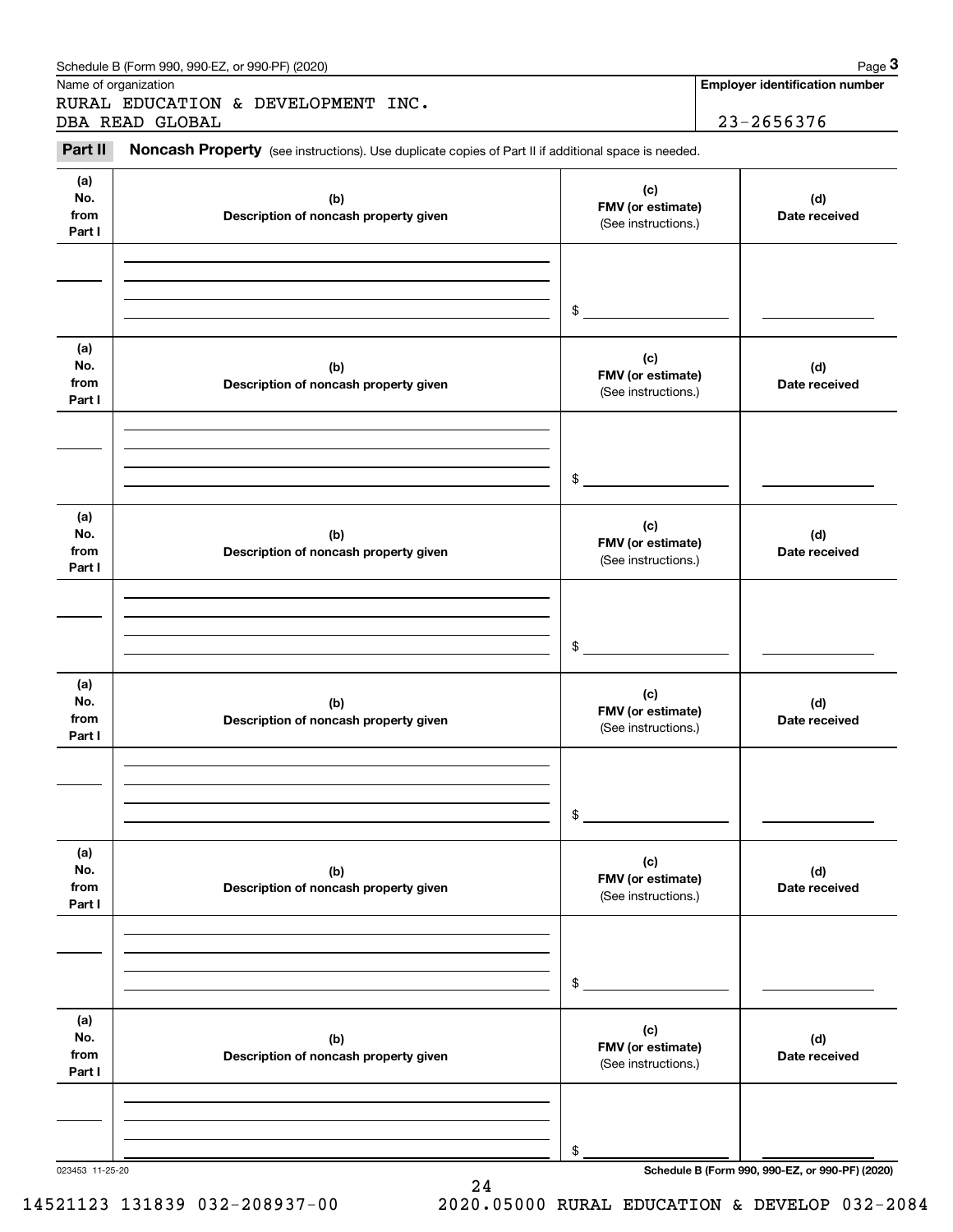Schedule B (Form 990, 990-EZ, or 990-PF) (2020)

Name of organization: RURAL EDUCATION & DEVELOPMENT INC. DBA READ GLOBAL

Employer identification number: 23-2656376

## Part II Noncash Property

(see instructions). Use duplicate copies of Part II if additional space is needed.

| (a) No. from Part I | (b) Description of noncash property given | (c) FMV (or estimate) (See instructions.) | (d) Date received |
|---|---|---|---|
| | | $ | |

| (a) No. from Part I | (b) Description of noncash property given | (c) FMV (or estimate) (See instructions.) | (d) Date received |
|---|---|---|---|
| | | $ | |

| (a) No. from Part I | (b) Description of noncash property given | (c) FMV (or estimate) (See instructions.) | (d) Date received |
|---|---|---|---|
| | | $ | |

| (a) No. from Part I | (b) Description of noncash property given | (c) FMV (or estimate) (See instructions.) | (d) Date received |
|---|---|---|---|
| | | $ | |

| (a) No. from Part I | (b) Description of noncash property given | (c) FMV (or estimate) (See instructions.) | (d) Date received |
|---|---|---|---|
| | | $ | |

| (a) No. from Part I | (b) Description of noncash property given | (c) FMV (or estimate) (See instructions.) | (d) Date received |
|---|---|---|---|
| | | $ | |

023453 11-25-20

Schedule B (Form 990, 990-EZ, or 990-PF) (2020)

14521123 131839 032-208937-00 2020.05000 RURAL EDUCATION & DEVELOP 032-2084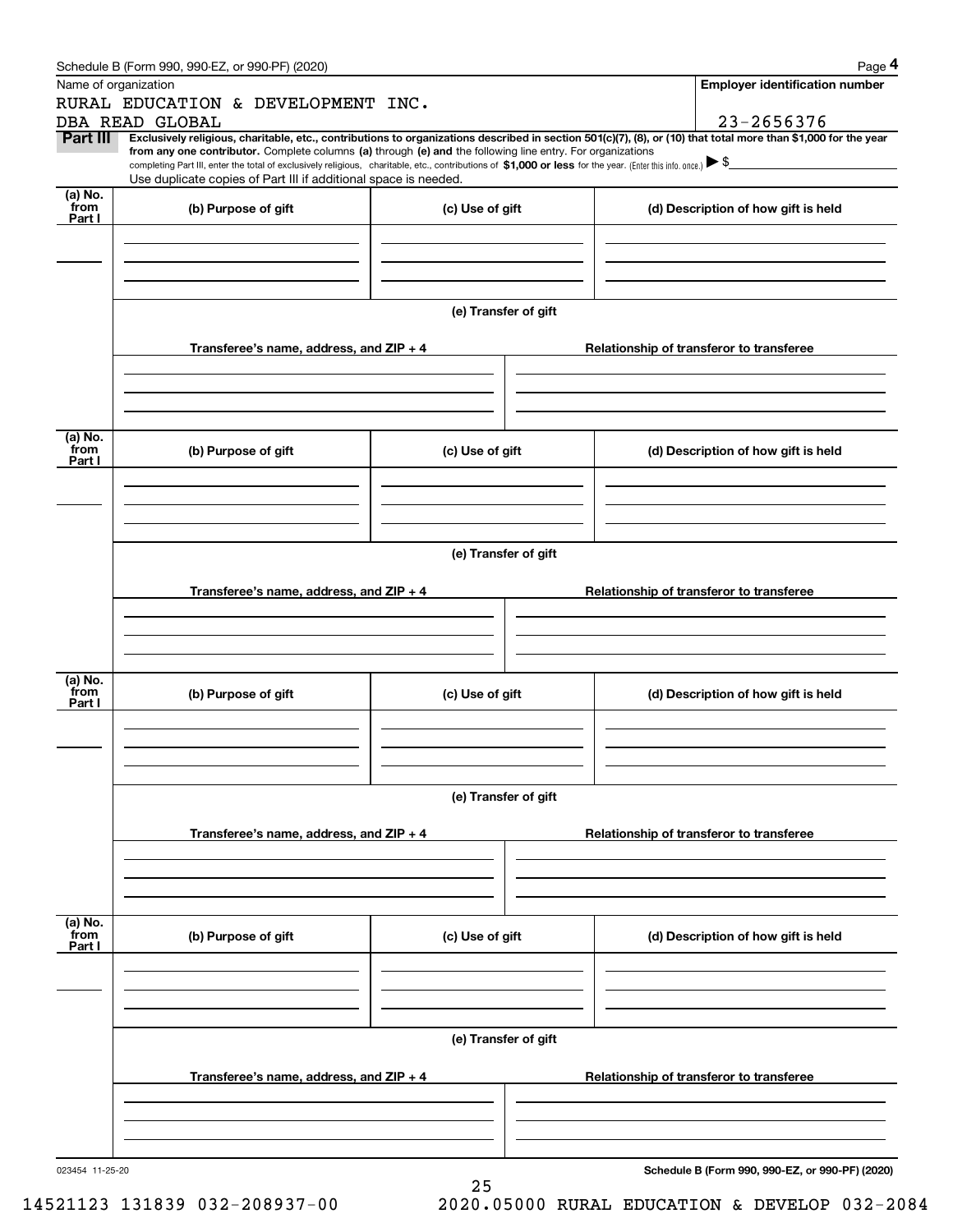Schedule B (Form 990, 990-EZ, or 990-PF) (2020) Page **4**

Name of organization

RURAL EDUCATION & DEVELOPMENT INC.
DBA READ GLOBAL

**Employer identification number**

23-2656376

**Part III** **Exclusively religious, charitable, etc., contributions to organizations described in section 501(c)(7), (8), or (10) that total more than $1,000 for the year from any one contributor.** Complete columns **(a)** through **(e) and** the following line entry. For organizations completing Part III, enter the total of exclusively religious, charitable, etc., contributions of **$1,000 or less** for the year. (Enter this info. once.) ▶ $

Use duplicate copies of Part III if additional space is needed.

| (a) No. from Part I | (b) Purpose of gift | (c) Use of gift | (d) Description of how gift is held |
|---|---|---|---|
| | | | |

**(e) Transfer of gift**

| Transferee's name, address, and ZIP + 4 | Relationship of transferor to transferee |
|---|---|
| | |

| (a) No. from Part I | (b) Purpose of gift | (c) Use of gift | (d) Description of how gift is held |
|---|---|---|---|
| | | | |

**(e) Transfer of gift**

| Transferee's name, address, and ZIP + 4 | Relationship of transferor to transferee |
|---|---|
| | |

| (a) No. from Part I | (b) Purpose of gift | (c) Use of gift | (d) Description of how gift is held |
|---|---|---|---|
| | | | |

**(e) Transfer of gift**

| Transferee's name, address, and ZIP + 4 | Relationship of transferor to transferee |
|---|---|
| | |

| (a) No. from Part I | (b) Purpose of gift | (c) Use of gift | (d) Description of how gift is held |
|---|---|---|---|
| | | | |

**(e) Transfer of gift**

| Transferee's name, address, and ZIP + 4 | Relationship of transferor to transferee |
|---|---|
| | |

023454 11-25-20 **Schedule B (Form 990, 990-EZ, or 990-PF) (2020)**

14521123 131839 032-208937-00 2020.05000 RURAL EDUCATION & DEVELOP 032-2084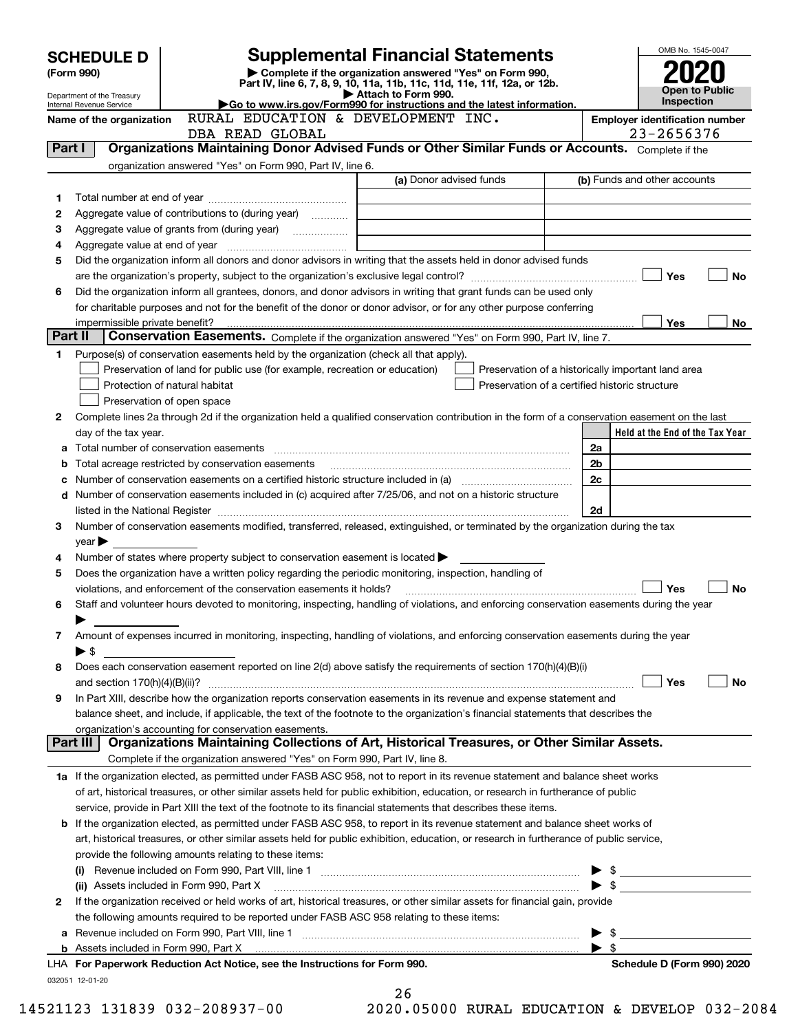# SCHEDULE D (Form 990)

Department of the Treasury
Internal Revenue Service

## Supplemental Financial Statements

▶ Complete if the organization answered "Yes" on Form 990, Part IV, line 6, 7, 8, 9, 10, 11a, 11b, 11c, 11d, 11e, 11f, 12a, or 12b.
▶ Attach to Form 990.
▶Go to www.irs.gov/Form990 for instructions and the latest information.

OMB No. 1545-0047

**2020**

**Open to Public Inspection**

Name of the organization: RURAL EDUCATION & DEVELOPMENT INC. DBA READ GLOBAL

Employer identification number: 23-2656376

### Part I — Organizations Maintaining Donor Advised Funds or Other Similar Funds or Accounts. Complete if the organization answered "Yes" on Form 990, Part IV, line 6.

| | | (a) Donor advised funds | (b) Funds and other accounts |
|---|---|---|---|
| 1 | Total number at end of year | | |
| 2 | Aggregate value of contributions to (during year) | | |
| 3 | Aggregate value of grants from (during year) | | |
| 4 | Aggregate value at end of year | | |

5 Did the organization inform all donors and donor advisors in writing that the assets held in donor advised funds are the organization's property, subject to the organization's exclusive legal control? ☐ Yes ☐ No

6 Did the organization inform all grantees, donors, and donor advisors in writing that grant funds can be used only for charitable purposes and not for the benefit of the donor or donor advisor, or for any other purpose conferring impermissible private benefit? ☐ Yes ☐ No

### Part II — Conservation Easements. Complete if the organization answered "Yes" on Form 990, Part IV, line 7.

1 Purpose(s) of conservation easements held by the organization (check all that apply).

- ☐ Preservation of land for public use (for example, recreation or education)
- ☐ Protection of natural habitat
- ☐ Preservation of open space
- ☐ Preservation of a historically important land area
- ☐ Preservation of a certified historic structure

2 Complete lines 2a through 2d if the organization held a qualified conservation contribution in the form of a conservation easement on the last day of the tax year.

| | | | Held at the End of the Tax Year |
|---|---|---|---|
| a | Total number of conservation easements | 2a | |
| b | Total acreage restricted by conservation easements | 2b | |
| c | Number of conservation easements on a certified historic structure included in (a) | 2c | |
| d | Number of conservation easements included in (c) acquired after 7/25/06, and not on a historic structure listed in the National Register | 2d | |

3 Number of conservation easements modified, transferred, released, extinguished, or terminated by the organization during the tax year ▶

4 Number of states where property subject to conservation easement is located ▶

5 Does the organization have a written policy regarding the periodic monitoring, inspection, handling of violations, and enforcement of the conservation easements it holds? ☐ Yes ☐ No

6 Staff and volunteer hours devoted to monitoring, inspecting, handling of violations, and enforcing conservation easements during the year ▶

7 Amount of expenses incurred in monitoring, inspecting, handling of violations, and enforcing conservation easements during the year ▶ $

8 Does each conservation easement reported on line 2(d) above satisfy the requirements of section 170(h)(4)(B)(i) and section 170(h)(4)(B)(ii)? ☐ Yes ☐ No

9 In Part XIII, describe how the organization reports conservation easements in its revenue and expense statement and balance sheet, and include, if applicable, the text of the footnote to the organization's financial statements that describes the organization's accounting for conservation easements.

### Part III — Organizations Maintaining Collections of Art, Historical Treasures, or Other Similar Assets. Complete if the organization answered "Yes" on Form 990, Part IV, line 8.

1a If the organization elected, as permitted under FASB ASC 958, not to report in its revenue statement and balance sheet works of art, historical treasures, or other similar assets held for public exhibition, education, or research in furtherance of public service, provide in Part XIII the text of the footnote to its financial statements that describes these items.

b If the organization elected, as permitted under FASB ASC 958, to report in its revenue statement and balance sheet works of art, historical treasures, or other similar assets held for public exhibition, education, or research in furtherance of public service, provide the following amounts relating to these items:

(i) Revenue included on Form 990, Part VIII, line 1 ▶ $

(ii) Assets included in Form 990, Part X ▶ $

2 If the organization received or held works of art, historical treasures, or other similar assets for financial gain, provide the following amounts required to be reported under FASB ASC 958 relating to these items:

a Revenue included on Form 990, Part VIII, line 1 ▶ $

b Assets included in Form 990, Part X ▶ $

LHA For Paperwork Reduction Act Notice, see the Instructions for Form 990. Schedule D (Form 990) 2020

032051 12-01-20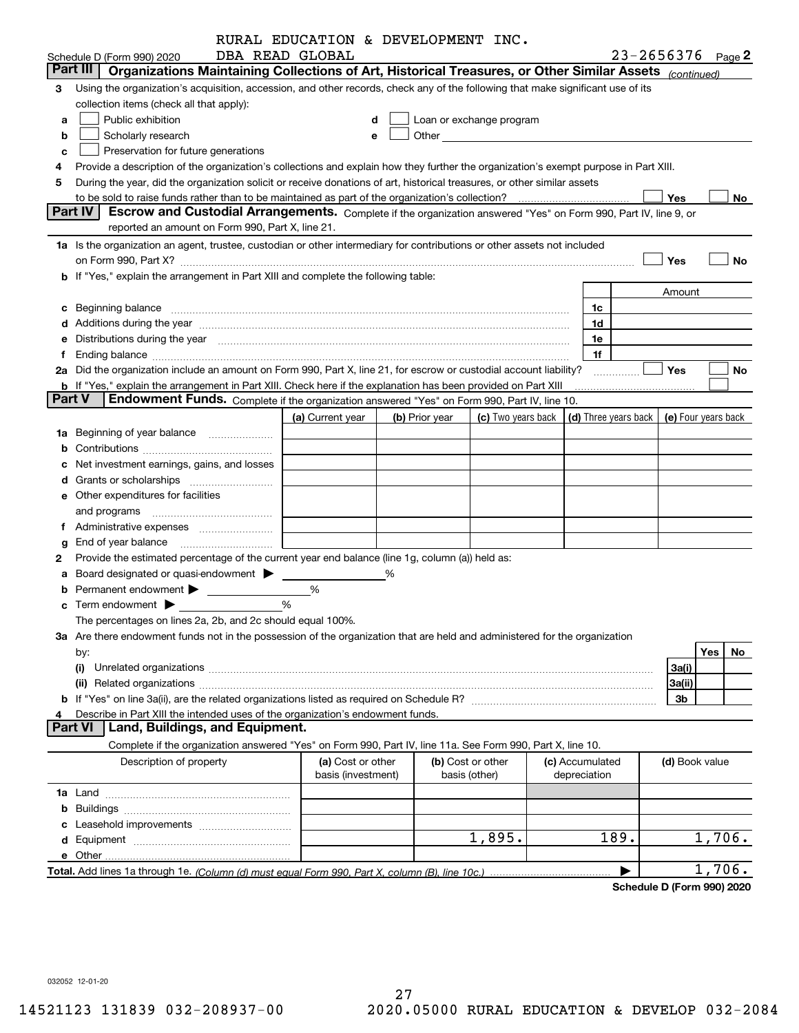RURAL EDUCATION & DEVELOPMENT INC.
DBA READ GLOBAL

Schedule D (Form 990) 2020 — 23-2656376 Page 2

## Part III Organizations Maintaining Collections of Art, Historical Treasures, or Other Similar Assets *(continued)*

**3** Using the organization's acquisition, accession, and other records, check any of the following that make significant use of its collection items (check all that apply):

- **a** ☐ Public exhibition
- **b** ☐ Scholarly research
- **c** ☐ Preservation for future generations
- **d** ☐ Loan or exchange program
- **e** ☐ Other

**4** Provide a description of the organization's collections and explain how they further the organization's exempt purpose in Part XIII.

**5** During the year, did the organization solicit or receive donations of art, historical treasures, or other similar assets to be sold to raise funds rather than to be maintained as part of the organization's collection? ☐ Yes ☐ No

## Part IV Escrow and Custodial Arrangements.

Complete if the organization answered "Yes" on Form 990, Part IV, line 9, or reported an amount on Form 990, Part X, line 21.

**1a** Is the organization an agent, trustee, custodian or other intermediary for contributions or other assets not included on Form 990, Part X? ☐ Yes ☐ No

**b** If "Yes," explain the arrangement in Part XIII and complete the following table:

| | | | Amount |
|---|---|---|---|
| c | Beginning balance | 1c | |
| d | Additions during the year | 1d | |
| e | Distributions during the year | 1e | |
| f | Ending balance | 1f | |

**2a** Did the organization include an amount on Form 990, Part X, line 21, for escrow or custodial account liability? ☐ Yes ☐ No

**b** If "Yes," explain the arrangement in Part XIII. Check here if the explanation has been provided on Part XIII ☐

## Part V Endowment Funds.

Complete if the organization answered "Yes" on Form 990, Part IV, line 10.

| | (a) Current year | (b) Prior year | (c) Two years back | (d) Three years back | (e) Four years back |
|---|---|---|---|---|---|
| 1a Beginning of year balance | | | | | |
| b Contributions | | | | | |
| c Net investment earnings, gains, and losses | | | | | |
| d Grants or scholarships | | | | | |
| e Other expenditures for facilities and programs | | | | | |
| f Administrative expenses | | | | | |
| g End of year balance | | | | | |

**2** Provide the estimated percentage of the current year end balance (line 1g, column (a)) held as:

- **a** Board designated or quasi-endowment ▶ ______ %
- **b** Permanent endowment ▶ ______ %
- **c** Term endowment ▶ ______ %

The percentages on lines 2a, 2b, and 2c should equal 100%.

**3a** Are there endowment funds not in the possession of the organization that are held and administered for the organization by:

| | | Yes | No |
|---|---|---|---|
| (i) Unrelated organizations | 3a(i) | | |
| (ii) Related organizations | 3a(ii) | | |
| b If "Yes" on line 3a(ii), are the related organizations listed as required on Schedule R? | 3b | | |

**4** Describe in Part XIII the intended uses of the organization's endowment funds.

## Part VI Land, Buildings, and Equipment.

Complete if the organization answered "Yes" on Form 990, Part IV, line 11a. See Form 990, Part X, line 10.

| Description of property | (a) Cost or other basis (investment) | (b) Cost or other basis (other) | (c) Accumulated depreciation | (d) Book value |
|---|---|---|---|---|
| 1a Land | | | | |
| b Buildings | | | | |
| c Leasehold improvements | | | | |
| d Equipment | | 1,895. | 189. | 1,706. |
| e Other | | | | |
| **Total.** Add lines 1a through 1e. *(Column (d) must equal Form 990, Part X, column (B), line 10c.)* | | | ▶ | 1,706. |

**Schedule D (Form 990) 2020**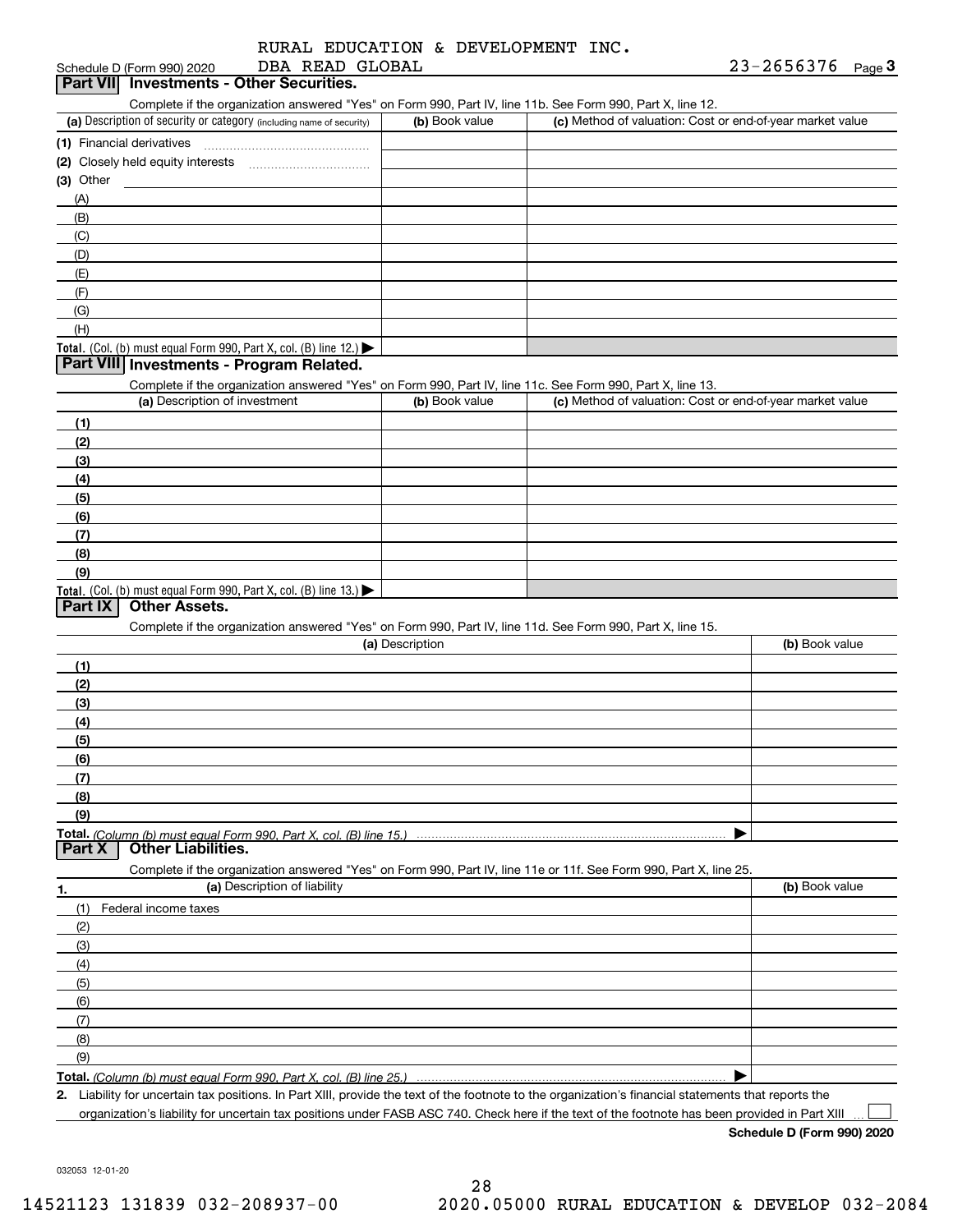RURAL EDUCATION & DEVELOPMENT INC.
DBA READ GLOBAL

Schedule D (Form 990) 2020 — 23-2656376 Page 3

## Part VII Investments - Other Securities.

Complete if the organization answered "Yes" on Form 990, Part IV, line 11b. See Form 990, Part X, line 12.

| (a) Description of security or category (including name of security) | (b) Book value | (c) Method of valuation: Cost or end-of-year market value |
|---|---|---|
| (1) Financial derivatives | | |
| (2) Closely held equity interests | | |
| (3) Other | | |
| (A) | | |
| (B) | | |
| (C) | | |
| (D) | | |
| (E) | | |
| (F) | | |
| (G) | | |
| (H) | | |
| **Total.** (Col. (b) must equal Form 990, Part X, col. (B) line 12.) ▶ | | |

## Part VIII Investments - Program Related.

Complete if the organization answered "Yes" on Form 990, Part IV, line 11c. See Form 990, Part X, line 13.

| (a) Description of investment | (b) Book value | (c) Method of valuation: Cost or end-of-year market value |
|---|---|---|
| (1) | | |
| (2) | | |
| (3) | | |
| (4) | | |
| (5) | | |
| (6) | | |
| (7) | | |
| (8) | | |
| (9) | | |
| **Total.** (Col. (b) must equal Form 990, Part X, col. (B) line 13.) ▶ | | |

## Part IX Other Assets.

Complete if the organization answered "Yes" on Form 990, Part IV, line 11d. See Form 990, Part X, line 15.

| (a) Description | (b) Book value |
|---|---|
| (1) | |
| (2) | |
| (3) | |
| (4) | |
| (5) | |
| (6) | |
| (7) | |
| (8) | |
| (9) | |
| **Total.** *(Column (b) must equal Form 990, Part X, col. (B) line 15.)* ▶ | |

## Part X Other Liabilities.

Complete if the organization answered "Yes" on Form 990, Part IV, line 11e or 11f. See Form 990, Part X, line 25.

| 1. (a) Description of liability | (b) Book value |
|---|---|
| (1) Federal income taxes | |
| (2) | |
| (3) | |
| (4) | |
| (5) | |
| (6) | |
| (7) | |
| (8) | |
| (9) | |
| **Total.** *(Column (b) must equal Form 990, Part X, col. (B) line 25.)* ▶ | |

2. Liability for uncertain tax positions. In Part XIII, provide the text of the footnote to the organization's financial statements that reports the organization's liability for uncertain tax positions under FASB ASC 740. Check here if the text of the footnote has been provided in Part XIII ☐

**Schedule D (Form 990) 2020**

032053 12-01-20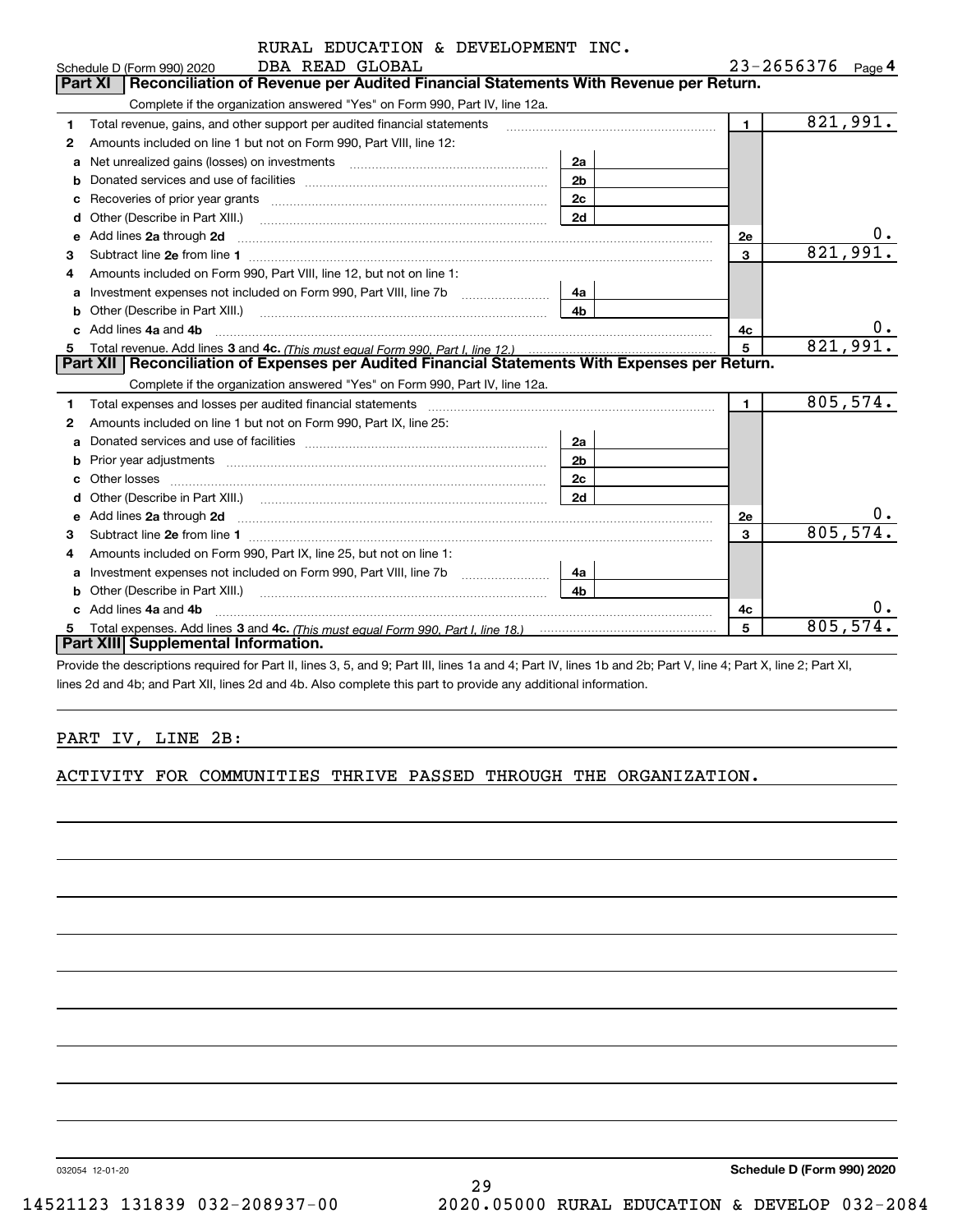Schedule D (Form 990) 2020 RURAL EDUCATION & DEVELOPMENT INC. DBA READ GLOBAL 23-2656376 Page 4

## Part XI Reconciliation of Revenue per Audited Financial Statements With Revenue per Return.

Complete if the organization answered "Yes" on Form 990, Part IV, line 12a.

| | | | | | |
|---|---|---|---|---|---|
| 1 | Total revenue, gains, and other support per audited financial statements | | | 1 | 821,991. |
| 2 | Amounts included on line 1 but not on Form 990, Part VIII, line 12: | | | | |
| a | Net unrealized gains (losses) on investments | 2a | | | |
| b | Donated services and use of facilities | 2b | | | |
| c | Recoveries of prior year grants | 2c | | | |
| d | Other (Describe in Part XIII.) | 2d | | | |
| e | Add lines 2a through 2d | | | 2e | 0. |
| 3 | Subtract line 2e from line 1 | | | 3 | 821,991. |
| 4 | Amounts included on Form 990, Part VIII, line 12, but not on line 1: | | | | |
| a | Investment expenses not included on Form 990, Part VIII, line 7b | 4a | | | |
| b | Other (Describe in Part XIII.) | 4b | | | |
| c | Add lines 4a and 4b | | | 4c | 0. |
| 5 | Total revenue. Add lines 3 and 4c. *(This must equal Form 990, Part I, line 12.)* | | | 5 | 821,991. |

## Part XII Reconciliation of Expenses per Audited Financial Statements With Expenses per Return.

Complete if the organization answered "Yes" on Form 990, Part IV, line 12a.

| | | | | | |
|---|---|---|---|---|---|
| 1 | Total expenses and losses per audited financial statements | | | 1 | 805,574. |
| 2 | Amounts included on line 1 but not on Form 990, Part IX, line 25: | | | | |
| a | Donated services and use of facilities | 2a | | | |
| b | Prior year adjustments | 2b | | | |
| c | Other losses | 2c | | | |
| d | Other (Describe in Part XIII.) | 2d | | | |
| e | Add lines 2a through 2d | | | 2e | 0. |
| 3 | Subtract line 2e from line 1 | | | 3 | 805,574. |
| 4 | Amounts included on Form 990, Part IX, line 25, but not on line 1: | | | | |
| a | Investment expenses not included on Form 990, Part VIII, line 7b | 4a | | | |
| b | Other (Describe in Part XIII.) | 4b | | | |
| c | Add lines 4a and 4b | | | 4c | 0. |
| 5 | Total expenses. Add lines 3 and 4c. *(This must equal Form 990, Part I, line 18.)* | | | 5 | 805,574. |

## Part XIII Supplemental Information.

Provide the descriptions required for Part II, lines 3, 5, and 9; Part III, lines 1a and 4; Part IV, lines 1b and 2b; Part V, line 4; Part X, line 2; Part XI, lines 2d and 4b; and Part XII, lines 2d and 4b. Also complete this part to provide any additional information.

PART IV, LINE 2B:

ACTIVITY FOR COMMUNITIES THRIVE PASSED THROUGH THE ORGANIZATION.

032054 12-01-20 Schedule D (Form 990) 2020

14521123 131839 032-208937-00 2020.05000 RURAL EDUCATION & DEVELOP 032-2084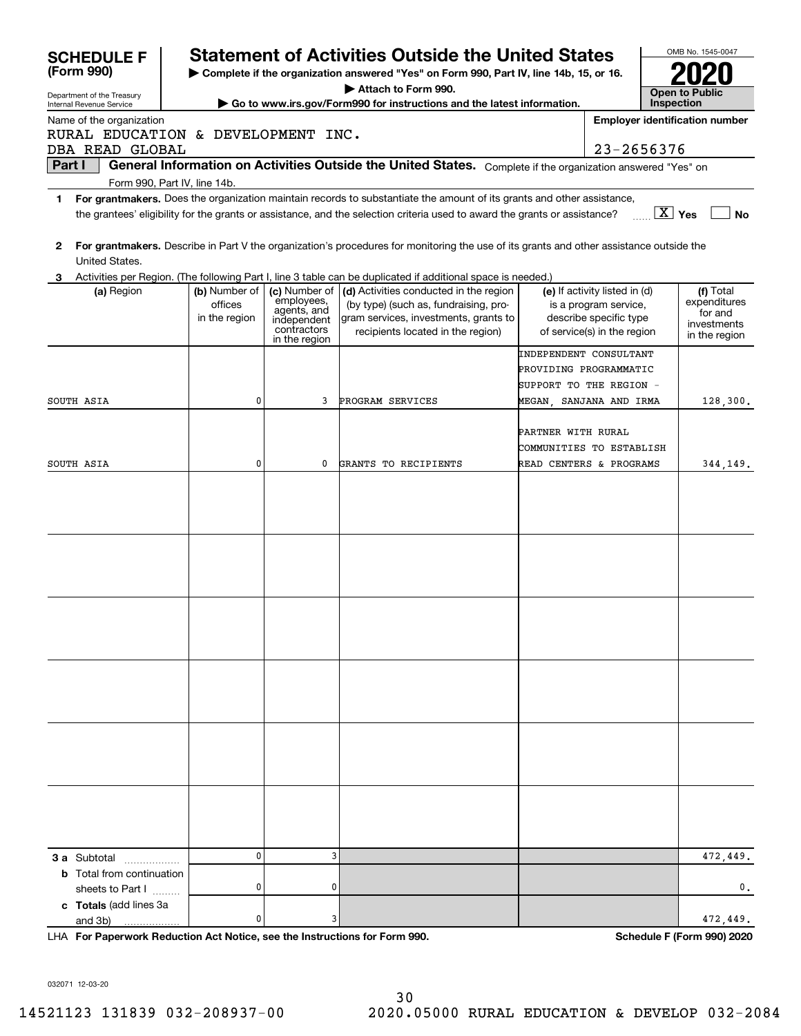# SCHEDULE F (Form 990)

Department of the Treasury
Internal Revenue Service

## Statement of Activities Outside the United States

▶ Complete if the organization answered "Yes" on Form 990, Part IV, line 14b, 15, or 16.
▶ Attach to Form 990.
▶ Go to www.irs.gov/Form990 for instructions and the latest information.

OMB No. 1545-0047

**2020**

**Open to Public Inspection**

Name of the organization: RURAL EDUCATION & DEVELOPMENT INC. DBA READ GLOBAL

Employer identification number: 23-2656376

**Part I — General Information on Activities Outside the United States.** Complete if the organization answered "Yes" on Form 990, Part IV, line 14b.

1. **For grantmakers.** Does the organization maintain records to substantiate the amount of its grants and other assistance, the grantees' eligibility for the grants or assistance, and the selection criteria used to award the grants or assistance? [X] Yes [ ] No

2. **For grantmakers.** Describe in Part V the organization's procedures for monitoring the use of its grants and other assistance outside the United States.

3. Activities per Region. (The following Part I, line 3 table can be duplicated if additional space is needed.)

| (a) Region | (b) Number of offices in the region | (c) Number of employees, agents, and independent contractors in the region | (d) Activities conducted in the region (by type) (such as, fundraising, program services, investments, grants to recipients located in the region) | (e) If activity listed in (d) is a program service, describe specific type of service(s) in the region | (f) Total expenditures for and investments in the region |
|---|---|---|---|---|---|
| SOUTH ASIA | 0 | 3 | PROGRAM SERVICES | INDEPENDENT CONSULTANT PROVIDING PROGRAMMATIC SUPPORT TO THE REGION - MEGAN, SANJANA AND IRMA | 128,300. |
| SOUTH ASIA | 0 | 0 | GRANTS TO RECIPIENTS | PARTNER WITH RURAL COMMUNITIES TO ESTABLISH READ CENTERS & PROGRAMS | 344,149. |
| **3 a** Subtotal | 0 | 3 | | | 472,449. |
| **b** Total from continuation sheets to Part I | 0 | 0 | | | 0. |
| **c Totals** (add lines 3a and 3b) | 0 | 3 | | | 472,449. |

LHA **For Paperwork Reduction Act Notice, see the Instructions for Form 990.** **Schedule F (Form 990) 2020**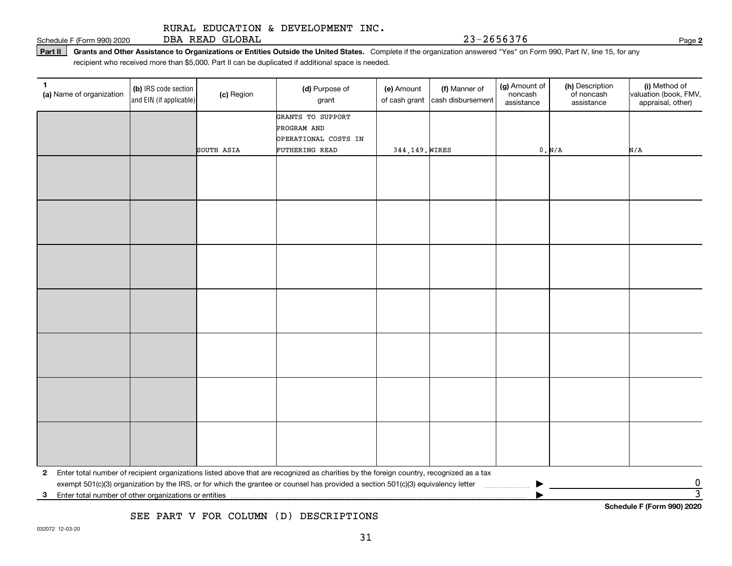RURAL EDUCATION & DEVELOPMENT INC.
DBA READ GLOBAL

Schedule F (Form 990) 2020 — 23-2656376 — Page **2**

**Part II** **Grants and Other Assistance to Organizations or Entities Outside the United States.** Complete if the organization answered "Yes" on Form 990, Part IV, line 15, for any recipient who received more than $5,000. Part II can be duplicated if additional space is needed.

| 1 (a) Name of organization | (b) IRS code section and EIN (if applicable) | (c) Region | (d) Purpose of grant | (e) Amount of cash grant | (f) Manner of cash disbursement | (g) Amount of noncash assistance | (h) Description of noncash assistance | (i) Method of valuation (book, FMV, appraisal, other) |
|---|---|---|---|---|---|---|---|---|
| | | SOUTH ASIA | GRANTS TO SUPPORT PROGRAM AND OPERATIONAL COSTS IN FUTHERING READ | 344,149. | WIRES | 0. | N/A | N/A |
| | | | | | | | | |
| | | | | | | | | |
| | | | | | | | | |
| | | | | | | | | |
| | | | | | | | | |
| | | | | | | | | |
| | | | | | | | | |

**2** Enter total number of recipient organizations listed above that are recognized as charities by the foreign country, recognized as a tax exempt 501(c)(3) organization by the IRS, or for which the grantee or counsel has provided a section 501(c)(3) equivalency letter ▶ 0

**3** Enter total number of other organizations or entities ▶ 3

SEE PART V FOR COLUMN (D) DESCRIPTIONS

**Schedule F (Form 990) 2020**

032072 12-03-20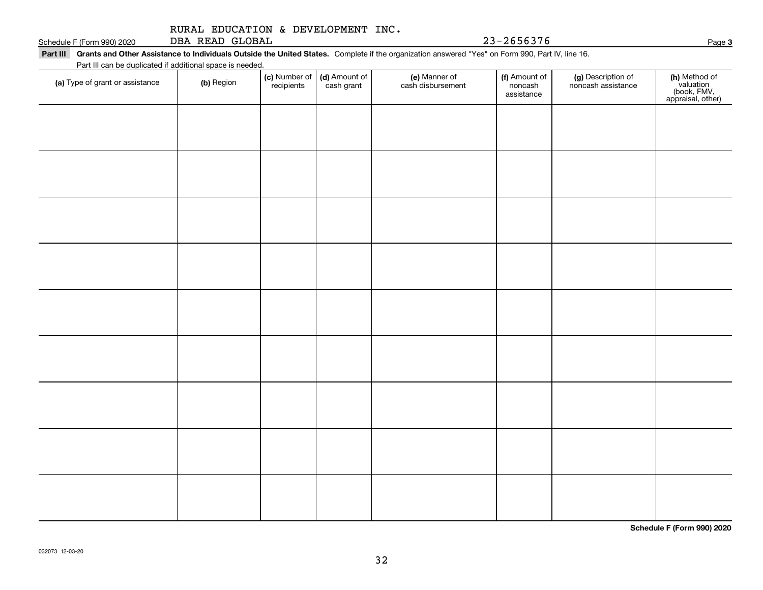RURAL EDUCATION & DEVELOPMENT INC.
DBA READ GLOBAL

23-2656376

**Part III** **Grants and Other Assistance to Individuals Outside the United States.** Complete if the organization answered "Yes" on Form 990, Part IV, line 16.
Part III can be duplicated if additional space is needed.

| (a) Type of grant or assistance | (b) Region | (c) Number of recipients | (d) Amount of cash grant | (e) Manner of cash disbursement | (f) Amount of noncash assistance | (g) Description of noncash assistance | (h) Method of valuation (book, FMV, appraisal, other) |
|---|---|---|---|---|---|---|---|
| | | | | | | | |
| | | | | | | | |
| | | | | | | | |
| | | | | | | | |
| | | | | | | | |
| | | | | | | | |
| | | | | | | | |
| | | | | | | | |
| | | | | | | | |

**Schedule F (Form 990) 2020**

032073 12-03-20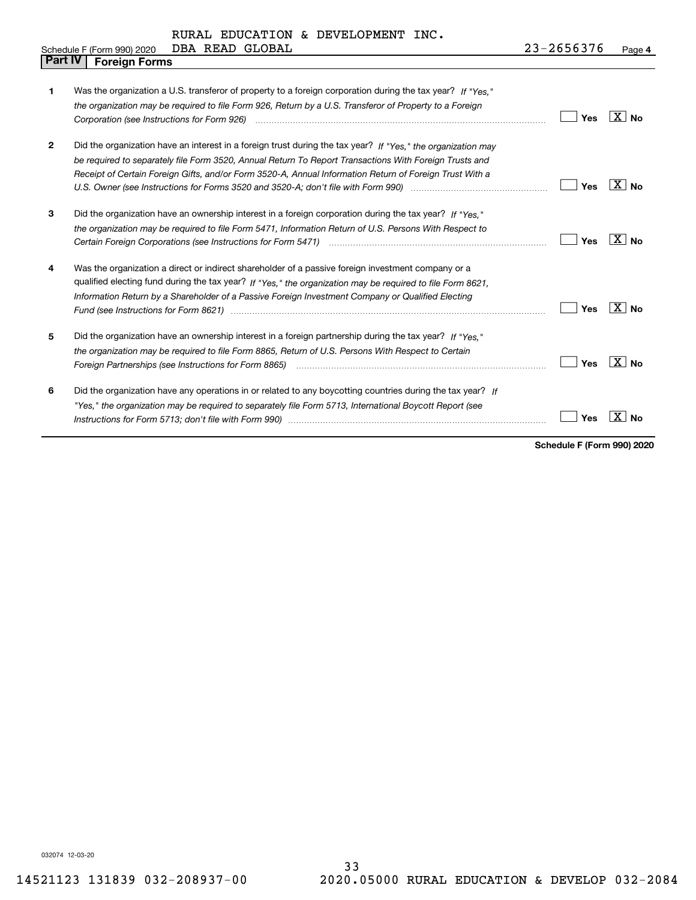RURAL EDUCATION & DEVELOPMENT INC.

Schedule F (Form 990) 2020 DBA READ GLOBAL 23-2656376 Page **4**

## Part IV Foreign Forms

| | | | |
|---|---|---|---|
| **1** | Was the organization a U.S. transferor of property to a foreign corporation during the tax year? *If "Yes," the organization may be required to file Form 926, Return by a U.S. Transferor of Property to a Foreign Corporation (see Instructions for Form 926)* | Yes | X No |
| **2** | Did the organization have an interest in a foreign trust during the tax year? *If "Yes," the organization may be required to separately file Form 3520, Annual Return To Report Transactions With Foreign Trusts and Receipt of Certain Foreign Gifts, and/or Form 3520-A, Annual Information Return of Foreign Trust With a U.S. Owner (see Instructions for Forms 3520 and 3520-A; don't file with Form 990)* | Yes | X No |
| **3** | Did the organization have an ownership interest in a foreign corporation during the tax year? *If "Yes," the organization may be required to file Form 5471, Information Return of U.S. Persons With Respect to Certain Foreign Corporations (see Instructions for Form 5471)* | Yes | X No |
| **4** | Was the organization a direct or indirect shareholder of a passive foreign investment company or a qualified electing fund during the tax year? *If "Yes," the organization may be required to file Form 8621, Information Return by a Shareholder of a Passive Foreign Investment Company or Qualified Electing Fund (see Instructions for Form 8621)* | Yes | X No |
| **5** | Did the organization have an ownership interest in a foreign partnership during the tax year? *If "Yes," the organization may be required to file Form 8865, Return of U.S. Persons With Respect to Certain Foreign Partnerships (see Instructions for Form 8865)* | Yes | X No |
| **6** | Did the organization have any operations in or related to any boycotting countries during the tax year? *If "Yes," the organization may be required to separately file Form 5713, International Boycott Report (see Instructions for Form 5713; don't file with Form 990)* | Yes | X No |

**Schedule F (Form 990) 2020**

032074 12-03-20

14521123 131839 032-208937-00 2020.05000 RURAL EDUCATION & DEVELOP 032-2084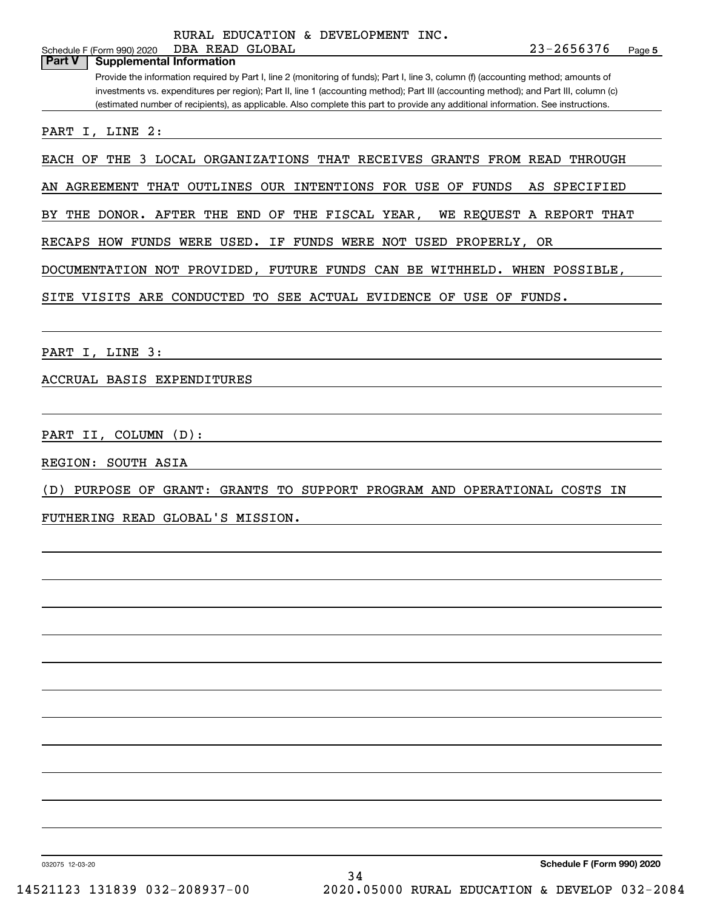RURAL EDUCATION & DEVELOPMENT INC.
DBA READ GLOBAL

23-2656376

## Part V Supplemental Information

Provide the information required by Part I, line 2 (monitoring of funds); Part I, line 3, column (f) (accounting method; amounts of investments vs. expenditures per region); Part II, line 1 (accounting method); Part III (accounting method); and Part III, column (c) (estimated number of recipients), as applicable. Also complete this part to provide any additional information. See instructions.

PART I, LINE 2:

EACH OF THE 3 LOCAL ORGANIZATIONS THAT RECEIVES GRANTS FROM READ THROUGH AN AGREEMENT THAT OUTLINES OUR INTENTIONS FOR USE OF FUNDS AS SPECIFIED BY THE DONOR. AFTER THE END OF THE FISCAL YEAR, WE REQUEST A REPORT THAT RECAPS HOW FUNDS WERE USED. IF FUNDS WERE NOT USED PROPERLY, OR DOCUMENTATION NOT PROVIDED, FUTURE FUNDS CAN BE WITHHELD. WHEN POSSIBLE, SITE VISITS ARE CONDUCTED TO SEE ACTUAL EVIDENCE OF USE OF FUNDS.

PART I, LINE 3:

ACCRUAL BASIS EXPENDITURES

PART II, COLUMN (D):

REGION: SOUTH ASIA

(D) PURPOSE OF GRANT: GRANTS TO SUPPORT PROGRAM AND OPERATIONAL COSTS IN FUTHERING READ GLOBAL'S MISSION.

**Schedule F (Form 990) 2020**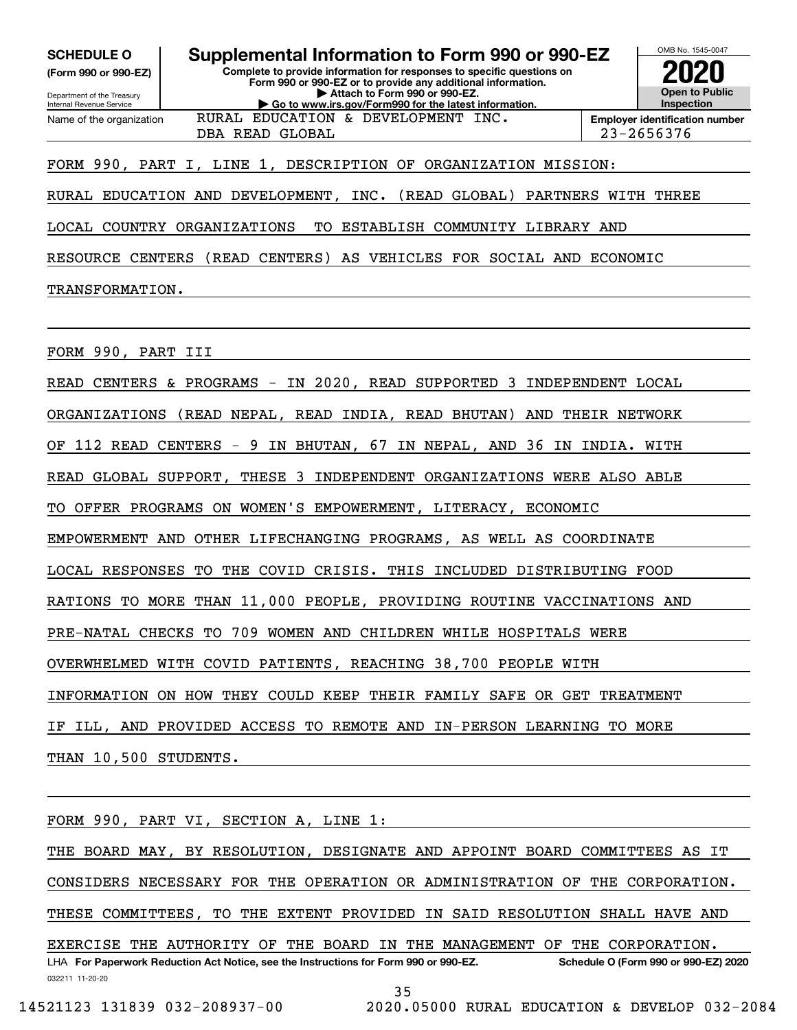**SCHEDULE O**
**(Form 990 or 990-EZ)**

Department of the Treasury
Internal Revenue Service

# Supplemental Information to Form 990 or 990-EZ

**Complete to provide information for responses to specific questions on Form 990 or 990-EZ or to provide any additional information.**
**▶ Attach to Form 990 or 990-EZ.**
**▶ Go to www.irs.gov/Form990 for the latest information.**

OMB No. 1545-0047

**2020**

**Open to Public Inspection**

Name of the organization: RURAL EDUCATION & DEVELOPMENT INC. DBA READ GLOBAL

**Employer identification number** 23-2656376

FORM 990, PART I, LINE 1, DESCRIPTION OF ORGANIZATION MISSION:

RURAL EDUCATION AND DEVELOPMENT, INC. (READ GLOBAL) PARTNERS WITH THREE LOCAL COUNTRY ORGANIZATIONS TO ESTABLISH COMMUNITY LIBRARY AND RESOURCE CENTERS (READ CENTERS) AS VEHICLES FOR SOCIAL AND ECONOMIC TRANSFORMATION.

FORM 990, PART III

READ CENTERS & PROGRAMS - IN 2020, READ SUPPORTED 3 INDEPENDENT LOCAL ORGANIZATIONS (READ NEPAL, READ INDIA, READ BHUTAN) AND THEIR NETWORK OF 112 READ CENTERS - 9 IN BHUTAN, 67 IN NEPAL, AND 36 IN INDIA. WITH READ GLOBAL SUPPORT, THESE 3 INDEPENDENT ORGANIZATIONS WERE ALSO ABLE TO OFFER PROGRAMS ON WOMEN'S EMPOWERMENT, LITERACY, ECONOMIC EMPOWERMENT AND OTHER LIFECHANGING PROGRAMS, AS WELL AS COORDINATE LOCAL RESPONSES TO THE COVID CRISIS. THIS INCLUDED DISTRIBUTING FOOD RATIONS TO MORE THAN 11,000 PEOPLE, PROVIDING ROUTINE VACCINATIONS AND PRE-NATAL CHECKS TO 709 WOMEN AND CHILDREN WHILE HOSPITALS WERE OVERWHELMED WITH COVID PATIENTS, REACHING 38,700 PEOPLE WITH INFORMATION ON HOW THEY COULD KEEP THEIR FAMILY SAFE OR GET TREATMENT IF ILL, AND PROVIDED ACCESS TO REMOTE AND IN-PERSON LEARNING TO MORE THAN 10,500 STUDENTS.

FORM 990, PART VI, SECTION A, LINE 1:

THE BOARD MAY, BY RESOLUTION, DESIGNATE AND APPOINT BOARD COMMITTEES AS IT CONSIDERS NECESSARY FOR THE OPERATION OR ADMINISTRATION OF THE CORPORATION. THESE COMMITTEES, TO THE EXTENT PROVIDED IN SAID RESOLUTION SHALL HAVE AND EXERCISE THE AUTHORITY OF THE BOARD IN THE MANAGEMENT OF THE CORPORATION.

LHA **For Paperwork Reduction Act Notice, see the Instructions for Form 990 or 990-EZ.** **Schedule O (Form 990 or 990-EZ) 2020**

032211 11-20-20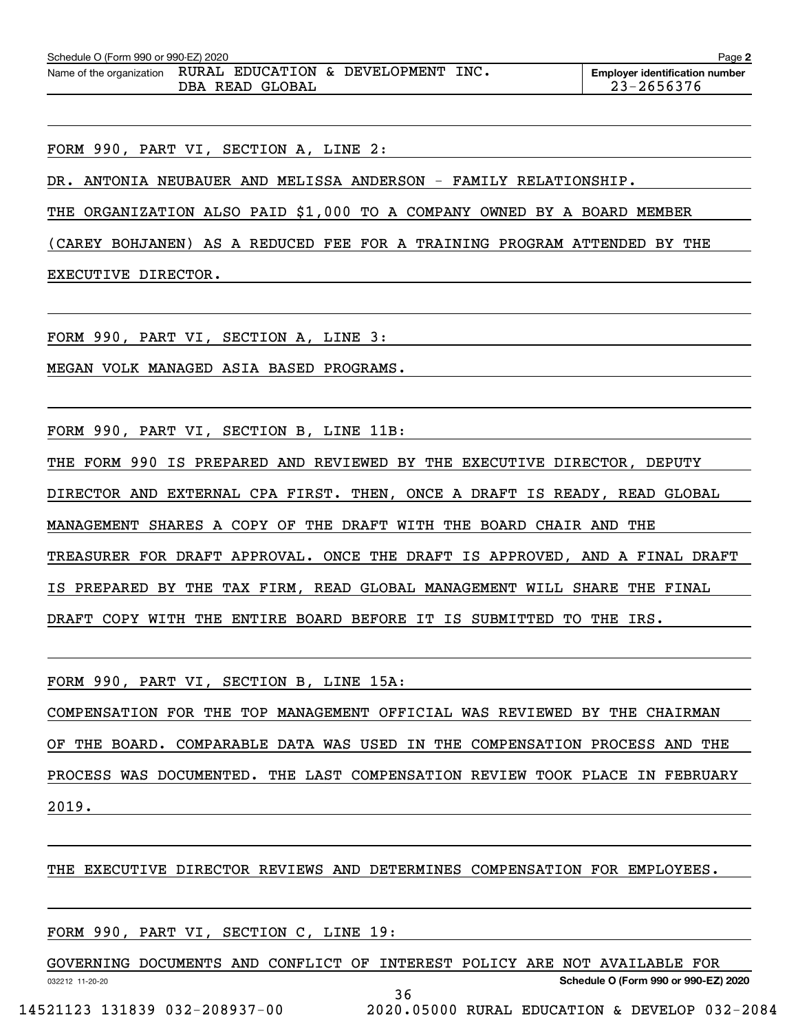Schedule O (Form 990 or 990-EZ) 2020

Name of the organization RURAL EDUCATION & DEVELOPMENT INC. DBA READ GLOBAL

Employer identification number 23-2656376

FORM 990, PART VI, SECTION A, LINE 2:

DR. ANTONIA NEUBAUER AND MELISSA ANDERSON - FAMILY RELATIONSHIP.

THE ORGANIZATION ALSO PAID $1,000 TO A COMPANY OWNED BY A BOARD MEMBER (CAREY BOHJANEN) AS A REDUCED FEE FOR A TRAINING PROGRAM ATTENDED BY THE EXECUTIVE DIRECTOR.

FORM 990, PART VI, SECTION A, LINE 3:

MEGAN VOLK MANAGED ASIA BASED PROGRAMS.

FORM 990, PART VI, SECTION B, LINE 11B:

THE FORM 990 IS PREPARED AND REVIEWED BY THE EXECUTIVE DIRECTOR, DEPUTY DIRECTOR AND EXTERNAL CPA FIRST. THEN, ONCE A DRAFT IS READY, READ GLOBAL MANAGEMENT SHARES A COPY OF THE DRAFT WITH THE BOARD CHAIR AND THE TREASURER FOR DRAFT APPROVAL. ONCE THE DRAFT IS APPROVED, AND A FINAL DRAFT IS PREPARED BY THE TAX FIRM, READ GLOBAL MANAGEMENT WILL SHARE THE FINAL DRAFT COPY WITH THE ENTIRE BOARD BEFORE IT IS SUBMITTED TO THE IRS.

FORM 990, PART VI, SECTION B, LINE 15A:

COMPENSATION FOR THE TOP MANAGEMENT OFFICIAL WAS REVIEWED BY THE CHAIRMAN OF THE BOARD. COMPARABLE DATA WAS USED IN THE COMPENSATION PROCESS AND THE PROCESS WAS DOCUMENTED. THE LAST COMPENSATION REVIEW TOOK PLACE IN FEBRUARY 2019.

THE EXECUTIVE DIRECTOR REVIEWS AND DETERMINES COMPENSATION FOR EMPLOYEES.

FORM 990, PART VI, SECTION C, LINE 19:

GOVERNING DOCUMENTS AND CONFLICT OF INTEREST POLICY ARE NOT AVAILABLE FOR

032212 11-20-20 Schedule O (Form 990 or 990-EZ) 2020

14521123 131839 032-208937-00 2020.05000 RURAL EDUCATION & DEVELOP 032-2084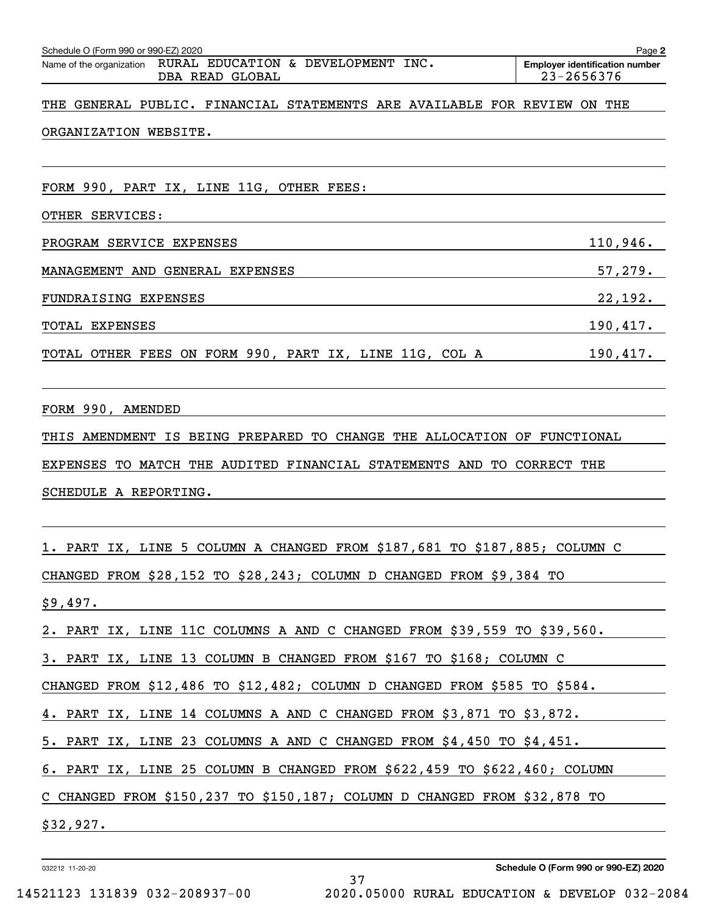Schedule O (Form 990 or 990-EZ) 2020 Page **2**

Name of the organization RURAL EDUCATION & DEVELOPMENT INC. DBA READ GLOBAL

**Employer identification number** 23-2656376

THE GENERAL PUBLIC. FINANCIAL STATEMENTS ARE AVAILABLE FOR REVIEW ON THE ORGANIZATION WEBSITE.

FORM 990, PART IX, LINE 11G, OTHER FEES:

OTHER SERVICES:

| | |
|---|---|
| PROGRAM SERVICE EXPENSES | 110,946. |
| MANAGEMENT AND GENERAL EXPENSES | 57,279. |
| FUNDRAISING EXPENSES | 22,192. |
| TOTAL EXPENSES | 190,417. |
| TOTAL OTHER FEES ON FORM 990, PART IX, LINE 11G, COL A | 190,417. |

FORM 990, AMENDED

THIS AMENDMENT IS BEING PREPARED TO CHANGE THE ALLOCATION OF FUNCTIONAL EXPENSES TO MATCH THE AUDITED FINANCIAL STATEMENTS AND TO CORRECT THE SCHEDULE A REPORTING.

1. PART IX, LINE 5 COLUMN A CHANGED FROM $187,681 TO $187,885; COLUMN C CHANGED FROM $28,152 TO $28,243; COLUMN D CHANGED FROM $9,384 TO $9,497.
2. PART IX, LINE 11C COLUMNS A AND C CHANGED FROM $39,559 TO $39,560.
3. PART IX, LINE 13 COLUMN B CHANGED FROM $167 TO $168; COLUMN C CHANGED FROM $12,486 TO $12,482; COLUMN D CHANGED FROM $585 TO $584.
4. PART IX, LINE 14 COLUMNS A AND C CHANGED FROM $3,871 TO $3,872.
5. PART IX, LINE 23 COLUMNS A AND C CHANGED FROM $4,450 TO $4,451.
6. PART IX, LINE 25 COLUMN B CHANGED FROM $622,459 TO $622,460; COLUMN C CHANGED FROM $150,237 TO $150,187; COLUMN D CHANGED FROM $32,878 TO $32,927.

032212 11-20-20 **Schedule O (Form 990 or 990-EZ) 2020**

14521123 131839 032-208937-00 2020.05000 RURAL EDUCATION & DEVELOP 032-2084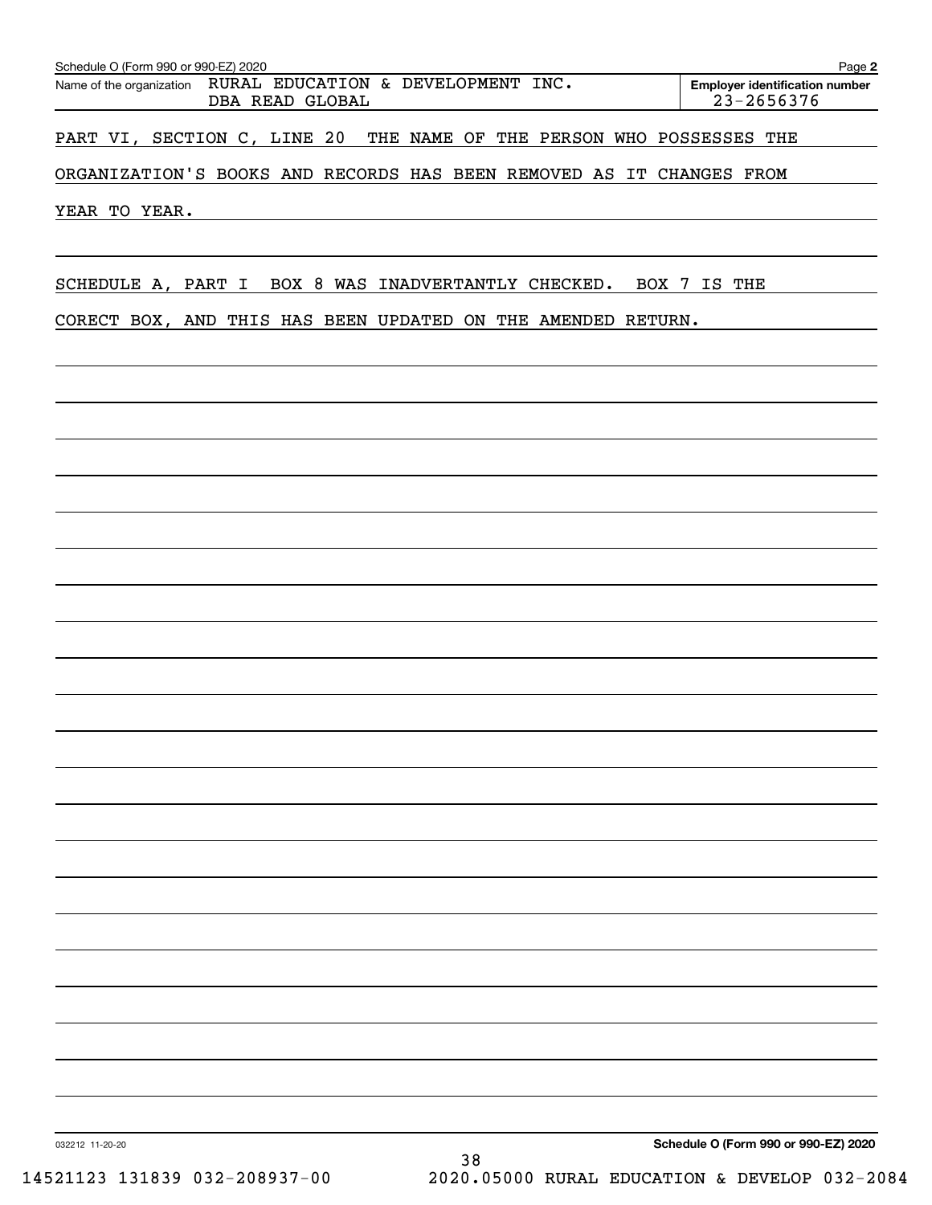Schedule O (Form 990 or 990-EZ) 2020

Name of the organization: RURAL EDUCATION & DEVELOPMENT INC. DBA READ GLOBAL

Employer identification number: 23-2656376

PART VI, SECTION C, LINE 20 THE NAME OF THE PERSON WHO POSSESSES THE ORGANIZATION'S BOOKS AND RECORDS HAS BEEN REMOVED AS IT CHANGES FROM YEAR TO YEAR.

SCHEDULE A, PART I BOX 8 WAS INADVERTANTLY CHECKED. BOX 7 IS THE CORECT BOX, AND THIS HAS BEEN UPDATED ON THE AMENDED RETURN.

032212 11-20-20

Schedule O (Form 990 or 990-EZ) 2020

14521123 131839 032-208937-00 2020.05000 RURAL EDUCATION & DEVELOP 032-2084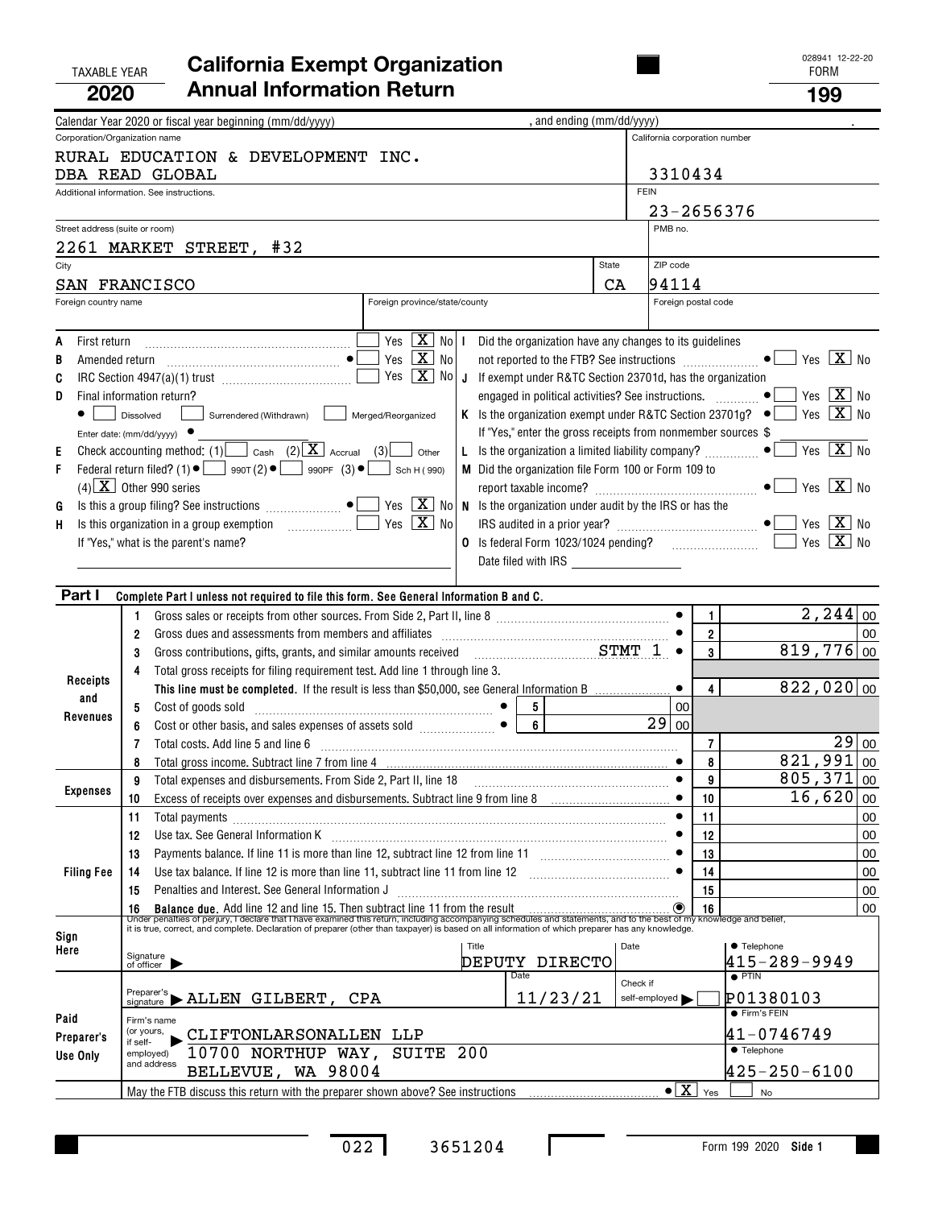TAXABLE YEAR **2020**

# California Exempt Organization Annual Information Return

028941 12-22-20

FORM **199**

Calendar Year 2020 or fiscal year beginning (mm/dd/yyyy) , and ending (mm/dd/yyyy) .

| Corporation/Organization name | California corporation number |
|---|---|
| RURAL EDUCATION & DEVELOPMENT INC. DBA READ GLOBAL | 3310434 |
| Additional information. See instructions. | FEIN 23-2656376 |
| Street address (suite or room) 2261 MARKET STREET, #32 | PMB no. |
| City SAN FRANCISCO State CA | ZIP code 94114 |
| Foreign country name / Foreign province/state/county | Foreign postal code |

A First return ... Yes [ ] No [X]

B Amended return ... Yes [ ] No [X]

C IRC Section 4947(a)(1) trust ... Yes [ ] No [X]

D Final information return? [ ] Dissolved [ ] Surrendered (Withdrawn) [ ] Merged/Reorganized

Enter date: (mm/dd/yyyy)

E Check accounting method: (1) [ ] Cash (2) [X] Accrual (3) [ ] Other

F Federal return filed? (1) [ ] 990T (2) [ ] 990PF (3) [ ] Sch H (990) (4) [X] Other 990 series

G Is this a group filing? See instructions ... Yes [ ] No [X]

H Is this organization in a group exemption ... Yes [ ] No [X]

If "Yes," what is the parent's name?

I Did the organization have any changes to its guidelines not reported to the FTB? See instructions ... Yes [ ] No [X]

J If exempt under R&TC Section 23701d, has the organization engaged in political activities? See instructions. ... Yes [ ] No [X]

K Is the organization exempt under R&TC Section 23701g? ... Yes [ ] No [X]

If "Yes," enter the gross receipts from nonmember sources $

L Is the organization a limited liability company? ... Yes [ ] No [X]

M Did the organization file Form 100 or Form 109 to report taxable income? ... Yes [ ] No [X]

N Is the organization under audit by the IRS or has the IRS audited in a prior year? ... Yes [ ] No [X]

O Is federal Form 1023/1024 pending? ... Yes [ ] No [X]

Date filed with IRS

## Part I Complete Part I unless not required to file this form. See General Information B and C.

| Section | Line | Description | Line | Amount |
|---|---|---|---|---|
| Receipts and Revenues | 1 | Gross sales or receipts from other sources. From Side 2, Part II, line 8 | 1 | 2,244 00 |
| | 2 | Gross dues and assessments from members and affiliates | 2 | 00 |
| | 3 | Gross contributions, gifts, grants, and similar amounts received STMT 1 | 3 | 819,776 00 |
| | 4 | Total gross receipts for filing requirement test. Add line 1 through line 3. **This line must be completed.** If the result is less than $50,000, see General Information B | 4 | 822,020 00 |
| | 5 | Cost of goods sold ... 5: 00 | | |
| | 6 | Cost or other basis, and sales expenses of assets sold ... 6: 29 00 | | |
| | 7 | Total costs. Add line 5 and line 6 | 7 | 29 00 |
| | 8 | Total gross income. Subtract line 7 from line 4 | 8 | 821,991 00 |
| Expenses | 9 | Total expenses and disbursements. From Side 2, Part II, line 18 | 9 | 805,371 00 |
| | 10 | Excess of receipts over expenses and disbursements. Subtract line 9 from line 8 | 10 | 16,620 00 |
| Filing Fee | 11 | Total payments | 11 | 00 |
| | 12 | Use tax. See General Information K | 12 | 00 |
| | 13 | Payments balance. If line 11 is more than line 12, subtract line 12 from line 11 | 13 | 00 |
| | 14 | Use tax balance. If line 12 is more than line 11, subtract line 11 from line 12 | 14 | 00 |
| | 15 | Penalties and Interest. See General Information J | 15 | 00 |
| | 16 | **Balance due.** Add line 12 and line 15. Then subtract line 11 from the result | 16 | 00 |

Under penalties of perjury, I declare that I have examined this return, including accompanying schedules and statements, and to the best of my knowledge and belief, it is true, correct, and complete. Declaration of preparer (other than taxpayer) is based on all information of which preparer has any knowledge.

**Sign Here** — Signature of officer | Title: DEPUTY DIRECTO | Date | Telephone: 415-289-9949

**Paid Preparer's Use Only**

- Preparer's signature: ALLEN GILBERT, CPA
- Date: 11/23/21
- Check if self-employed [ ]
- PTIN: P01380103
- Firm's name (or yours, if self-employed) and address: CLIFTONLARSONALLEN LLP, 10700 NORTHUP WAY, SUITE 200, BELLEVUE, WA 98004
- Firm's FEIN: 41-0746749
- Telephone: 425-250-6100

May the FTB discuss this return with the preparer shown above? See instructions ... [X] Yes [ ] No

022 3651204

Form 199 2020 Side 1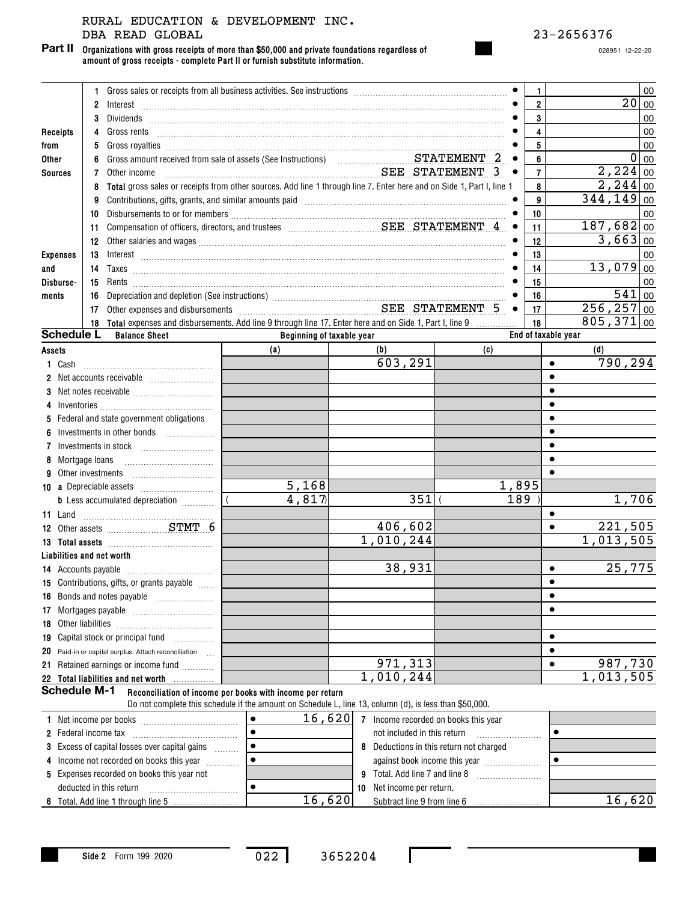RURAL EDUCATION & DEVELOPMENT INC.
DBA READ GLOBAL

23-2656376

**Part II** **Organizations with gross receipts of more than $50,000 and private foundations regardless of amount of gross receipts - complete Part II or furnish substitute information.**

028951 12-22-20

| | | | | |
|---|---|---|---|---|
| **Receipts from Other Sources** | 1 | Gross sales or receipts from all business activities. See instructions | 1 | |
| | 2 | Interest | 2 | 20 00 |
| | 3 | Dividends | 3 | 00 |
| | 4 | Gross rents | 4 | 00 |
| | 5 | Gross royalties | 5 | 00 |
| | 6 | Gross amount received from sale of assets (See Instructions) STATEMENT 2 | 6 | 0 00 |
| | 7 | Other income SEE STATEMENT 3 | 7 | 2,224 00 |
| | 8 | **Total** gross sales or receipts from other sources. Add line 1 through line 7. Enter here and on Side 1, Part I, line 1 | 8 | 2,244 00 |
| **Expenses and Disbursements** | 9 | Contributions, gifts, grants, and similar amounts paid | 9 | 344,149 00 |
| | 10 | Disbursements to or for members | 10 | 00 |
| | 11 | Compensation of officers, directors, and trustees SEE STATEMENT 4 | 11 | 187,682 00 |
| | 12 | Other salaries and wages | 12 | 3,663 00 |
| | 13 | Interest | 13 | 00 |
| | 14 | Taxes | 14 | 13,079 00 |
| | 15 | Rents | 15 | 00 |
| | 16 | Depreciation and depletion (See instructions) | 16 | 541 00 |
| | 17 | Other expenses and disbursements SEE STATEMENT 5 | 17 | 256,257 00 |
| | 18 | **Total** expenses and disbursements. Add line 9 through line 17. Enter here and on Side 1, Part I, line 9 | 18 | 805,371 00 |

**Schedule L** **Balance Sheet**

| | Beginning of taxable year (a) | Beginning of taxable year (b) | End of taxable year (c) | End of taxable year (d) |
|---|---|---|---|---|
| **Assets** | | | | |
| 1 Cash | | 603,291 | | 790,294 |
| 2 Net accounts receivable | | | | |
| 3 Net notes receivable | | | | |
| 4 Inventories | | | | |
| 5 Federal and state government obligations | | | | |
| 6 Investments in other bonds | | | | |
| 7 Investments in stock | | | | |
| 8 Mortgage loans | | | | |
| 9 Other investments | | | | |
| 10 a Depreciable assets | 5,168 | | 1,895 | |
| b Less accumulated depreciation | ( 4,817 ) | 351 | ( 189 ) | 1,706 |
| 11 Land | | | | |
| 12 Other assets STMT 6 | | 406,602 | | 221,505 |
| 13 Total assets | | 1,010,244 | | 1,013,505 |
| **Liabilities and net worth** | | | | |
| 14 Accounts payable | | 38,931 | | 25,775 |
| 15 Contributions, gifts, or grants payable | | | | |
| 16 Bonds and notes payable | | | | |
| 17 Mortgages payable | | | | |
| 18 Other liabilities | | | | |
| 19 Capital stock or principal fund | | | | |
| 20 Paid-in or capital surplus. Attach reconciliation | | | | |
| 21 Retained earnings or income fund | | 971,313 | | 987,730 |
| 22 Total liabilities and net worth | | 1,010,244 | | 1,013,505 |

**Schedule M-1** **Reconciliation of income per books with income per return**

Do not complete this schedule if the amount on Schedule L, line 13, column (d), is less than $50,000.

| | | | |
|---|---|---|---|
| 1 Net income per books | 16,620 | 7 Income recorded on books this year not included in this return | |
| 2 Federal income tax | | 8 Deductions in this return not charged against book income this year | |
| 3 Excess of capital losses over capital gains | | 9 Total. Add line 7 and line 8 | |
| 4 Income not recorded on books this year | | 10 Net income per return. Subtract line 9 from line 6 | 16,620 |
| 5 Expenses recorded on books this year not deducted in this return | | | |
| 6 Total. Add line 1 through line 5 | 16,620 | | |

Side 2 Form 199 2020

022 3652204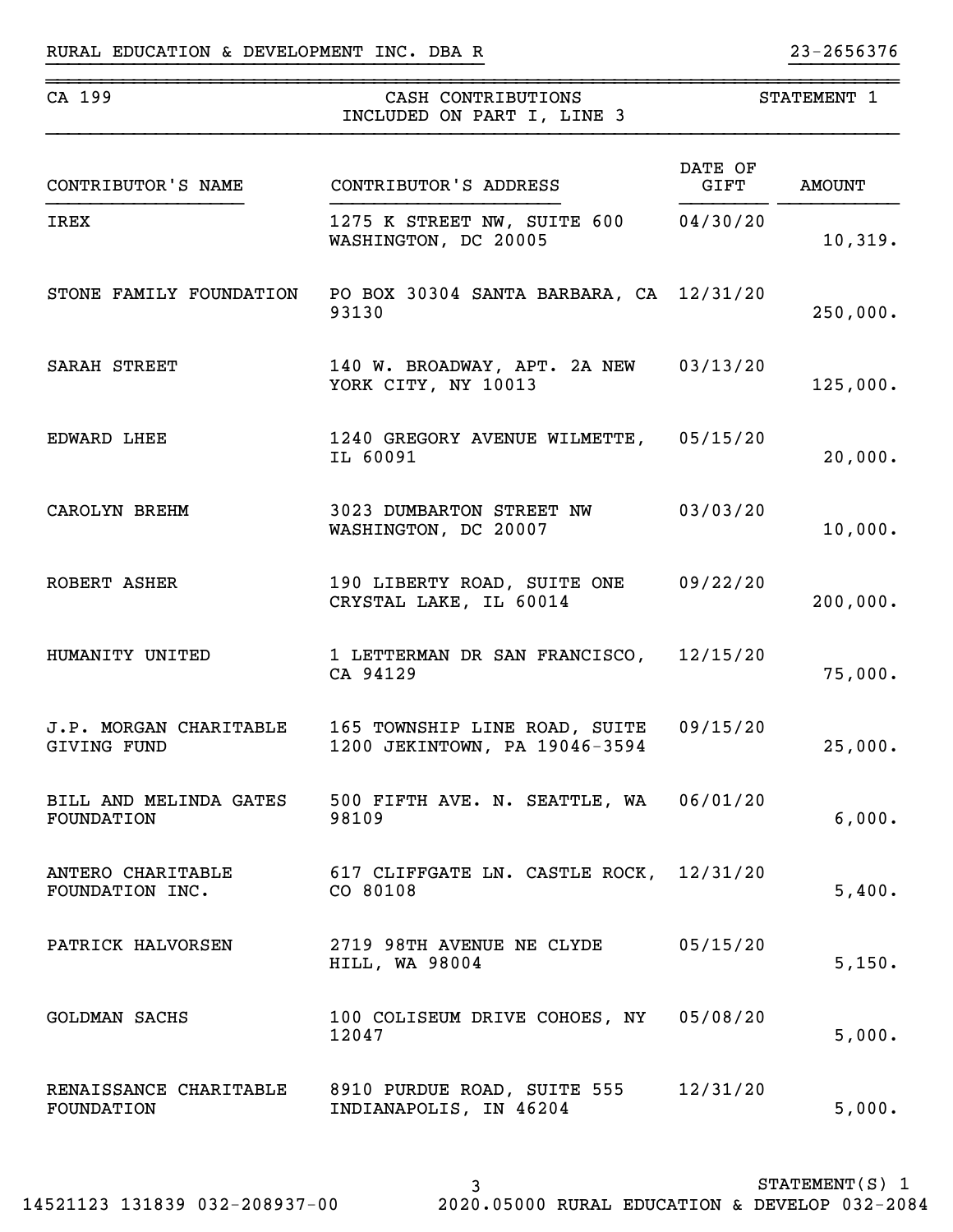RURAL EDUCATION & DEVELOPMENT INC. DBA R 23-2656376

| CA 199 | CASH CONTRIBUTIONS INCLUDED ON PART I, LINE 3 | STATEMENT 1 |
|---|---|---|

| CONTRIBUTOR'S NAME | CONTRIBUTOR'S ADDRESS | DATE OF GIFT | AMOUNT |
|---|---|---|---|
| IREX | 1275 K STREET NW, SUITE 600 WASHINGTON, DC 20005 | 04/30/20 | 10,319. |
| STONE FAMILY FOUNDATION | PO BOX 30304 SANTA BARBARA, CA 93130 | 12/31/20 | 250,000. |
| SARAH STREET | 140 W. BROADWAY, APT. 2A NEW YORK CITY, NY 10013 | 03/13/20 | 125,000. |
| EDWARD LHEE | 1240 GREGORY AVENUE WILMETTE, IL 60091 | 05/15/20 | 20,000. |
| CAROLYN BREHM | 3023 DUMBARTON STREET NW WASHINGTON, DC 20007 | 03/03/20 | 10,000. |
| ROBERT ASHER | 190 LIBERTY ROAD, SUITE ONE CRYSTAL LAKE, IL 60014 | 09/22/20 | 200,000. |
| HUMANITY UNITED | 1 LETTERMAN DR SAN FRANCISCO, CA 94129 | 12/15/20 | 75,000. |
| J.P. MORGAN CHARITABLE GIVING FUND | 165 TOWNSHIP LINE ROAD, SUITE 1200 JEKINTOWN, PA 19046-3594 | 09/15/20 | 25,000. |
| BILL AND MELINDA GATES FOUNDATION | 500 FIFTH AVE. N. SEATTLE, WA 98109 | 06/01/20 | 6,000. |
| ANTERO CHARITABLE FOUNDATION INC. | 617 CLIFFGATE LN. CASTLE ROCK, CO 80108 | 12/31/20 | 5,400. |
| PATRICK HALVORSEN | 2719 98TH AVENUE NE CLYDE HILL, WA 98004 | 05/15/20 | 5,150. |
| GOLDMAN SACHS | 100 COLISEUM DRIVE COHOES, NY 12047 | 05/08/20 | 5,000. |
| RENAISSANCE CHARITABLE FOUNDATION | 8910 PURDUE ROAD, SUITE 555 INDIANAPOLIS, IN 46204 | 12/31/20 | 5,000. |

STATEMENT(S) 1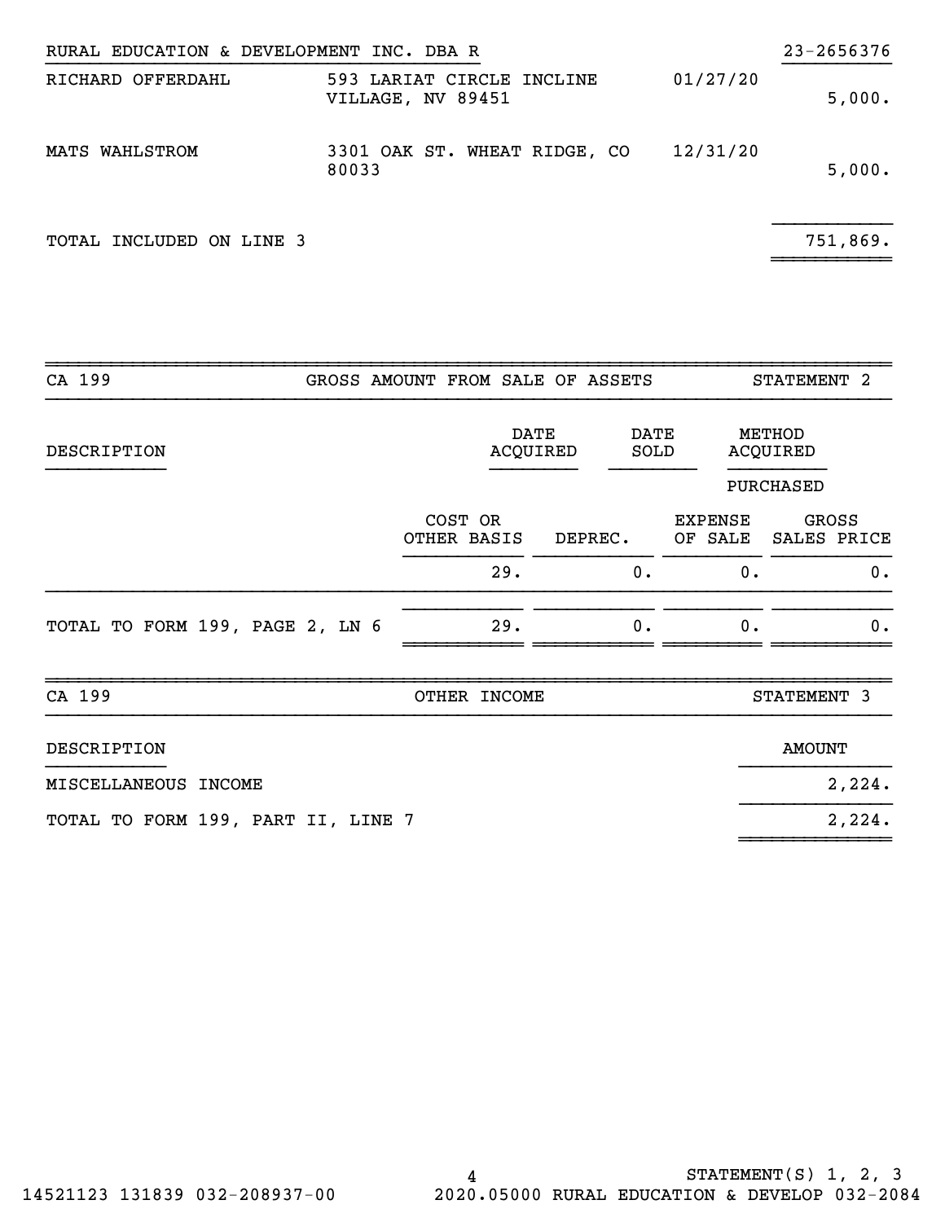RURAL EDUCATION & DEVELOPMENT INC. DBA R — 23-2656376

| | | | |
|---|---|---|---|
| RICHARD OFFERDAHL | 593 LARIAT CIRCLE INCLINE VILLAGE, NV 89451 | 01/27/20 | 5,000. |
| MATS WAHLSTROM | 3301 OAK ST. WHEAT RIDGE, CO 80033 | 12/31/20 | 5,000. |
| TOTAL INCLUDED ON LINE 3 | | | 751,869. |

## CA 199 — GROSS AMOUNT FROM SALE OF ASSETS — STATEMENT 2

| DESCRIPTION | DATE ACQUIRED | DATE SOLD | METHOD ACQUIRED |
|---|---|---|---|
| | | | PURCHASED |

| | COST OR OTHER BASIS | DEPREC. | EXPENSE OF SALE | GROSS SALES PRICE |
|---|---|---|---|---|
| | 29. | 0. | 0. | 0. |
| TOTAL TO FORM 199, PAGE 2, LN 6 | 29. | 0. | 0. | 0. |

## CA 199 — OTHER INCOME — STATEMENT 3

| DESCRIPTION | AMOUNT |
|---|---|
| MISCELLANEOUS INCOME | 2,224. |
| TOTAL TO FORM 199, PART II, LINE 7 | 2,224. |

STATEMENT(S) 1, 2, 3

14521123 131839 032-208937-00 2020.05000 RURAL EDUCATION & DEVELOP 032-2084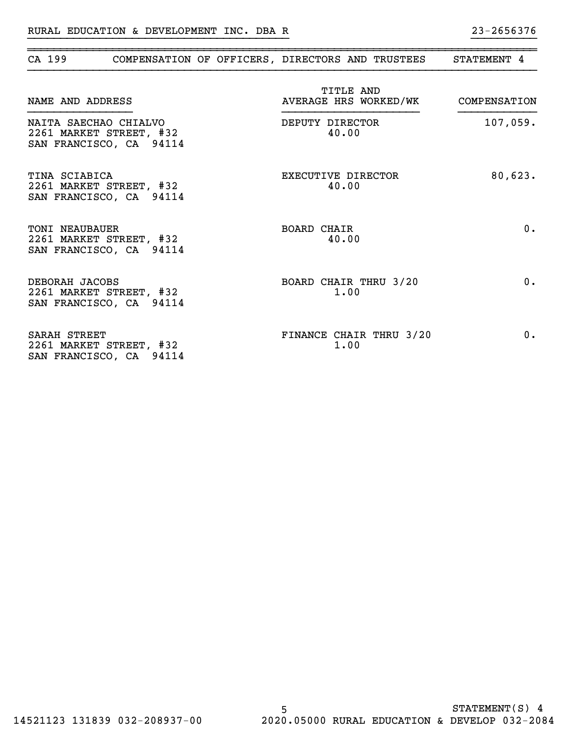RURAL EDUCATION & DEVELOPMENT INC. DBA R 23-2656376

## CA 199 COMPENSATION OF OFFICERS, DIRECTORS AND TRUSTEES STATEMENT 4

| NAME AND ADDRESS | TITLE AND AVERAGE HRS WORKED/WK | COMPENSATION |
|---|---|---|
| NAITA SAECHAO CHIALVO<br>2261 MARKET STREET, #32<br>SAN FRANCISCO, CA 94114 | DEPUTY DIRECTOR<br>40.00 | 107,059. |
| TINA SCIABICA<br>2261 MARKET STREET, #32<br>SAN FRANCISCO, CA 94114 | EXECUTIVE DIRECTOR<br>40.00 | 80,623. |
| TONI NEAUBAUER<br>2261 MARKET STREET, #32<br>SAN FRANCISCO, CA 94114 | BOARD CHAIR<br>40.00 | 0. |
| DEBORAH JACOBS<br>2261 MARKET STREET, #32<br>SAN FRANCISCO, CA 94114 | BOARD CHAIR THRU 3/20<br>1.00 | 0. |
| SARAH STREET<br>2261 MARKET STREET, #32<br>SAN FRANCISCO, CA 94114 | FINANCE CHAIR THRU 3/20<br>1.00 | 0. |

STATEMENT(S) 4

14521123 131839 032-208937-00 2020.05000 RURAL EDUCATION & DEVELOP 032-2084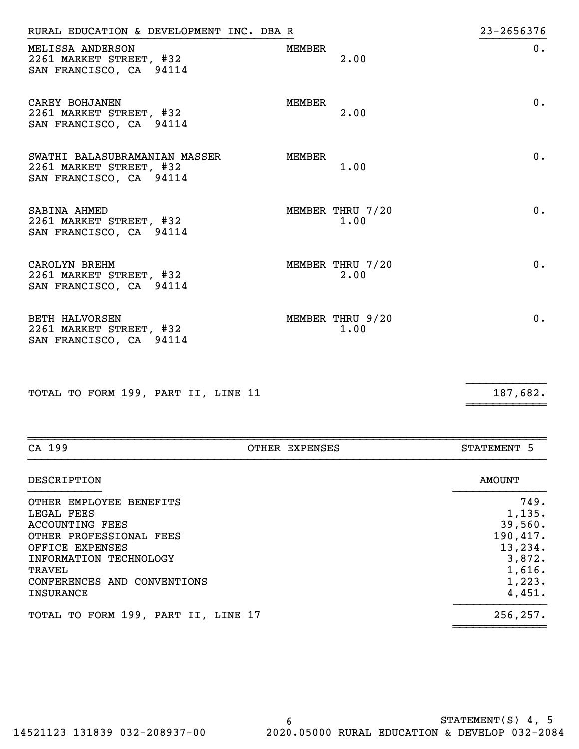RURAL EDUCATION & DEVELOPMENT INC. DBA R — 23-2656376

| Name and Address | Title | Hours | Amount |
|---|---|---|---|
| MELISSA ANDERSON<br>2261 MARKET STREET, #32<br>SAN FRANCISCO, CA 94114 | MEMBER | 2.00 | 0. |
| CAREY BOHJANEN<br>2261 MARKET STREET, #32<br>SAN FRANCISCO, CA 94114 | MEMBER | 2.00 | 0. |
| SWATHI BALASUBRAMANIAN MASSER<br>2261 MARKET STREET, #32<br>SAN FRANCISCO, CA 94114 | MEMBER | 1.00 | 0. |
| SABINA AHMED<br>2261 MARKET STREET, #32<br>SAN FRANCISCO, CA 94114 | MEMBER THRU 7/20 | 1.00 | 0. |
| CAROLYN BREHM<br>2261 MARKET STREET, #32<br>SAN FRANCISCO, CA 94114 | MEMBER THRU 7/20 | 2.00 | 0. |
| BETH HALVORSEN<br>2261 MARKET STREET, #32<br>SAN FRANCISCO, CA 94114 | MEMBER THRU 9/20 | 1.00 | 0. |
| TOTAL TO FORM 199, PART II, LINE 11 | | | 187,682. |

## CA 199 — OTHER EXPENSES — STATEMENT 5

| DESCRIPTION | AMOUNT |
|---|---|
| OTHER EMPLOYEE BENEFITS | 749. |
| LEGAL FEES | 1,135. |
| ACCOUNTING FEES | 39,560. |
| OTHER PROFESSIONAL FEES | 190,417. |
| OFFICE EXPENSES | 13,234. |
| INFORMATION TECHNOLOGY | 3,872. |
| TRAVEL | 1,616. |
| CONFERENCES AND CONVENTIONS | 1,223. |
| INSURANCE | 4,451. |
| TOTAL TO FORM 199, PART II, LINE 17 | 256,257. |

STATEMENT(S) 4, 5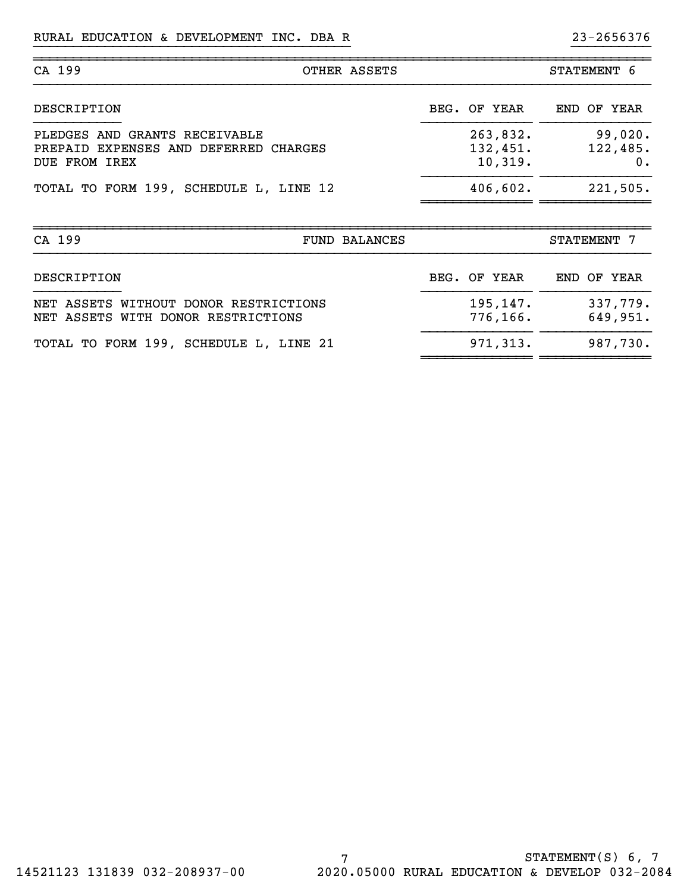RURAL EDUCATION & DEVELOPMENT INC. DBA R 23-2656376

## CA 199 OTHER ASSETS STATEMENT 6

| DESCRIPTION | BEG. OF YEAR | END OF YEAR |
|---|---|---|
| PLEDGES AND GRANTS RECEIVABLE | 263,832. | 99,020. |
| PREPAID EXPENSES AND DEFERRED CHARGES | 132,451. | 122,485. |
| DUE FROM IREX | 10,319. | 0. |
| TOTAL TO FORM 199, SCHEDULE L, LINE 12 | 406,602. | 221,505. |

## CA 199 FUND BALANCES STATEMENT 7

| DESCRIPTION | BEG. OF YEAR | END OF YEAR |
|---|---|---|
| NET ASSETS WITHOUT DONOR RESTRICTIONS | 195,147. | 337,779. |
| NET ASSETS WITH DONOR RESTRICTIONS | 776,166. | 649,951. |
| TOTAL TO FORM 199, SCHEDULE L, LINE 21 | 971,313. | 987,730. |

STATEMENT(S) 6, 7

14521123 131839 032-208937-00 2020.05000 RURAL EDUCATION & DEVELOP 032-2084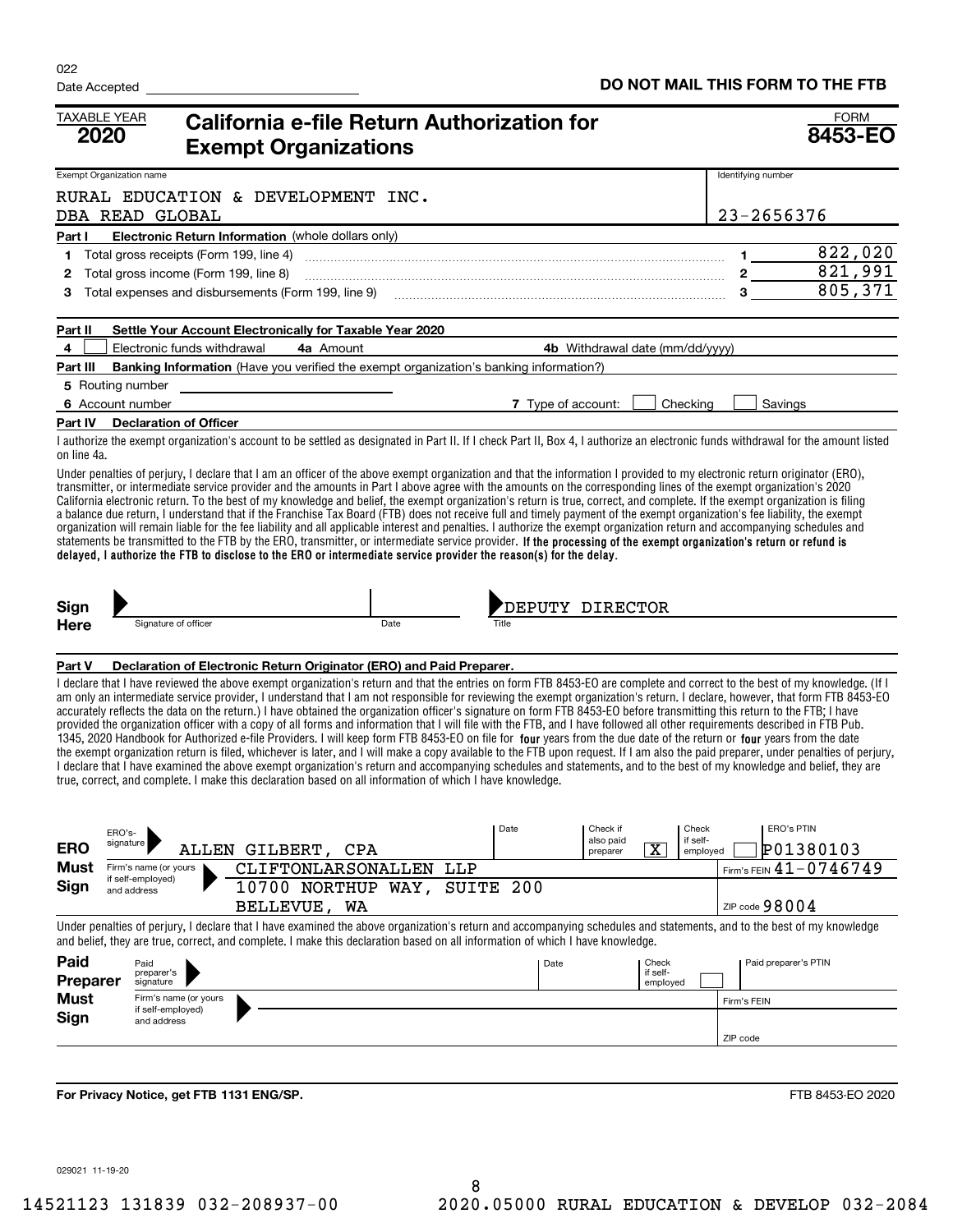022

Date Accepted

**DO NOT MAIL THIS FORM TO THE FTB**

TAXABLE YEAR **2020**

# California e-file Return Authorization for Exempt Organizations

FORM **8453-EO**

| Exempt Organization name | Identifying number |
|---|---|
| RURAL EDUCATION & DEVELOPMENT INC. DBA READ GLOBAL | 23-2656376 |

**Part I Electronic Return Information** (whole dollars only)

| | | | |
|---|---|---|---|
| 1 | Total gross receipts (Form 199, line 4) | 1 | 822,020 |
| 2 | Total gross income (Form 199, line 8) | 2 | 821,991 |
| 3 | Total expenses and disbursements (Form 199, line 9) | 3 | 805,371 |

**Part II Settle Your Account Electronically for Taxable Year 2020**

4 ☐ Electronic funds withdrawal  4a Amount  4b Withdrawal date (mm/dd/yyyy)

**Part III Banking Information** (Have you verified the exempt organization's banking information?)

5 Routing number

6 Account number  7 Type of account: ☐ Checking ☐ Savings

**Part IV Declaration of Officer**

I authorize the exempt organization's account to be settled as designated in Part II. If I check Part II, Box 4, I authorize an electronic funds withdrawal for the amount listed on line 4a.

Under penalties of perjury, I declare that I am an officer of the above exempt organization and that the information I provided to my electronic return originator (ERO), transmitter, or intermediate service provider and the amounts in Part I above agree with the amounts on the corresponding lines of the exempt organization's 2020 California electronic return. To the best of my knowledge and belief, the exempt organization's return is true, correct, and complete. If the exempt organization is filing a balance due return, I understand that if the Franchise Tax Board (FTB) does not receive full and timely payment of the exempt organization's fee liability, the exempt organization will remain liable for the fee liability and all applicable interest and penalties. I authorize the exempt organization return and accompanying schedules and statements be transmitted to the FTB by the ERO, transmitter, or intermediate service provider. **If the processing of the exempt organization's return or refund is delayed, I authorize the FTB to disclose to the ERO or intermediate service provider the reason(s) for the delay.**

**Sign Here** Signature of officer  Date  Title: DEPUTY DIRECTOR

**Part V Declaration of Electronic Return Originator (ERO) and Paid Preparer.**

I declare that I have reviewed the above exempt organization's return and that the entries on form FTB 8453-EO are complete and correct to the best of my knowledge. (If I am only an intermediate service provider, I understand that I am not responsible for reviewing the exempt organization's return. I declare, however, that form FTB 8453-EO accurately reflects the data on the return.) I have obtained the organization officer's signature on form FTB 8453-EO before transmitting this return to the FTB; I have provided the organization officer with a copy of all forms and information that I will file with the FTB, and I have followed all other requirements described in FTB Pub. 1345, 2020 Handbook for Authorized e-file Providers. I will keep form FTB 8453-EO on file for **four** years from the due date of the return or **four** years from the date the exempt organization return is filed, whichever is later, and I will make a copy available to the FTB upon request. If I am also the paid preparer, under penalties of perjury, I declare that I have examined the above exempt organization's return and accompanying schedules and statements, and to the best of my knowledge and belief, they are true, correct, and complete. I make this declaration based on all information of which I have knowledge.

**ERO Must Sign**

| | |
|---|---|
| ERO's signature | ALLEN GILBERT, CPA |
| Date | |
| Check if also paid preparer | X |
| Check if self-employed | ☐ |
| ERO's PTIN | P01380103 |
| Firm's name (or yours if self-employed) and address | CLIFTONLARSONALLEN LLP, 10700 NORTHUP WAY, SUITE 200, BELLEVUE, WA |
| Firm's FEIN | 41-0746749 |
| ZIP code | 98004 |

Under penalties of perjury, I declare that I have examined the above exempt organization's return and accompanying schedules and statements, and to the best of my knowledge and belief, they are true, correct, and complete. I make this declaration based on all information of which I have knowledge.

**Paid Preparer Must Sign**

| | |
|---|---|
| Paid preparer's signature | |
| Date | |
| Check if self-employed | ☐ |
| Paid preparer's PTIN | |
| Firm's name (or yours if self-employed) and address | |
| Firm's FEIN | |
| ZIP code | |

**For Privacy Notice, get FTB 1131 ENG/SP.**  FTB 8453-EO 2020

029021 11-19-20

14521123 131839 032-208937-00  2020.05000 RURAL EDUCATION & DEVELOP 032-2084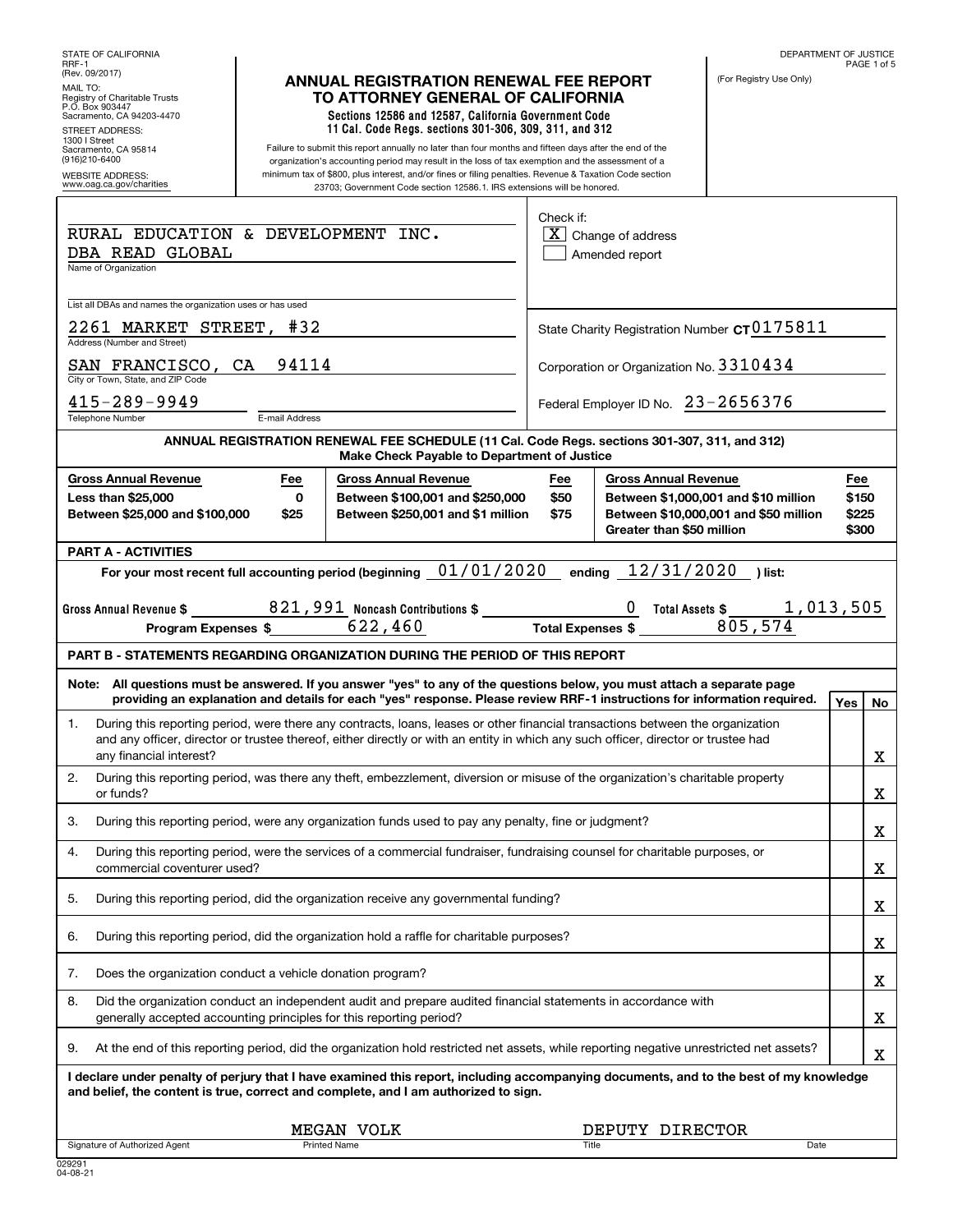STATE OF CALIFORNIA
RRF-1
(Rev. 09/2017)

MAIL TO:
Registry of Charitable Trusts
P.O. Box 903447
Sacramento, CA 94203-4470

STREET ADDRESS:
1300 I Street
Sacramento, CA 95814
(916)210-6400

WEBSITE ADDRESS:
www.oag.ca.gov/charities

# ANNUAL REGISTRATION RENEWAL FEE REPORT TO ATTORNEY GENERAL OF CALIFORNIA

**Sections 12586 and 12587, California Government Code**
**11 Cal. Code Regs. sections 301-306, 309, 311, and 312**

Failure to submit this report annually no later than four months and fifteen days after the end of the organization's accounting period may result in the loss of tax exemption and the assessment of a minimum tax of $800, plus interest, and/or fines or filing penalties. Revenue & Taxation Code section 23703; Government Code section 12586.1. IRS extensions will be honored.

DEPARTMENT OF JUSTICE

(For Registry Use Only)

RURAL EDUCATION & DEVELOPMENT INC.
DBA READ GLOBAL
Name of Organization

List all DBAs and names the organization uses or has used

Check if:
[X] Change of address
[ ] Amended report

2261 MARKET STREET, #32
Address (Number and Street)

SAN FRANCISCO, CA 94114
City or Town, State, and ZIP Code

415-289-9949
Telephone Number

E-mail Address

State Charity Registration Number CT0175811

Corporation or Organization No. 3310434

Federal Employer ID No. 23-2656376

**ANNUAL REGISTRATION RENEWAL FEE SCHEDULE (11 Cal. Code Regs. sections 301-307, 311, and 312)**
**Make Check Payable to Department of Justice**

| Gross Annual Revenue | Fee | Gross Annual Revenue | Fee | Gross Annual Revenue | Fee |
|---|---|---|---|---|---|
| Less than $25,000 | 0 | Between $100,001 and $250,000 | $50 | Between $1,000,001 and $10 million | $150 |
| Between $25,000 and $100,000 | $25 | Between $250,001 and $1 million | $75 | Between $10,000,001 and $50 million | $225 |
| | | | | Greater than $50 million | $300 |

**PART A - ACTIVITIES**

For your most recent full accounting period (beginning 01/01/2020 ending 12/31/2020 ) list:

Gross Annual Revenue $ 821,991 Noncash Contributions $ 0 Total Assets $ 1,013,505

Program Expenses $ 622,460 Total Expenses $ 805,574

**PART B - STATEMENTS REGARDING ORGANIZATION DURING THE PERIOD OF THIS REPORT**

**Note: All questions must be answered. If you answer "yes" to any of the questions below, you must attach a separate page providing an explanation and details for each "yes" response. Please review RRF-1 instructions for information required.**

| | Question | Yes | No |
|---|---|---|---|
| 1. | During this reporting period, were there any contracts, loans, leases or other financial transactions between the organization and any officer, director or trustee thereof, either directly or with an entity in which any such officer, director or trustee had any financial interest? | | X |
| 2. | During this reporting period, was there any theft, embezzlement, diversion or misuse of the organization's charitable property or funds? | | X |
| 3. | During this reporting period, were any organization funds used to pay any penalty, fine or judgment? | | X |
| 4. | During this reporting period, were the services of a commercial fundraiser, fundraising counsel for charitable purposes, or commercial coventurer used? | | X |
| 5. | During this reporting period, did the organization receive any governmental funding? | | X |
| 6. | During this reporting period, did the organization hold a raffle for charitable purposes? | | X |
| 7. | Does the organization conduct a vehicle donation program? | | X |
| 8. | Did the organization conduct an independent audit and prepare audited financial statements in accordance with generally accepted accounting principles for this reporting period? | | X |
| 9. | At the end of this reporting period, did the organization hold restricted net assets, while reporting negative unrestricted net assets? | | X |

**I declare under penalty of perjury that I have examined this report, including accompanying documents, and to the best of my knowledge and belief, the content is true, correct and complete, and I am authorized to sign.**

| Signature of Authorized Agent | Printed Name | Title | Date |
|---|---|---|---|
| | MEGAN VOLK | DEPUTY DIRECTOR | |

029291
04-08-21